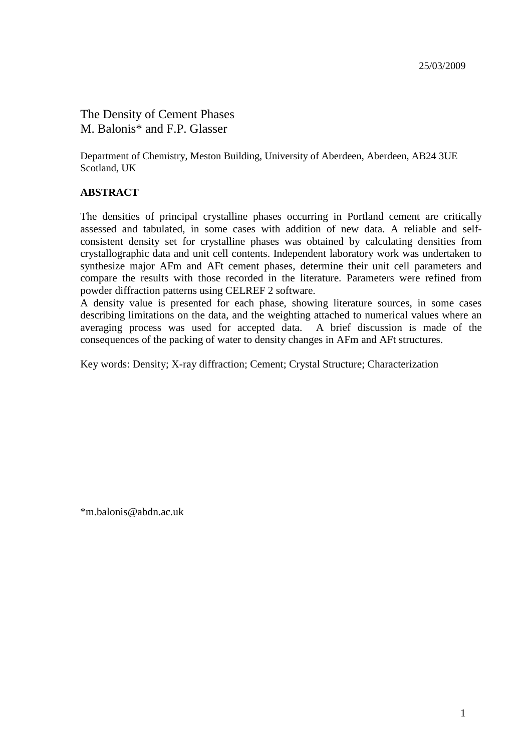25/03/2009

# The Density of Cement Phases

M. Balonis* and F.P. Glasser

Department of Chemistry, Meston Building, University of Aberdeen, Aberdeen, AB24 3UE Scotland, UK

## ABSTRACT

The densities of principal crystalline phases occurring in Portland cement are critically assessed and tabulated, in some cases with addition of new data. A reliable and self-consistent density set for crystalline phases was obtained by calculating densities from crystallographic data and unit cell contents. Independent laboratory work was undertaken to synthesize major AFm and AFt cement phases, determine their unit cell parameters and compare the results with those recorded in the literature. Parameters were refined from powder diffraction patterns using CELREF 2 software.

A density value is presented for each phase, showing literature sources, in some cases describing limitations on the data, and the weighting attached to numerical values where an averaging process was used for accepted data. A brief discussion is made of the consequences of the packing of water to density changes in AFm and AFt structures.

Key words: Density; X-ray diffraction; Cement; Crystal Structure; Characterization

*m.balonis@abdn.ac.uk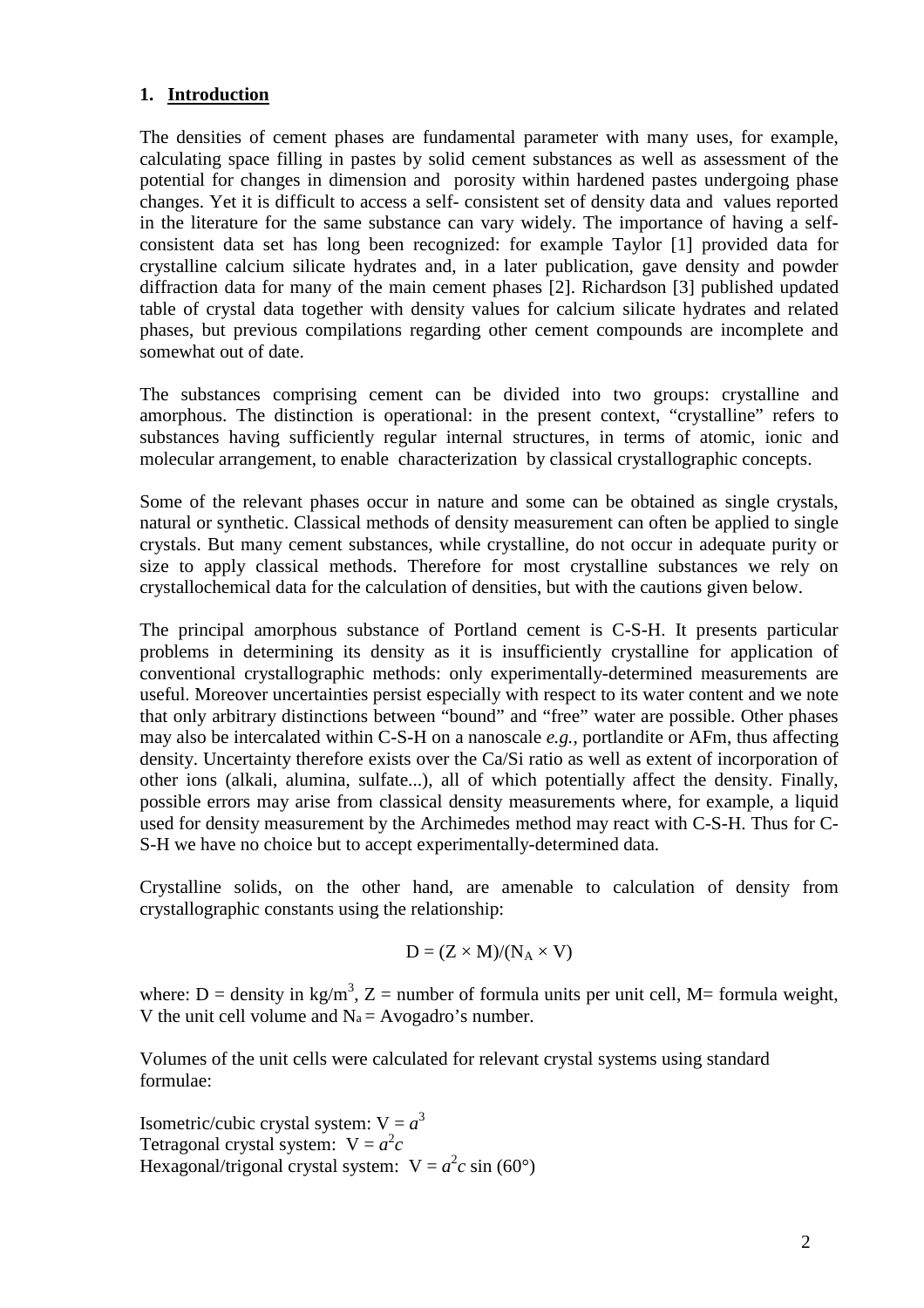## 1. Introduction

The densities of cement phases are fundamental parameter with many uses, for example, calculating space filling in pastes by solid cement substances as well as assessment of the potential for changes in dimension and porosity within hardened pastes undergoing phase changes. Yet it is difficult to access a self- consistent set of density data and values reported in the literature for the same substance can vary widely. The importance of having a self-consistent data set has long been recognized: for example Taylor [1] provided data for crystalline calcium silicate hydrates and, in a later publication, gave density and powder diffraction data for many of the main cement phases [2]. Richardson [3] published updated table of crystal data together with density values for calcium silicate hydrates and related phases, but previous compilations regarding other cement compounds are incomplete and somewhat out of date.

The substances comprising cement can be divided into two groups: crystalline and amorphous. The distinction is operational: in the present context, "crystalline" refers to substances having sufficiently regular internal structures, in terms of atomic, ionic and molecular arrangement, to enable characterization by classical crystallographic concepts.

Some of the relevant phases occur in nature and some can be obtained as single crystals, natural or synthetic. Classical methods of density measurement can often be applied to single crystals. But many cement substances, while crystalline, do not occur in adequate purity or size to apply classical methods. Therefore for most crystalline substances we rely on crystallochemical data for the calculation of densities, but with the cautions given below.

The principal amorphous substance of Portland cement is C-S-H. It presents particular problems in determining its density as it is insufficiently crystalline for application of conventional crystallographic methods: only experimentally-determined measurements are useful. Moreover uncertainties persist especially with respect to its water content and we note that only arbitrary distinctions between "bound" and "free" water are possible. Other phases may also be intercalated within C-S-H on a nanoscale *e.g.*, portlandite or AFm, thus affecting density. Uncertainty therefore exists over the Ca/Si ratio as well as extent of incorporation of other ions (alkali, alumina, sulfate...), all of which potentially affect the density. Finally, possible errors may arise from classical density measurements where, for example, a liquid used for density measurement by the Archimedes method may react with C-S-H. Thus for C-S-H we have no choice but to accept experimentally-determined data.

Crystalline solids, on the other hand, are amenable to calculation of density from crystallographic constants using the relationship:

$$D = (Z \times M)/(N_A \times V)$$

where: D = density in $kg/m^3$, Z = number of formula units per unit cell, M= formula weight, V the unit cell volume and $N_a$ = Avogadro's number.

Volumes of the unit cells were calculated for relevant crystal systems using standard formulae:

Isometric/cubic crystal system: $V = a^3$
Tetragonal crystal system: $V = a^2c$
Hexagonal/trigonal crystal system: $V = a^2c \sin(60°)$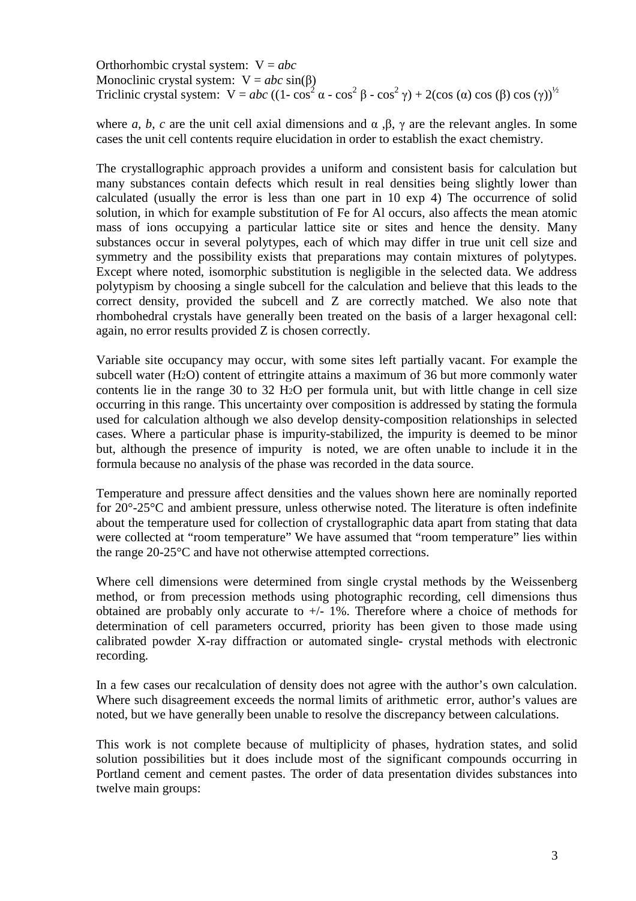Orthorhombic crystal system: $V = abc$
Monoclinic crystal system: $V = abc \sin(\beta)$
Triclinic crystal system: $V = abc ((1- \cos^2 \alpha - \cos^2 \beta - \cos^2 \gamma) + 2(\cos(\alpha) \cos(\beta) \cos(\gamma))^{½}$

where $a$, $b$, $c$ are the unit cell axial dimensions and $\alpha$, $\beta$, $\gamma$ are the relevant angles. In some cases the unit cell contents require elucidation in order to establish the exact chemistry.

The crystallographic approach provides a uniform and consistent basis for calculation but many substances contain defects which result in real densities being slightly lower than calculated (usually the error is less than one part in 10 exp 4) The occurrence of solid solution, in which for example substitution of Fe for Al occurs, also affects the mean atomic mass of ions occupying a particular lattice site or sites and hence the density. Many substances occur in several polytypes, each of which may differ in true unit cell size and symmetry and the possibility exists that preparations may contain mixtures of polytypes. Except where noted, isomorphic substitution is negligible in the selected data. We address polytypism by choosing a single subcell for the calculation and believe that this leads to the correct density, provided the subcell and Z are correctly matched. We also note that rhombohedral crystals have generally been treated on the basis of a larger hexagonal cell: again, no error results provided Z is chosen correctly.

Variable site occupancy may occur, with some sites left partially vacant. For example the subcell water ($H_2O$) content of ettringite attains a maximum of 36 but more commonly water contents lie in the range 30 to 32 $H_2O$ per formula unit, but with little change in cell size occurring in this range. This uncertainty over composition is addressed by stating the formula used for calculation although we also develop density-composition relationships in selected cases. Where a particular phase is impurity-stabilized, the impurity is deemed to be minor but, although the presence of impurity is noted, we are often unable to include it in the formula because no analysis of the phase was recorded in the data source.

Temperature and pressure affect densities and the values shown here are nominally reported for 20°-25°C and ambient pressure, unless otherwise noted. The literature is often indefinite about the temperature used for collection of crystallographic data apart from stating that data were collected at "room temperature" We have assumed that "room temperature" lies within the range 20-25°C and have not otherwise attempted corrections.

Where cell dimensions were determined from single crystal methods by the Weissenberg method, or from precession methods using photographic recording, cell dimensions thus obtained are probably only accurate to +/- 1%. Therefore where a choice of methods for determination of cell parameters occurred, priority has been given to those made using calibrated powder X-ray diffraction or automated single- crystal methods with electronic recording.

In a few cases our recalculation of density does not agree with the author's own calculation. Where such disagreement exceeds the normal limits of arithmetic error, author's values are noted, but we have generally been unable to resolve the discrepancy between calculations.

This work is not complete because of multiplicity of phases, hydration states, and solid solution possibilities but it does include most of the significant compounds occurring in Portland cement and cement pastes. The order of data presentation divides substances into twelve main groups: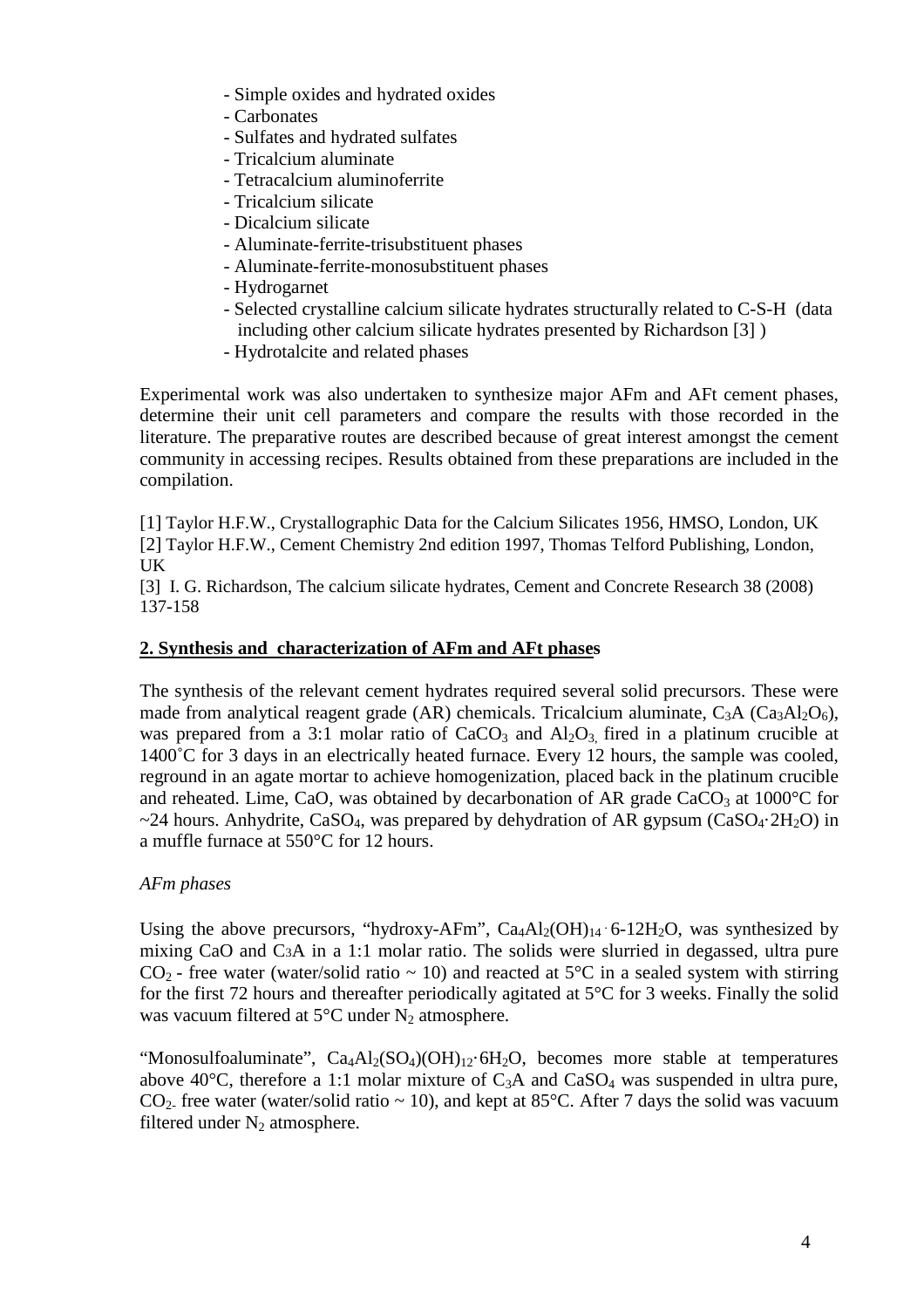- Simple oxides and hydrated oxides
- Carbonates
- Sulfates and hydrated sulfates
- Tricalcium aluminate
- Tetracalcium aluminoferrite
- Tricalcium silicate
- Dicalcium silicate
- Aluminate-ferrite-trisubstituent phases
- Aluminate-ferrite-monosubstituent phases
- Hydrogarnet
- Selected crystalline calcium silicate hydrates structurally related to C-S-H (data including other calcium silicate hydrates presented by Richardson [3] )
- Hydrotalcite and related phases

Experimental work was also undertaken to synthesize major AFm and AFt cement phases, determine their unit cell parameters and compare the results with those recorded in the literature. The preparative routes are described because of great interest amongst the cement community in accessing recipes. Results obtained from these preparations are included in the compilation.

[1] Taylor H.F.W., Crystallographic Data for the Calcium Silicates 1956, HMSO, London, UK
[2] Taylor H.F.W., Cement Chemistry 2nd edition 1997, Thomas Telford Publishing, London, UK
[3] I. G. Richardson, The calcium silicate hydrates, Cement and Concrete Research 38 (2008) 137-158

## 2. Synthesis and characterization of AFm and AFt phases

The synthesis of the relevant cement hydrates required several solid precursors. These were made from analytical reagent grade (AR) chemicals. Tricalcium aluminate, $C_3A$ ($Ca_3Al_2O_6$), was prepared from a 3:1 molar ratio of $CaCO_3$ and $Al_2O_3$, fired in a platinum crucible at 1400˚C for 3 days in an electrically heated furnace. Every 12 hours, the sample was cooled, reground in an agate mortar to achieve homogenization, placed back in the platinum crucible and reheated. Lime, CaO, was obtained by decarbonation of AR grade $CaCO_3$ at 1000°C for ~24 hours. Anhydrite, $CaSO_4$, was prepared by dehydration of AR gypsum ($CaSO_4{\cdot}2H_2O$) in a muffle furnace at 550°C for 12 hours.

*AFm phases*

Using the above precursors, "hydroxy-AFm", $Ca_4Al_2(OH)_{14}{\cdot}6\text{-}12H_2O$, was synthesized by mixing CaO and $C_3A$ in a 1:1 molar ratio. The solids were slurried in degassed, ultra pure $CO_2$ - free water (water/solid ratio ~ 10) and reacted at 5°C in a sealed system with stirring for the first 72 hours and thereafter periodically agitated at 5°C for 3 weeks. Finally the solid was vacuum filtered at 5°C under $N_2$ atmosphere.

"Monosulfoaluminate", $Ca_4Al_2(SO_4)(OH)_{12}{\cdot}6H_2O$, becomes more stable at temperatures above 40°C, therefore a 1:1 molar mixture of $C_3A$ and $CaSO_4$ was suspended in ultra pure, $CO_2$- free water (water/solid ratio ~ 10), and kept at 85°C. After 7 days the solid was vacuum filtered under $N_2$ atmosphere.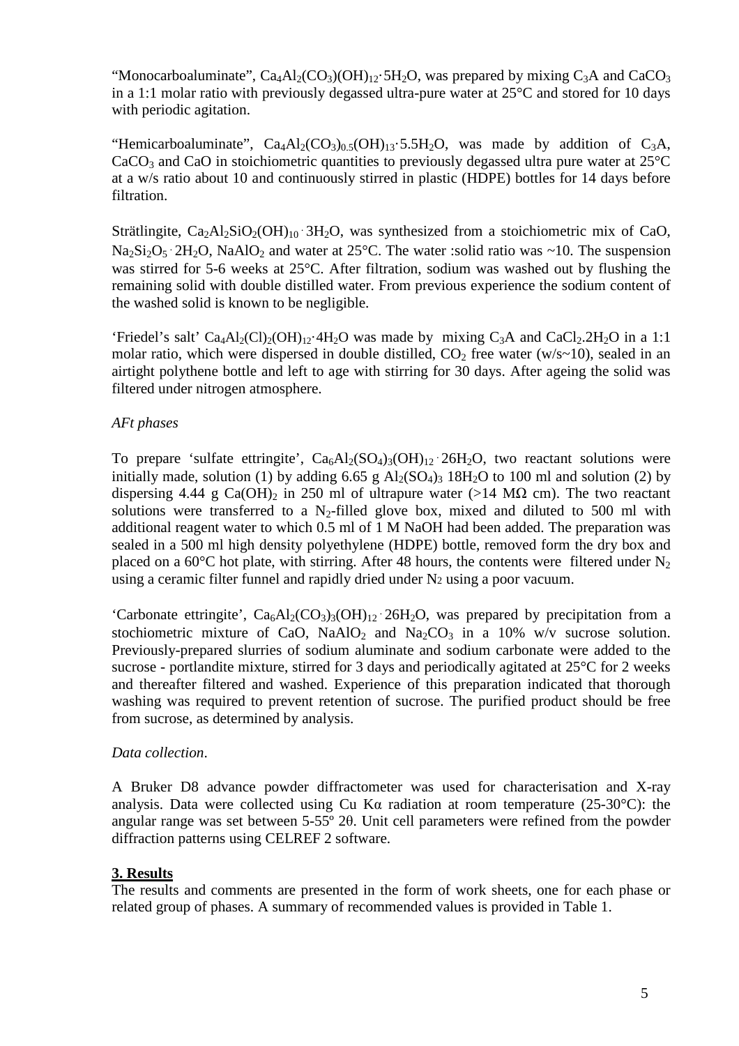"Monocarboaluminate", $Ca_4Al_2(CO_3)(OH)_{12}\cdot 5H_2O$, was prepared by mixing $C_3A$ and $CaCO_3$ in a 1:1 molar ratio with previously degassed ultra-pure water at 25°C and stored for 10 days with periodic agitation.

"Hemicarboaluminate", $Ca_4Al_2(CO_3)_{0.5}(OH)_{13}\cdot 5.5H_2O$, was made by addition of $C_3A$, $CaCO_3$ and CaO in stoichiometric quantities to previously degassed ultra pure water at 25°C at a w/s ratio about 10 and continuously stirred in plastic (HDPE) bottles for 14 days before filtration.

Strätlingite, $Ca_2Al_2SiO_2(OH)_{10}\cdot 3H_2O$, was synthesized from a stoichiometric mix of CaO, $Na_2Si_2O_5\cdot 2H_2O$, $NaAlO_2$ and water at 25°C. The water :solid ratio was ~10. The suspension was stirred for 5-6 weeks at 25°C. After filtration, sodium was washed out by flushing the remaining solid with double distilled water. From previous experience the sodium content of the washed solid is known to be negligible.

'Friedel's salt' $Ca_4Al_2(Cl)_2(OH)_{12}\cdot 4H_2O$ was made by mixing $C_3A$ and $CaCl_2.2H_2O$ in a 1:1 molar ratio, which were dispersed in double distilled, $CO_2$ free water (w/s~10), sealed in an airtight polythene bottle and left to age with stirring for 30 days. After ageing the solid was filtered under nitrogen atmosphere.

*AFt phases*

To prepare 'sulfate ettringite', $Ca_6Al_2(SO_4)_3(OH)_{12}\cdot 26H_2O$, two reactant solutions were initially made, solution (1) by adding 6.65 g $Al_2(SO_4)_3$ $18H_2O$ to 100 ml and solution (2) by dispersing 4.44 g $Ca(OH)_2$ in 250 ml of ultrapure water (>14 MΩ cm). The two reactant solutions were transferred to a $N_2$-filled glove box, mixed and diluted to 500 ml with additional reagent water to which 0.5 ml of 1 M NaOH had been added. The preparation was sealed in a 500 ml high density polyethylene (HDPE) bottle, removed form the dry box and placed on a 60°C hot plate, with stirring. After 48 hours, the contents were filtered under $N_2$ using a ceramic filter funnel and rapidly dried under $N_2$ using a poor vacuum.

'Carbonate ettringite', $Ca_6Al_2(CO_3)_3(OH)_{12}\cdot 26H_2O$, was prepared by precipitation from a stochiometric mixture of CaO, $NaAlO_2$ and $Na_2CO_3$ in a 10% w/v sucrose solution. Previously-prepared slurries of sodium aluminate and sodium carbonate were added to the sucrose - portlandite mixture, stirred for 3 days and periodically agitated at 25°C for 2 weeks and thereafter filtered and washed. Experience of this preparation indicated that thorough washing was required to prevent retention of sucrose. The purified product should be free from sucrose, as determined by analysis.

*Data collection.*

A Bruker D8 advance powder diffractometer was used for characterisation and X-ray analysis. Data were collected using Cu Kα radiation at room temperature (25-30°C): the angular range was set between 5-55º 2θ. Unit cell parameters were refined from the powder diffraction patterns using CELREF 2 software.

## 3. Results

The results and comments are presented in the form of work sheets, one for each phase or related group of phases. A summary of recommended values is provided in Table 1.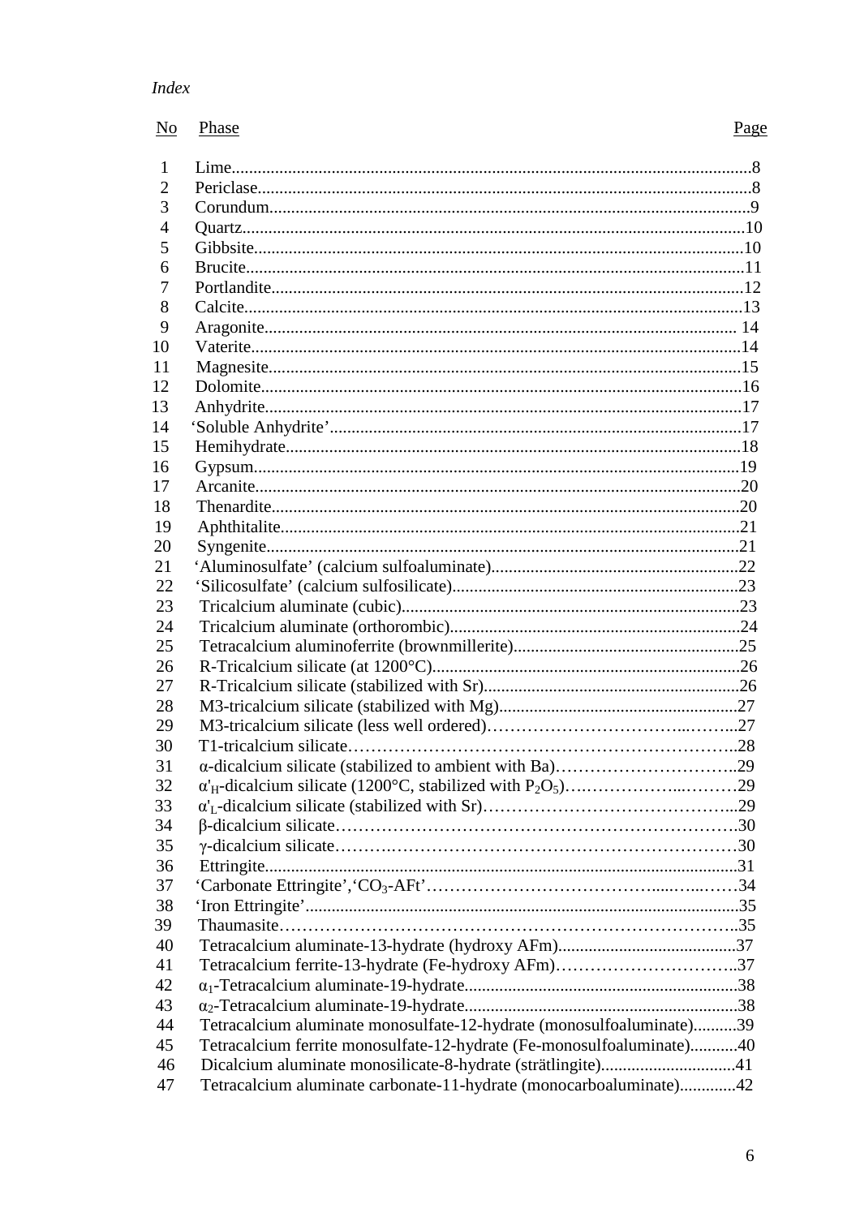*Index*

| No | Phase | Page |
|---|---|---|
| 1 | Lime | 8 |
| 2 | Periclase | 8 |
| 3 | Corundum | 9 |
| 4 | Quartz | 10 |
| 5 | Gibbsite | 10 |
| 6 | Brucite | 11 |
| 7 | Portlandite | 12 |
| 8 | Calcite | 13 |
| 9 | Aragonite | 14 |
| 10 | Vaterite | 14 |
| 11 | Magnesite | 15 |
| 12 | Dolomite | 16 |
| 13 | Anhydrite | 17 |
| 14 | ‘Soluble Anhydrite’ | 17 |
| 15 | Hemihydrate | 18 |
| 16 | Gypsum | 19 |
| 17 | Arcanite | 20 |
| 18 | Thenardite | 20 |
| 19 | Aphthitalite | 21 |
| 20 | Syngenite | 21 |
| 21 | ‘Aluminosulfate’ (calcium sulfoaluminate) | 22 |
| 22 | ‘Silicosulfate’ (calcium sulfosilicate) | 23 |
| 23 | Tricalcium aluminate (cubic) | 23 |
| 24 | Tricalcium aluminate (orthorombic) | 24 |
| 25 | Tetracalcium aluminoferrite (brownmillerite) | 25 |
| 26 | R-Tricalcium silicate (at 1200°C) | 26 |
| 27 | R-Tricalcium silicate (stabilized with Sr) | 26 |
| 28 | M3-tricalcium silicate (stabilized with Mg) | 27 |
| 29 | M3-tricalcium silicate (less well ordered) | 27 |
| 30 | T1-tricalcium silicate | 28 |
| 31 | α-dicalcium silicate (stabilized to ambient with Ba) | 29 |
| 32 | $\alpha'_H$-dicalcium silicate (1200°C, stabilized with $P_2O_5$) | 29 |
| 33 | $\alpha'_L$-dicalcium silicate (stabilized with Sr) | 29 |
| 34 | β-dicalcium silicate | 30 |
| 35 | γ-dicalcium silicate | 30 |
| 36 | Ettringite | 31 |
| 37 | ‘Carbonate Ettringite’,‘$CO_3$-AFt’ | 34 |
| 38 | ‘Iron Ettringite’ | 35 |
| 39 | Thaumasite | 35 |
| 40 | Tetracalcium aluminate-13-hydrate (hydroxy AFm) | 37 |
| 41 | Tetracalcium ferrite-13-hydrate (Fe-hydroxy AFm) | 37 |
| 42 | $\alpha_1$-Tetracalcium aluminate-19-hydrate | 38 |
| 43 | $\alpha_2$-Tetracalcium aluminate-19-hydrate | 38 |
| 44 | Tetracalcium aluminate monosulfate-12-hydrate (monosulfoaluminate) | 39 |
| 45 | Tetracalcium ferrite monosulfate-12-hydrate (Fe-monosulfoaluminate) | 40 |
| 46 | Dicalcium aluminate monosilicate-8-hydrate (strätlingite) | 41 |
| 47 | Tetracalcium aluminate carbonate-11-hydrate (monocarboaluminate) | 42 |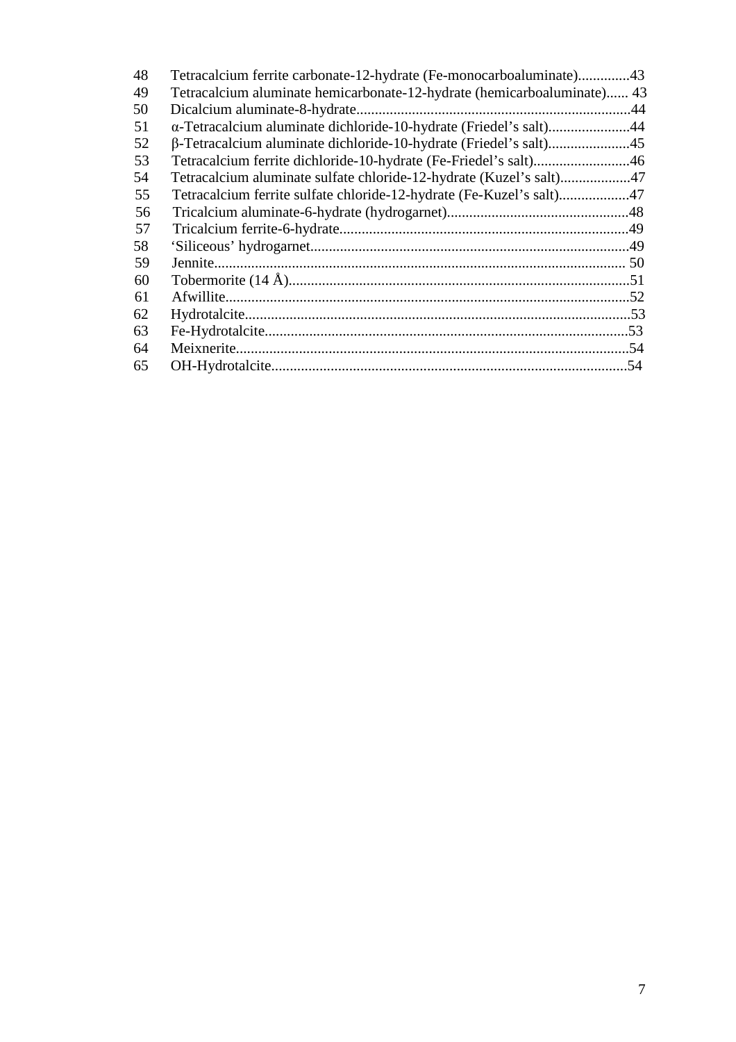| | | |
|---|---|---|
| 48 | Tetracalcium ferrite carbonate-12-hydrate (Fe-monocarboaluminate) | 43 |
| 49 | Tetracalcium aluminate hemicarbonate-12-hydrate (hemicarboaluminate) | 43 |
| 50 | Dicalcium aluminate-8-hydrate | 44 |
| 51 | α-Tetracalcium aluminate dichloride-10-hydrate (Friedel's salt) | 44 |
| 52 | β-Tetracalcium aluminate dichloride-10-hydrate (Friedel's salt) | 45 |
| 53 | Tetracalcium ferrite dichloride-10-hydrate (Fe-Friedel's salt) | 46 |
| 54 | Tetracalcium aluminate sulfate chloride-12-hydrate (Kuzel's salt) | 47 |
| 55 | Tetracalcium ferrite sulfate chloride-12-hydrate (Fe-Kuzel's salt) | 47 |
| 56 | Tricalcium aluminate-6-hydrate (hydrogarnet) | 48 |
| 57 | Tricalcium ferrite-6-hydrate | 49 |
| 58 | 'Siliceous' hydrogarnet | 49 |
| 59 | Jennite | 50 |
| 60 | Tobermorite (14 Å) | 51 |
| 61 | Afwillite | 52 |
| 62 | Hydrotalcite | 53 |
| 63 | Fe-Hydrotalcite | 53 |
| 64 | Meixnerite | 54 |
| 65 | OH-Hydrotalcite | 54 |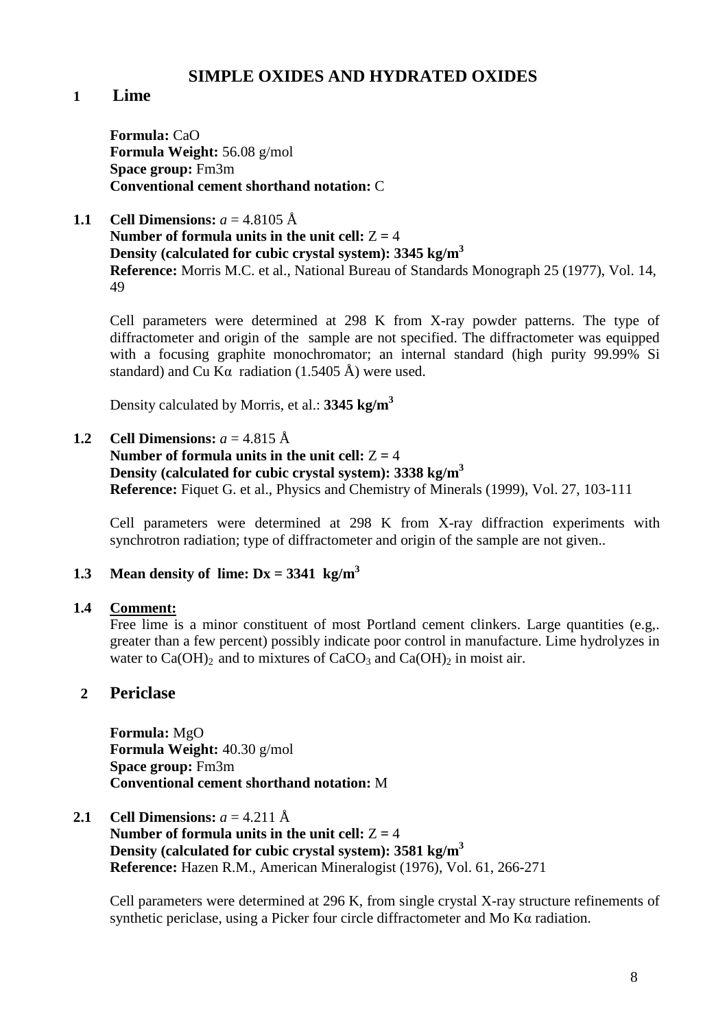# SIMPLE OXIDES AND HYDRATED OXIDES

## 1 Lime

**Formula:** CaO
**Formula Weight:** 56.08 g/mol
**Space group:** Fm3m
**Conventional cement shorthand notation:** C

**1.1 Cell Dimensions:** *a* = 4.8105 Å
**Number of formula units in the unit cell:** Z = 4
**Density (calculated for cubic crystal system): 3345 kg/m$^3$**
**Reference:** Morris M.C. et al., National Bureau of Standards Monograph 25 (1977), Vol. 14, 49

Cell parameters were determined at 298 K from X-ray powder patterns. The type of diffractometer and origin of the sample are not specified. The diffractometer was equipped with a focusing graphite monochromator; an internal standard (high purity 99.99% Si standard) and Cu Kα radiation (1.5405 Å) were used.

Density calculated by Morris, et al.: **3345 kg/m$^3$**

**1.2 Cell Dimensions:** *a* = 4.815 Å
**Number of formula units in the unit cell:** Z = 4
**Density (calculated for cubic crystal system): 3338 kg/m$^3$**
**Reference:** Fiquet G. et al., Physics and Chemistry of Minerals (1999), Vol. 27, 103-111

Cell parameters were determined at 298 K from X-ray diffraction experiments with synchrotron radiation; type of diffractometer and origin of the sample are not given..

**1.3 Mean density of lime: Dx = 3341 kg/m$^3$**

**1.4 Comment:**
Free lime is a minor constituent of most Portland cement clinkers. Large quantities (e.g,. greater than a few percent) possibly indicate poor control in manufacture. Lime hydrolyzes in water to $Ca(OH)_2$ and to mixtures of $CaCO_3$ and $Ca(OH)_2$ in moist air.

## 2 Periclase

**Formula:** MgO
**Formula Weight:** 40.30 g/mol
**Space group:** Fm3m
**Conventional cement shorthand notation:** M

**2.1 Cell Dimensions:** *a* = 4.211 Å
**Number of formula units in the unit cell:** Z = 4
**Density (calculated for cubic crystal system): 3581 kg/m$^3$**
**Reference:** Hazen R.M., American Mineralogist (1976), Vol. 61, 266-271

Cell parameters were determined at 296 K, from single crystal X-ray structure refinements of synthetic periclase, using a Picker four circle diffractometer and Mo Kα radiation.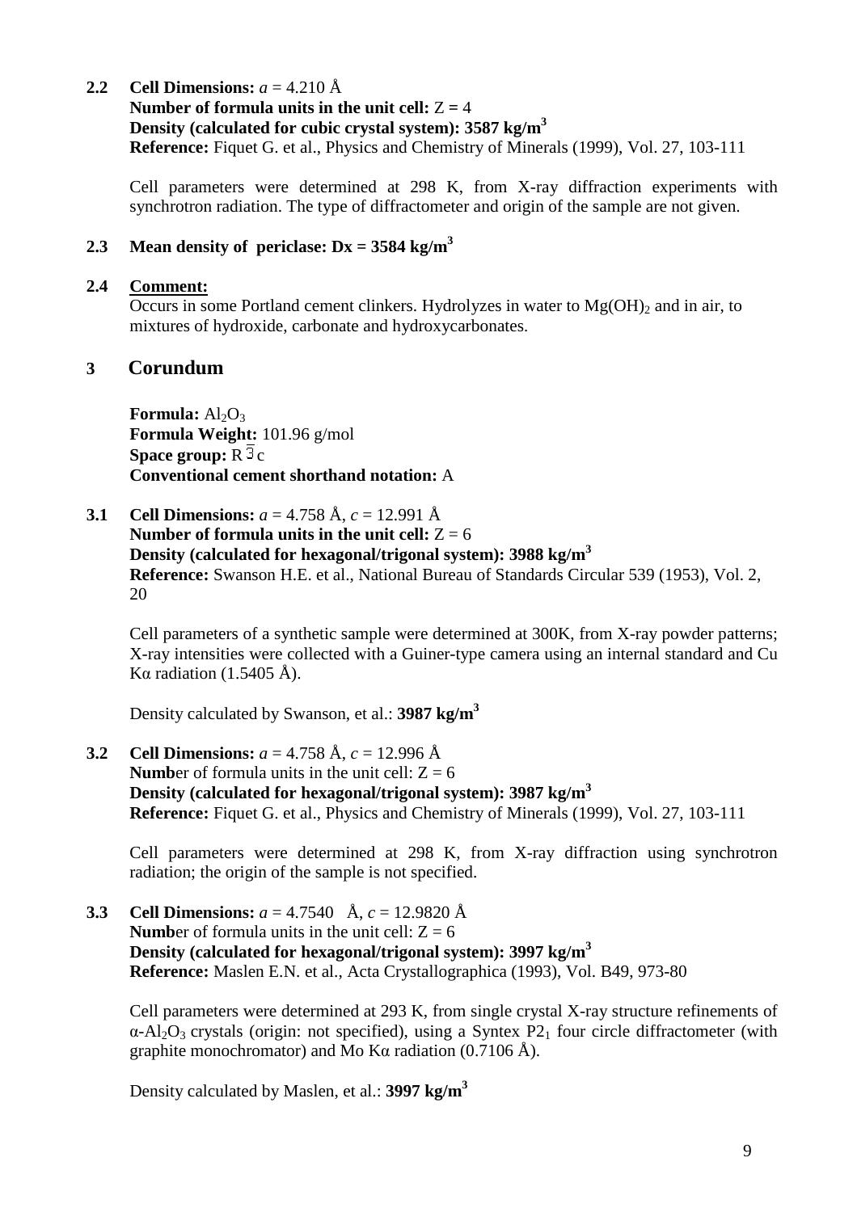**2.2 Cell Dimensions:** $a$ = 4.210 Å
**Number of formula units in the unit cell:** Z = 4
**Density (calculated for cubic crystal system): 3587 kg/m$^3$**
**Reference:** Fiquet G. et al., Physics and Chemistry of Minerals (1999), Vol. 27, 103-111

Cell parameters were determined at 298 K, from X-ray diffraction experiments with synchrotron radiation. The type of diffractometer and origin of the sample are not given.

**2.3 Mean density of periclase: Dx = 3584 kg/m$^3$**

**2.4 Comment:**
Occurs in some Portland cement clinkers. Hydrolyzes in water to $Mg(OH)_2$ and in air, to mixtures of hydroxide, carbonate and hydroxycarbonates.

## 3 Corundum

**Formula:** $Al_2O_3$
**Formula Weight:** 101.96 g/mol
**Space group:** R $\bar{3}$ c
**Conventional cement shorthand notation:** A

**3.1 Cell Dimensions:** $a$ = 4.758 Å, $c$ = 12.991 Å
**Number of formula units in the unit cell:** Z = 6
**Density (calculated for hexagonal/trigonal system): 3988 kg/m$^3$**
**Reference:** Swanson H.E. et al., National Bureau of Standards Circular 539 (1953), Vol. 2, 20

Cell parameters of a synthetic sample were determined at 300K, from X-ray powder patterns; X-ray intensities were collected with a Guiner-type camera using an internal standard and Cu Kα radiation (1.5405 Å).

Density calculated by Swanson, et al.: **3987 kg/m$^3$**

**3.2 Cell Dimensions:** $a$ = 4.758 Å, $c$ = 12.996 Å
**Numb**er of formula units in the unit cell: Z = 6
**Density (calculated for hexagonal/trigonal system): 3987 kg/m$^3$**
**Reference:** Fiquet G. et al., Physics and Chemistry of Minerals (1999), Vol. 27, 103-111

Cell parameters were determined at 298 K, from X-ray diffraction using synchrotron radiation; the origin of the sample is not specified.

**3.3 Cell Dimensions:** $a$ = 4.7540 Å, $c$ = 12.9820 Å
**Numb**er of formula units in the unit cell: Z = 6
**Density (calculated for hexagonal/trigonal system): 3997 kg/m$^3$**
**Reference:** Maslen E.N. et al., Acta Crystallographica (1993), Vol. B49, 973-80

Cell parameters were determined at 293 K, from single crystal X-ray structure refinements of $\alpha$-$Al_2O_3$ crystals (origin: not specified), using a Syntex $P2_1$ four circle diffractometer (with graphite monochromator) and Mo Kα radiation (0.7106 Å).

Density calculated by Maslen, et al.: **3997 kg/m$^3$**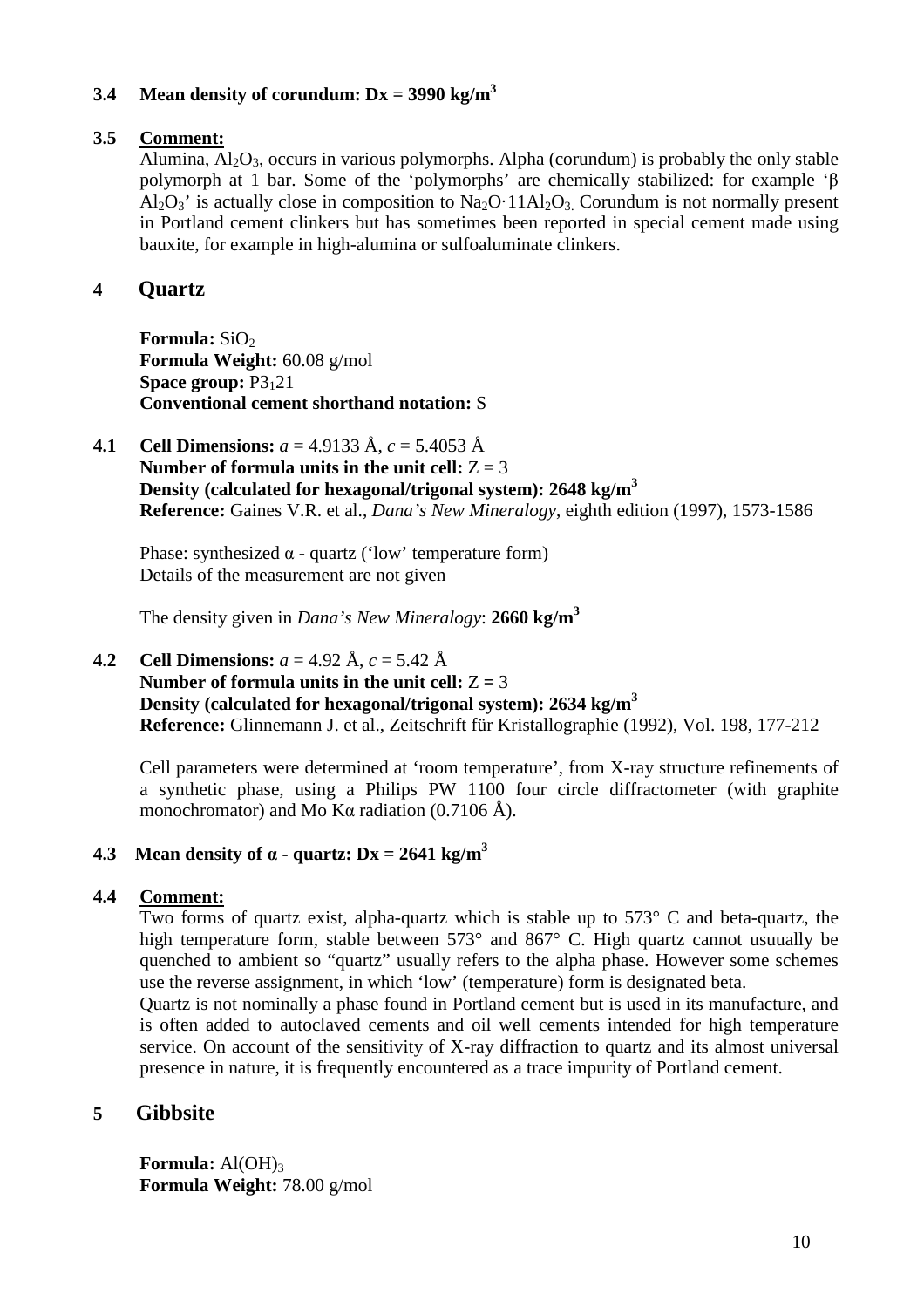### 3.4 Mean density of corundum: Dx = 3990 kg/m$^3$

### 3.5 Comment:

Alumina, $Al_2O_3$, occurs in various polymorphs. Alpha (corundum) is probably the only stable polymorph at 1 bar. Some of the 'polymorphs' are chemically stabilized: for example 'β $Al_2O_3$' is actually close in composition to $Na_2O{\cdot}11Al_2O_3$. Corundum is not normally present in Portland cement clinkers but has sometimes been reported in special cement made using bauxite, for example in high-alumina or sulfoaluminate clinkers.

## 4 Quartz

**Formula:** $SiO_2$
**Formula Weight:** 60.08 g/mol
**Space group:** $P3_121$
**Conventional cement shorthand notation:** S

### 4.1 Cell Dimensions: *a* = 4.9133 Å, *c* = 5.4053 Å

**Number of formula units in the unit cell:** Z = 3
**Density (calculated for hexagonal/trigonal system): 2648 kg/m$^3$**
**Reference:** Gaines V.R. et al., *Dana's New Mineralogy*, eighth edition (1997), 1573-1586

Phase: synthesized α - quartz ('low' temperature form)
Details of the measurement are not given

The density given in *Dana's New Mineralogy*: **2660 kg/m$^3$**

### 4.2 Cell Dimensions: *a* = 4.92 Å, *c* = 5.42 Å

**Number of formula units in the unit cell:** Z = 3
**Density (calculated for hexagonal/trigonal system): 2634 kg/m$^3$**
**Reference:** Glinnemann J. et al., Zeitschrift für Kristallographie (1992), Vol. 198, 177-212

Cell parameters were determined at 'room temperature', from X-ray structure refinements of a synthetic phase, using a Philips PW 1100 four circle diffractometer (with graphite monochromator) and Mo Kα radiation (0.7106 Å).

### 4.3 Mean density of α - quartz: Dx = 2641 kg/m$^3$

### 4.4 Comment:

Two forms of quartz exist, alpha-quartz which is stable up to 573° C and beta-quartz, the high temperature form, stable between 573° and 867° C. High quartz cannot usuually be quenched to ambient so "quartz" usually refers to the alpha phase. However some schemes use the reverse assignment, in which 'low' (temperature) form is designated beta.
Quartz is not nominally a phase found in Portland cement but is used in its manufacture, and is often added to autoclaved cements and oil well cements intended for high temperature service. On account of the sensitivity of X-ray diffraction to quartz and its almost universal presence in nature, it is frequently encountered as a trace impurity of Portland cement.

## 5 Gibbsite

**Formula:** $Al(OH)_3$
**Formula Weight:** 78.00 g/mol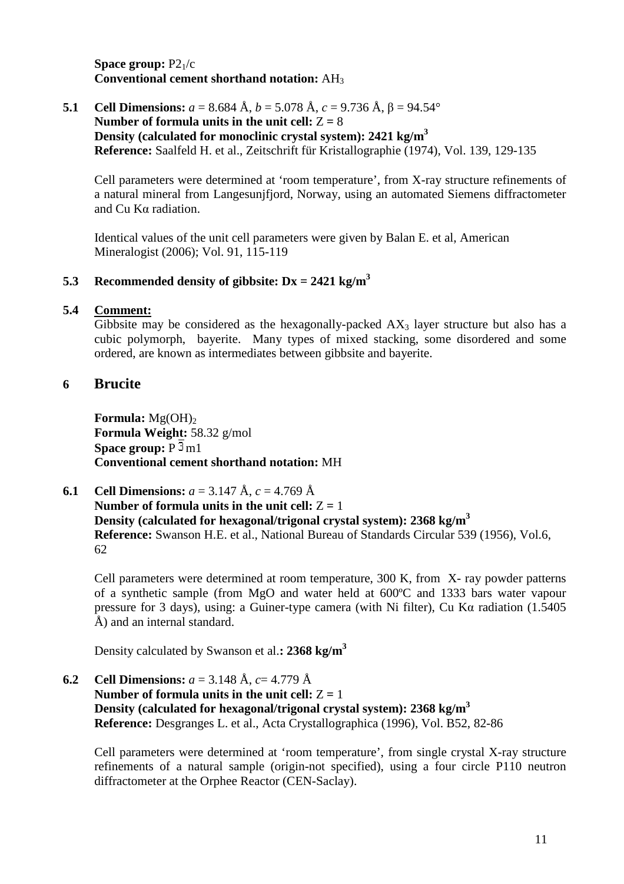**Space group:** $P2_1/c$
**Conventional cement shorthand notation:** $AH_3$

**5.1** **Cell Dimensions:** *a* = 8.684 Å, *b* = 5.078 Å, *c* = 9.736 Å, β = 94.54°
**Number of formula units in the unit cell:** Z = 8
**Density (calculated for monoclinic crystal system): 2421 kg/m$^3$**
**Reference:** Saalfeld H. et al., Zeitschrift für Kristallographie (1974), Vol. 139, 129-135

Cell parameters were determined at 'room temperature', from X-ray structure refinements of a natural mineral from Langesunjfjord, Norway, using an automated Siemens diffractometer and Cu Kα radiation.

Identical values of the unit cell parameters were given by Balan E. et al, American Mineralogist (2006); Vol. 91, 115-119

### 5.3 Recommended density of gibbsite: Dx = 2421 kg/m$^3$

### 5.4 Comment:

Gibbsite may be considered as the hexagonally-packed $AX_3$ layer structure but also has a cubic polymorph, bayerite. Many types of mixed stacking, some disordered and some ordered, are known as intermediates between gibbsite and bayerite.

## 6 Brucite

**Formula:** $Mg(OH)_2$
**Formula Weight:** 58.32 g/mol
**Space group:** $P\bar{3}m1$
**Conventional cement shorthand notation:** MH

**6.1** **Cell Dimensions:** *a* = 3.147 Å, *c* = 4.769 Å
**Number of formula units in the unit cell:** Z = 1
**Density (calculated for hexagonal/trigonal crystal system): 2368 kg/m$^3$**
**Reference:** Swanson H.E. et al., National Bureau of Standards Circular 539 (1956), Vol.6, 62

Cell parameters were determined at room temperature, 300 K, from X- ray powder patterns of a synthetic sample (from MgO and water held at 600ºC and 1333 bars water vapour pressure for 3 days), using: a Guiner-type camera (with Ni filter), Cu Kα radiation (1.5405 Å) and an internal standard.

Density calculated by Swanson et al.**: 2368 kg/m$^3$**

**6.2** **Cell Dimensions:** *a* = 3.148 Å, *c*= 4.779 Å
**Number of formula units in the unit cell:** Z = 1
**Density (calculated for hexagonal/trigonal crystal system): 2368 kg/m$^3$**
**Reference:** Desgranges L. et al., Acta Crystallographica (1996), Vol. B52, 82-86

Cell parameters were determined at 'room temperature', from single crystal X-ray structure refinements of a natural sample (origin-not specified), using a four circle P110 neutron diffractometer at the Orphee Reactor (CEN-Saclay).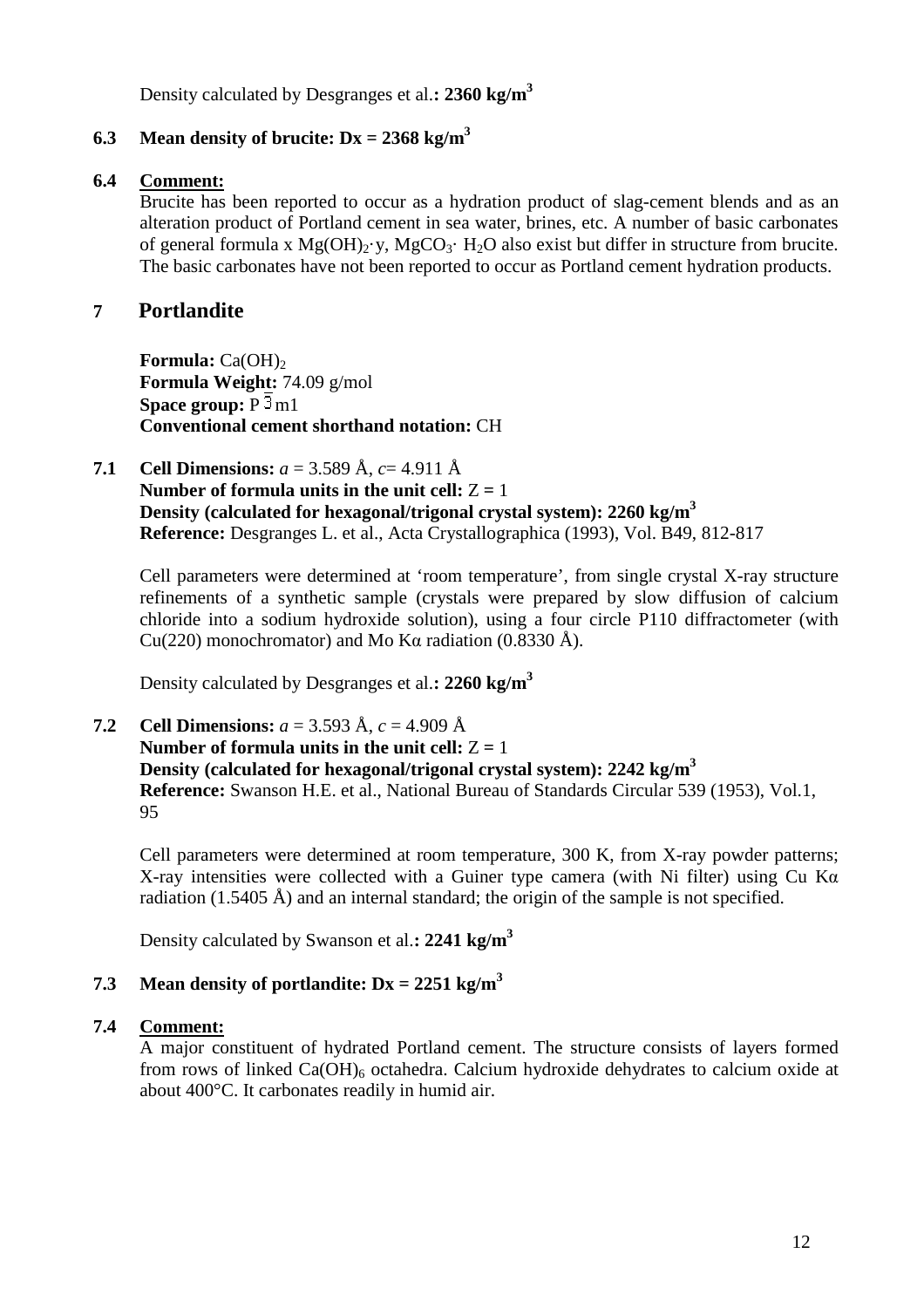Density calculated by Desgranges et al.**: 2360 kg/m$^3$**

### 6.3 Mean density of brucite: Dx = 2368 kg/m$^3$

### 6.4 Comment:

Brucite has been reported to occur as a hydration product of slag-cement blends and as an alteration product of Portland cement in sea water, brines, etc. A number of basic carbonates of general formula x $Mg(OH)_2$·y, $MgCO_3$· $H_2O$ also exist but differ in structure from brucite. The basic carbonates have not been reported to occur as Portland cement hydration products.

## 7 Portlandite

**Formula:** $Ca(OH)_2$
**Formula Weight:** 74.09 g/mol
**Space group:** P $\bar{3}$m1
**Conventional cement shorthand notation:** CH

**7.1 Cell Dimensions:** *a* = 3.589 Å, *c*= 4.911 Å
**Number of formula units in the unit cell:** Z **=** 1
**Density (calculated for hexagonal/trigonal crystal system): 2260 kg/m$^3$**
**Reference:** Desgranges L. et al., Acta Crystallographica (1993), Vol. B49, 812-817

Cell parameters were determined at 'room temperature', from single crystal X-ray structure refinements of a synthetic sample (crystals were prepared by slow diffusion of calcium chloride into a sodium hydroxide solution), using a four circle P110 diffractometer (with Cu(220) monochromator) and Mo Kα radiation (0.8330 Å).

Density calculated by Desgranges et al.**: 2260 kg/m$^3$**

**7.2 Cell Dimensions:** *a* = 3.593 Å, *c* = 4.909 Å
**Number of formula units in the unit cell:** Z **=** 1
**Density (calculated for hexagonal/trigonal crystal system): 2242 kg/m$^3$**
**Reference:** Swanson H.E. et al., National Bureau of Standards Circular 539 (1953), Vol.1, 95

Cell parameters were determined at room temperature, 300 K, from X-ray powder patterns; X-ray intensities were collected with a Guiner type camera (with Ni filter) using Cu Kα radiation (1.5405 Å) and an internal standard; the origin of the sample is not specified.

Density calculated by Swanson et al.**: 2241 kg/m$^3$**

### 7.3 Mean density of portlandite: Dx = 2251 kg/m$^3$

### 7.4 Comment:

A major constituent of hydrated Portland cement. The structure consists of layers formed from rows of linked $Ca(OH)_6$ octahedra. Calcium hydroxide dehydrates to calcium oxide at about 400°C. It carbonates readily in humid air.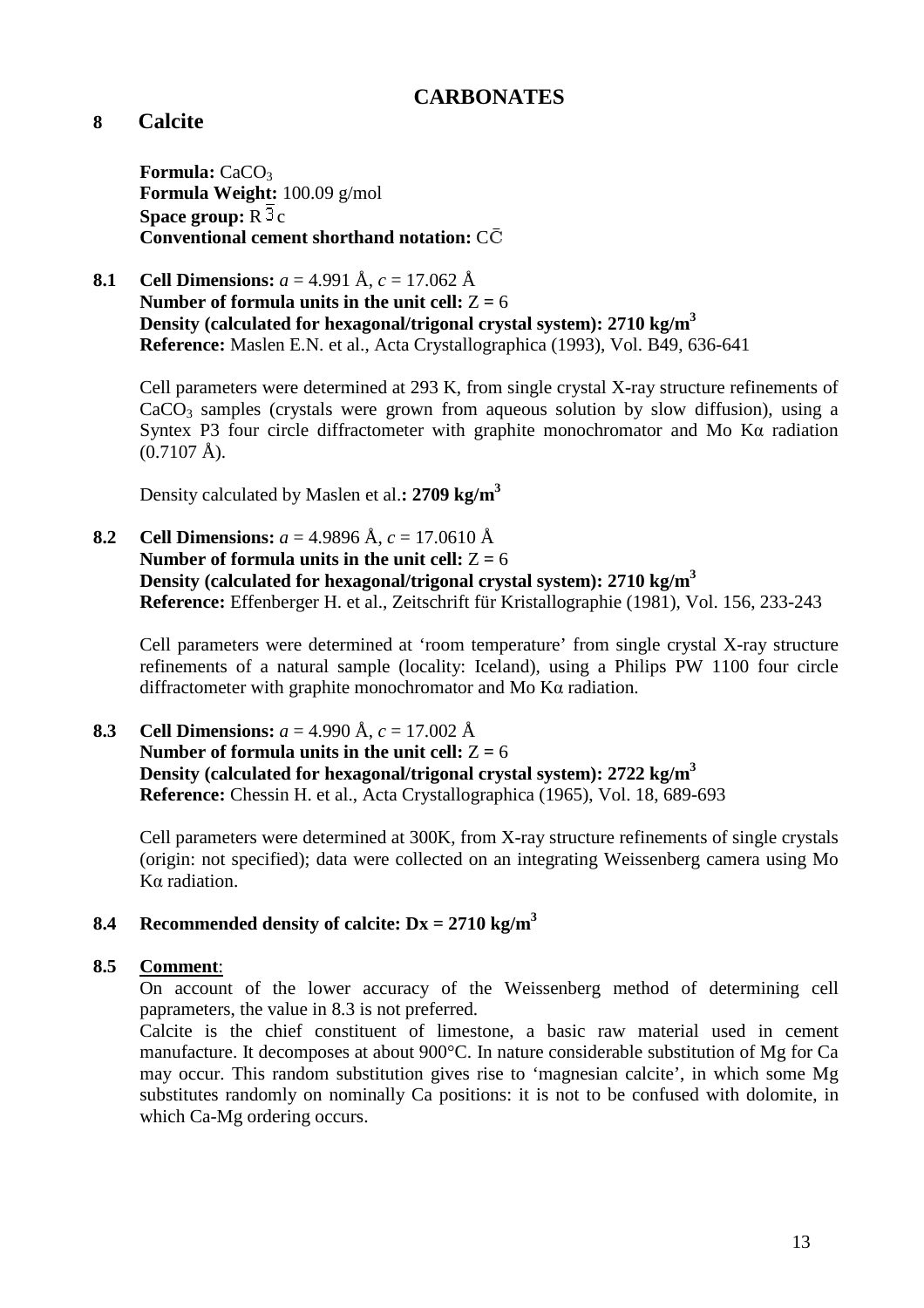# CARBONATES

## 8 Calcite

**Formula:** $CaCO_3$
**Formula Weight:** 100.09 g/mol
**Space group:** $R\bar{3}c$
**Conventional cement shorthand notation:** $C\bar{C}$

**8.1** **Cell Dimensions:** *a* = 4.991 Å, *c* = 17.062 Å
**Number of formula units in the unit cell:** Z = 6
**Density (calculated for hexagonal/trigonal crystal system): 2710 kg/m$^3$**
**Reference:** Maslen E.N. et al., Acta Crystallographica (1993), Vol. B49, 636-641

Cell parameters were determined at 293 K, from single crystal X-ray structure refinements of $CaCO_3$ samples (crystals were grown from aqueous solution by slow diffusion), using a Syntex P3 four circle diffractometer with graphite monochromator and Mo Kα radiation (0.7107 Å).

Density calculated by Maslen et al.**: 2709 kg/m$^3$**

**8.2** **Cell Dimensions:** *a* = 4.9896 Å, *c* = 17.0610 Å
**Number of formula units in the unit cell:** Z = 6
**Density (calculated for hexagonal/trigonal crystal system): 2710 kg/m$^3$**
**Reference:** Effenberger H. et al., Zeitschrift für Kristallographie (1981), Vol. 156, 233-243

Cell parameters were determined at 'room temperature' from single crystal X-ray structure refinements of a natural sample (locality: Iceland), using a Philips PW 1100 four circle diffractometer with graphite monochromator and Mo Kα radiation.

**8.3** **Cell Dimensions:** *a* = 4.990 Å, *c* = 17.002 Å
**Number of formula units in the unit cell:** Z = 6
**Density (calculated for hexagonal/trigonal crystal system): 2722 kg/m$^3$**
**Reference:** Chessin H. et al., Acta Crystallographica (1965), Vol. 18, 689-693

Cell parameters were determined at 300K, from X-ray structure refinements of single crystals (origin: not specified); data were collected on an integrating Weissenberg camera using Mo Kα radiation.

**8.4** **Recommended density of calcite: Dx = 2710 kg/m$^3$**

**8.5** **Comment**:
On account of the lower accuracy of the Weissenberg method of determining cell paprameters, the value in 8.3 is not preferred.
Calcite is the chief constituent of limestone, a basic raw material used in cement manufacture. It decomposes at about 900°C. In nature considerable substitution of Mg for Ca may occur. This random substitution gives rise to 'magnesian calcite', in which some Mg substitutes randomly on nominally Ca positions: it is not to be confused with dolomite, in which Ca-Mg ordering occurs.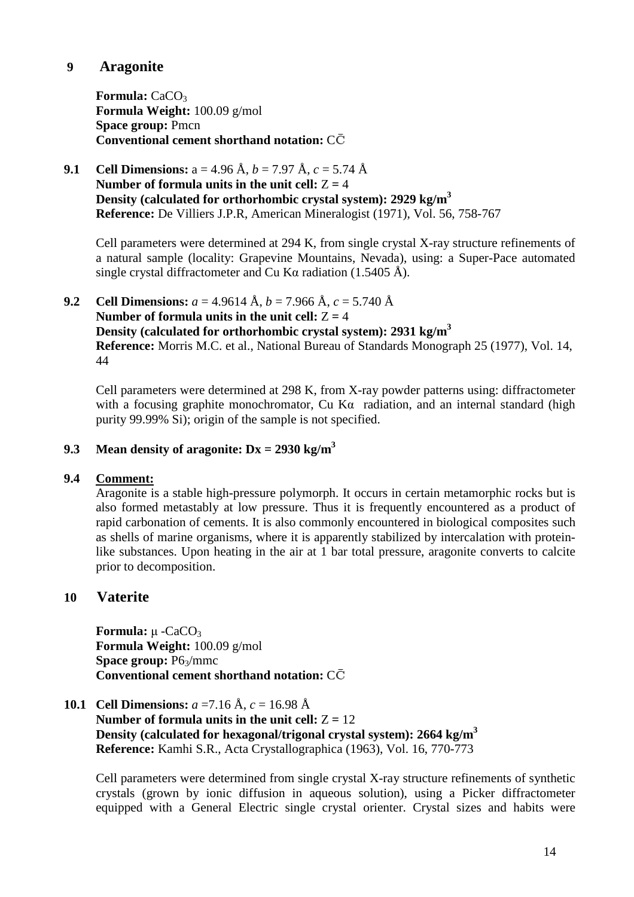## 9 Aragonite

**Formula:** $CaCO_3$
**Formula Weight:** 100.09 g/mol
**Space group:** Pmcn
**Conventional cement shorthand notation:** $C\bar{C}$

**9.1 Cell Dimensions:** a = 4.96 Å, *b* = 7.97 Å, *c* = 5.74 Å
**Number of formula units in the unit cell:** Z = 4
**Density (calculated for orthorhombic crystal system): 2929 kg/m$^3$**
**Reference:** De Villiers J.P.R, American Mineralogist (1971), Vol. 56, 758-767

Cell parameters were determined at 294 K, from single crystal X-ray structure refinements of a natural sample (locality: Grapevine Mountains, Nevada), using: a Super-Pace automated single crystal diffractometer and Cu Kα radiation (1.5405 Å).

**9.2 Cell Dimensions:** *a* = 4.9614 Å, *b* = 7.966 Å, *c* = 5.740 Å
**Number of formula units in the unit cell:** Z = 4
**Density (calculated for orthorhombic crystal system): 2931 kg/m$^3$**
**Reference:** Morris M.C. et al., National Bureau of Standards Monograph 25 (1977), Vol. 14, 44

Cell parameters were determined at 298 K, from X-ray powder patterns using: diffractometer with a focusing graphite monochromator, Cu Kα radiation, and an internal standard (high purity 99.99% Si); origin of the sample is not specified.

**9.3 Mean density of aragonite: Dx = 2930 kg/m$^3$**

**9.4 Comment:**

Aragonite is a stable high-pressure polymorph. It occurs in certain metamorphic rocks but is also formed metastably at low pressure. Thus it is frequently encountered as a product of rapid carbonation of cements. It is also commonly encountered in biological composites such as shells of marine organisms, where it is apparently stabilized by intercalation with protein-like substances. Upon heating in the air at 1 bar total pressure, aragonite converts to calcite prior to decomposition.

## 10 Vaterite

**Formula:** $\mu$-$CaCO_3$
**Formula Weight:** 100.09 g/mol
**Space group:** $P6_3/mmc$
**Conventional cement shorthand notation:** $C\bar{C}$

**10.1 Cell Dimensions:** *a* =7.16 Å, *c* = 16.98 Å
**Number of formula units in the unit cell:** Z = 12
**Density (calculated for hexagonal/trigonal crystal system): 2664 kg/m$^3$**
**Reference:** Kamhi S.R., Acta Crystallographica (1963), Vol. 16, 770-773

Cell parameters were determined from single crystal X-ray structure refinements of synthetic crystals (grown by ionic diffusion in aqueous solution), using a Picker diffractometer equipped with a General Electric single crystal orienter. Crystal sizes and habits were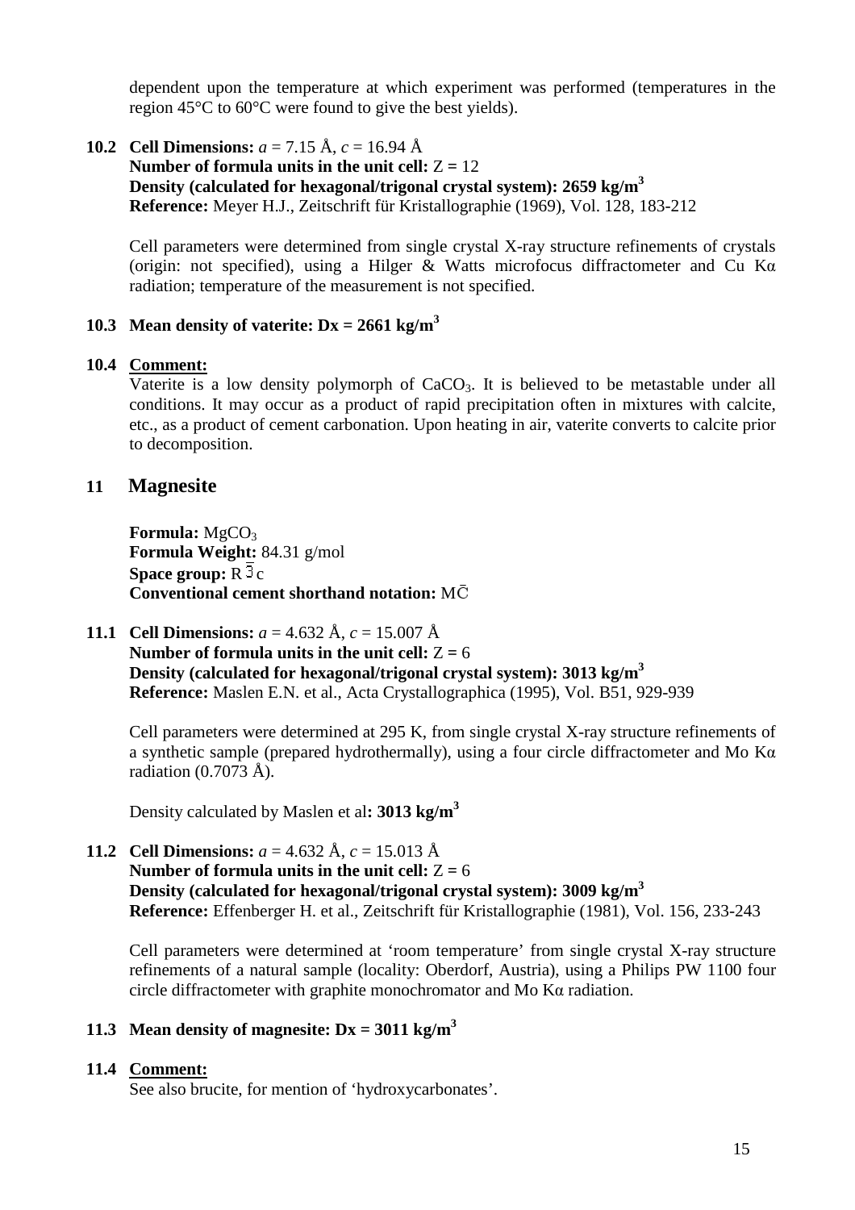dependent upon the temperature at which experiment was performed (temperatures in the region 45°C to 60°C were found to give the best yields).

**10.2 Cell Dimensions:** *a* = 7.15 Å, *c* = 16.94 Å
**Number of formula units in the unit cell:** Z = 12
**Density (calculated for hexagonal/trigonal crystal system): 2659 kg/m$^3$**
**Reference:** Meyer H.J., Zeitschrift für Kristallographie (1969), Vol. 128, 183-212

Cell parameters were determined from single crystal X-ray structure refinements of crystals (origin: not specified), using a Hilger & Watts microfocus diffractometer and Cu Kα radiation; temperature of the measurement is not specified.

**10.3 Mean density of vaterite: Dx = 2661 kg/m$^3$**

**10.4 Comment:**
Vaterite is a low density polymorph of $CaCO_3$. It is believed to be metastable under all conditions. It may occur as a product of rapid precipitation often in mixtures with calcite, etc., as a product of cement carbonation. Upon heating in air, vaterite converts to calcite prior to decomposition.

## 11 Magnesite

**Formula:** $MgCO_3$
**Formula Weight:** 84.31 g/mol
**Space group:** R $\bar{3}$c
**Conventional cement shorthand notation:** M$\bar{C}$

**11.1 Cell Dimensions:** *a* = 4.632 Å, *c* = 15.007 Å
**Number of formula units in the unit cell:** Z = 6
**Density (calculated for hexagonal/trigonal crystal system): 3013 kg/m$^3$**
**Reference:** Maslen E.N. et al., Acta Crystallographica (1995), Vol. B51, 929-939

Cell parameters were determined at 295 K, from single crystal X-ray structure refinements of a synthetic sample (prepared hydrothermally), using a four circle diffractometer and Mo Kα radiation (0.7073 Å).

Density calculated by Maslen et al**: 3013 kg/m$^3$**

**11.2 Cell Dimensions:** *a* = 4.632 Å, *c* = 15.013 Å
**Number of formula units in the unit cell:** Z = 6
**Density (calculated for hexagonal/trigonal crystal system): 3009 kg/m$^3$**
**Reference:** Effenberger H. et al., Zeitschrift für Kristallographie (1981), Vol. 156, 233-243

Cell parameters were determined at 'room temperature' from single crystal X-ray structure refinements of a natural sample (locality: Oberdorf, Austria), using a Philips PW 1100 four circle diffractometer with graphite monochromator and Mo Kα radiation.

**11.3 Mean density of magnesite: Dx = 3011 kg/m$^3$**

**11.4 Comment:**
See also brucite, for mention of 'hydroxycarbonates'.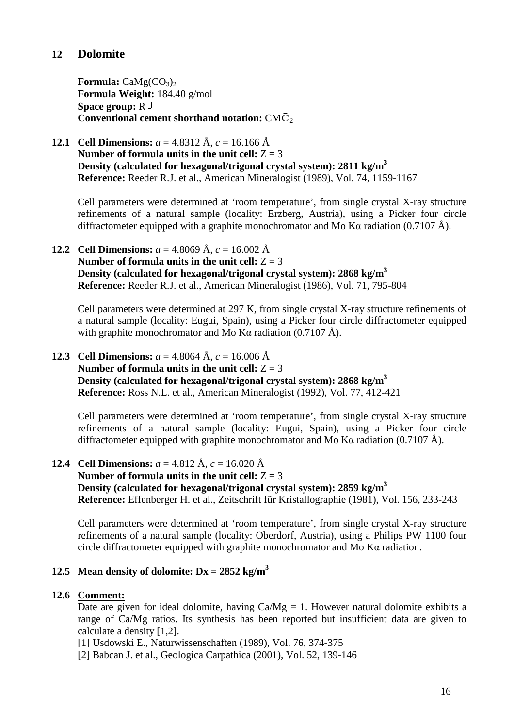## 12 Dolomite

**Formula:** $CaMg(CO_3)_2$
**Formula Weight:** 184.40 g/mol
**Space group:** $R\bar{3}$
**Conventional cement shorthand notation:** $CM\bar{C}_2$

**12.1 Cell Dimensions:** *a* = 4.8312 Å, *c* = 16.166 Å
**Number of formula units in the unit cell:** Z = 3
**Density (calculated for hexagonal/trigonal crystal system): 2811 kg/m$^3$**
**Reference:** Reeder R.J. et al., American Mineralogist (1989), Vol. 74, 1159-1167

Cell parameters were determined at 'room temperature', from single crystal X-ray structure refinements of a natural sample (locality: Erzberg, Austria), using a Picker four circle diffractometer equipped with a graphite monochromator and Mo Kα radiation (0.7107 Å).

**12.2 Cell Dimensions:** *a* = 4.8069 Å, *c* = 16.002 Å
**Number of formula units in the unit cell:** Z = 3
**Density (calculated for hexagonal/trigonal crystal system): 2868 kg/m$^3$**
**Reference:** Reeder R.J. et al., American Mineralogist (1986), Vol. 71, 795-804

Cell parameters were determined at 297 K, from single crystal X-ray structure refinements of a natural sample (locality: Eugui, Spain), using a Picker four circle diffractometer equipped with graphite monochromator and Mo Kα radiation (0.7107 Å).

**12.3 Cell Dimensions:** *a* = 4.8064 Å, *c* = 16.006 Å
**Number of formula units in the unit cell:** Z = 3
**Density (calculated for hexagonal/trigonal crystal system): 2868 kg/m$^3$**
**Reference:** Ross N.L. et al., American Mineralogist (1992), Vol. 77, 412-421

Cell parameters were determined at 'room temperature', from single crystal X-ray structure refinements of a natural sample (locality: Eugui, Spain), using a Picker four circle diffractometer equipped with graphite monochromator and Mo Kα radiation (0.7107 Å).

**12.4 Cell Dimensions:** *a* = 4.812 Å, *c* = 16.020 Å
**Number of formula units in the unit cell:** Z = 3
**Density (calculated for hexagonal/trigonal crystal system): 2859 kg/m$^3$**
**Reference:** Effenberger H. et al., Zeitschrift für Kristallographie (1981), Vol. 156, 233-243

Cell parameters were determined at 'room temperature', from single crystal X-ray structure refinements of a natural sample (locality: Oberdorf, Austria), using a Philips PW 1100 four circle diffractometer equipped with graphite monochromator and Mo Kα radiation.

**12.5 Mean density of dolomite: Dx = 2852 kg/m$^3$**

**12.6 Comment:**

Date are given for ideal dolomite, having Ca/Mg = 1. However natural dolomite exhibits a range of Ca/Mg ratios. Its synthesis has been reported but insufficient data are given to calculate a density [1,2].

[1] Usdowski E., Naturwissenschaften (1989), Vol. 76, 374-375
[2] Babcan J. et al., Geologica Carpathica (2001), Vol. 52, 139-146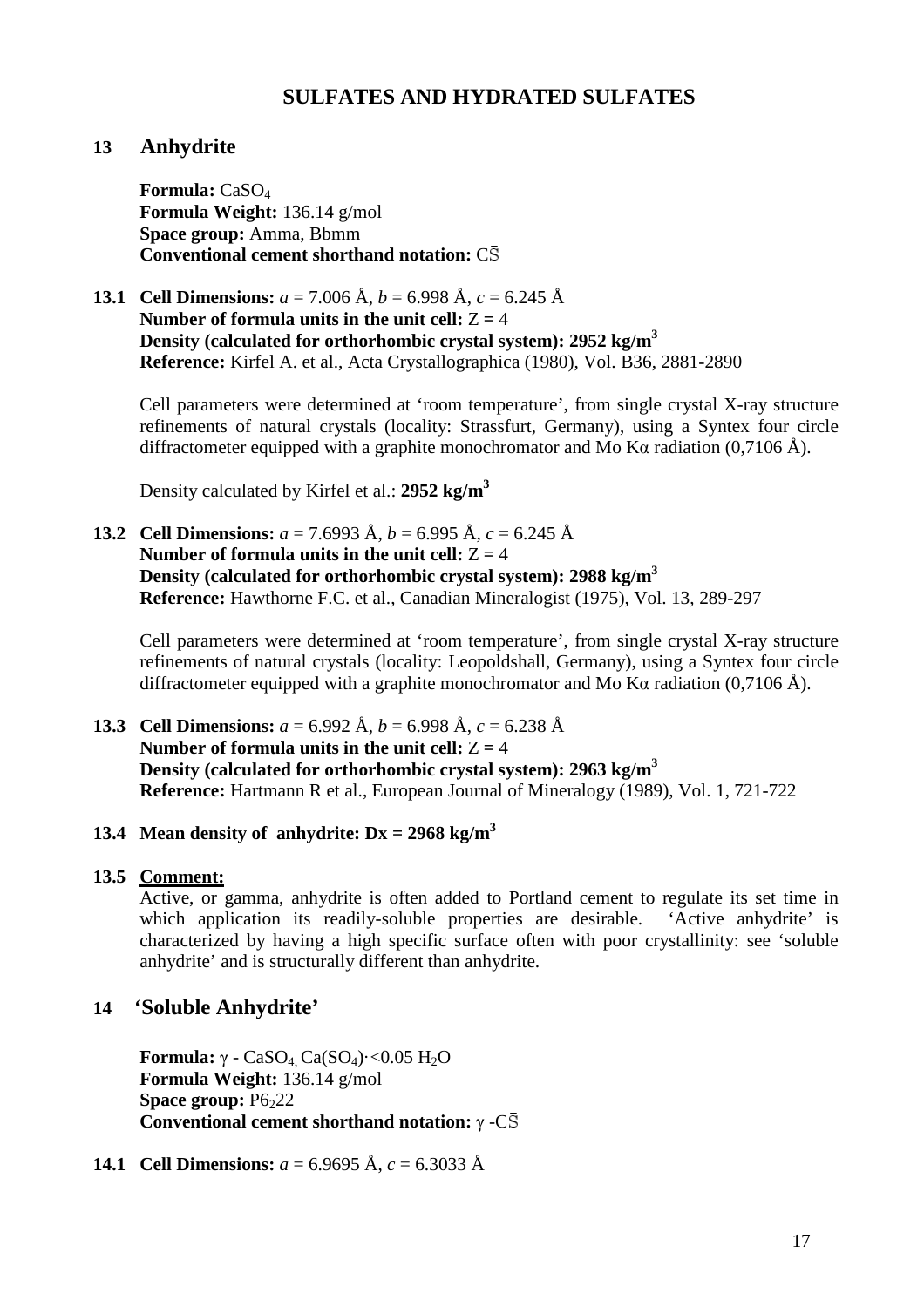# SULFATES AND HYDRATED SULFATES

## 13 Anhydrite

**Formula:** $CaSO_4$
**Formula Weight:** 136.14 g/mol
**Space group:** Amma, Bbmm
**Conventional cement shorthand notation:** $C\bar{S}$

**13.1 Cell Dimensions:** $a$ = 7.006 Å, $b$ = 6.998 Å, $c$ = 6.245 Å
**Number of formula units in the unit cell:** Z = 4
**Density (calculated for orthorhombic crystal system): 2952 kg/m$^3$**
**Reference:** Kirfel A. et al., Acta Crystallographica (1980), Vol. B36, 2881-2890

Cell parameters were determined at 'room temperature', from single crystal X-ray structure refinements of natural crystals (locality: Strassfurt, Germany), using a Syntex four circle diffractometer equipped with a graphite monochromator and Mo Kα radiation (0,7106 Å).

Density calculated by Kirfel et al.: **2952 kg/m$^3$**

**13.2 Cell Dimensions:** $a$ = 7.6993 Å, $b$ = 6.995 Å, $c$ = 6.245 Å
**Number of formula units in the unit cell:** Z = 4
**Density (calculated for orthorhombic crystal system): 2988 kg/m$^3$**
**Reference:** Hawthorne F.C. et al., Canadian Mineralogist (1975), Vol. 13, 289-297

Cell parameters were determined at 'room temperature', from single crystal X-ray structure refinements of natural crystals (locality: Leopoldshall, Germany), using a Syntex four circle diffractometer equipped with a graphite monochromator and Mo Kα radiation (0,7106 Å).

**13.3 Cell Dimensions:** $a$ = 6.992 Å, $b$ = 6.998 Å, $c$ = 6.238 Å
**Number of formula units in the unit cell:** Z = 4
**Density (calculated for orthorhombic crystal system): 2963 kg/m$^3$**
**Reference:** Hartmann R et al., European Journal of Mineralogy (1989), Vol. 1, 721-722

**13.4 Mean density of anhydrite: Dx = 2968 kg/m$^3$**

**13.5 Comment:**
Active, or gamma, anhydrite is often added to Portland cement to regulate its set time in which application its readily-soluble properties are desirable. 'Active anhydrite' is characterized by having a high specific surface often with poor crystallinity: see 'soluble anhydrite' and is structurally different than anhydrite.

## 14 'Soluble Anhydrite'

**Formula:** $\gamma$ - $CaSO_4$, $Ca(SO_4)\cdot<0.05\ H_2O$
**Formula Weight:** 136.14 g/mol
**Space group:** $P6_222$
**Conventional cement shorthand notation:** $\gamma$ -$C\bar{S}$

**14.1 Cell Dimensions:** $a$ = 6.9695 Å, $c$ = 6.3033 Å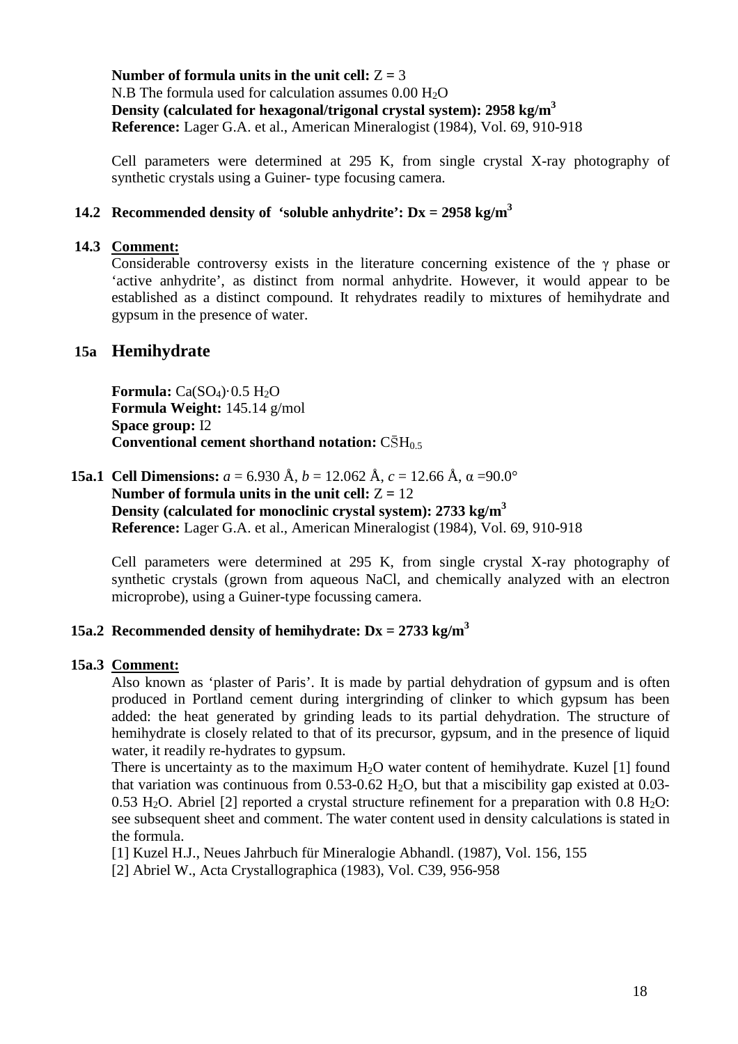**Number of formula units in the unit cell:** Z = 3
N.B The formula used for calculation assumes 0.00 $H_2O$
**Density (calculated for hexagonal/trigonal crystal system): 2958 kg/m$^3$**
**Reference:** Lager G.A. et al., American Mineralogist (1984), Vol. 69, 910-918

Cell parameters were determined at 295 K, from single crystal X-ray photography of synthetic crystals using a Guiner- type focusing camera.

### 14.2 Recommended density of 'soluble anhydrite': Dx = 2958 kg/m$^3$

### 14.3 Comment:

Considerable controversy exists in the literature concerning existence of the $\gamma$ phase or 'active anhydrite', as distinct from normal anhydrite. However, it would appear to be established as a distinct compound. It rehydrates readily to mixtures of hemihydrate and gypsum in the presence of water.

## 15a Hemihydrate

**Formula:** $Ca(SO_4)\cdot 0.5\ H_2O$
**Formula Weight:** 145.14 g/mol
**Space group:** I2
**Conventional cement shorthand notation:** $C\bar{S}H_{0.5}$

### 15a.1 Cell Dimensions: *a* = 6.930 Å, *b* = 12.062 Å, *c* = 12.66 Å, $\alpha$ =90.0°

**Number of formula units in the unit cell:** Z = 12
**Density (calculated for monoclinic crystal system): 2733 kg/m$^3$**
**Reference:** Lager G.A. et al., American Mineralogist (1984), Vol. 69, 910-918

Cell parameters were determined at 295 K, from single crystal X-ray photography of synthetic crystals (grown from aqueous NaCl, and chemically analyzed with an electron microprobe), using a Guiner-type focussing camera.

### 15a.2 Recommended density of hemihydrate: Dx = 2733 kg/m$^3$

### 15a.3 Comment:

Also known as 'plaster of Paris'. It is made by partial dehydration of gypsum and is often produced in Portland cement during intergrinding of clinker to which gypsum has been added: the heat generated by grinding leads to its partial dehydration. The structure of hemihydrate is closely related to that of its precursor, gypsum, and in the presence of liquid water, it readily re-hydrates to gypsum.

There is uncertainty as to the maximum $H_2O$ water content of hemihydrate. Kuzel [1] found that variation was continuous from 0.53-0.62 $H_2O$, but that a miscibility gap existed at 0.03-0.53 $H_2O$. Abriel [2] reported a crystal structure refinement for a preparation with 0.8 $H_2O$: see subsequent sheet and comment. The water content used in density calculations is stated in the formula.

[1] Kuzel H.J., Neues Jahrbuch für Mineralogie Abhandl. (1987), Vol. 156, 155
[2] Abriel W., Acta Crystallographica (1983), Vol. C39, 956-958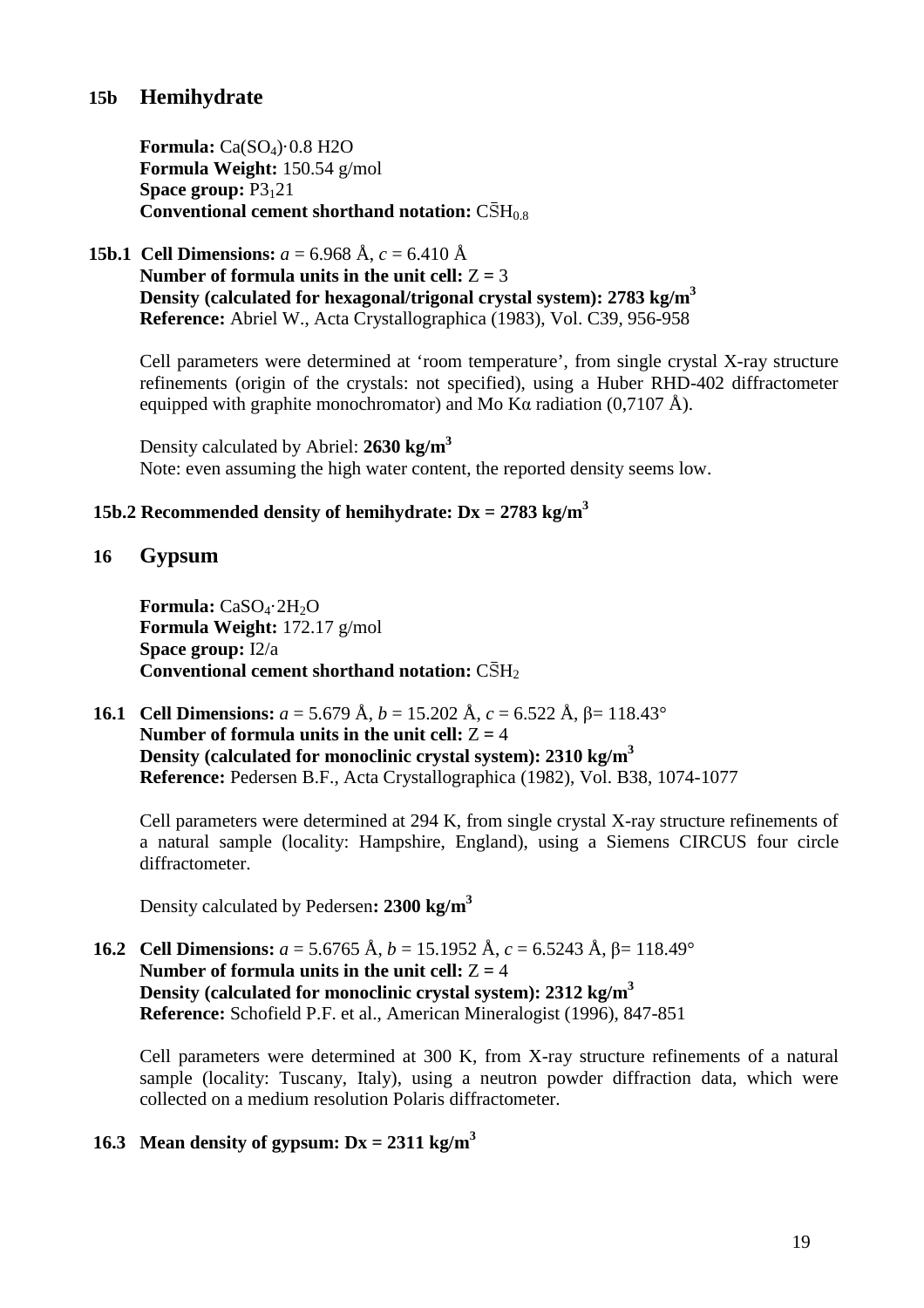## 15b Hemihydrate

**Formula:** $Ca(SO_4)\cdot 0.8\ H2O$
**Formula Weight:** 150.54 g/mol
**Space group:** $P3_121$
**Conventional cement shorthand notation:** $C\bar{S}H_{0.8}$

**15b.1 Cell Dimensions:** $a$ = 6.968 Å, $c$ = 6.410 Å
**Number of formula units in the unit cell:** Z = 3
**Density (calculated for hexagonal/trigonal crystal system): 2783 kg/m$^3$**
**Reference:** Abriel W., Acta Crystallographica (1983), Vol. C39, 956-958

Cell parameters were determined at 'room temperature', from single crystal X-ray structure refinements (origin of the crystals: not specified), using a Huber RHD-402 diffractometer equipped with graphite monochromator) and Mo Kα radiation (0,7107 Å).

Density calculated by Abriel: **2630 kg/m$^3$**
Note: even assuming the high water content, the reported density seems low.

**15b.2 Recommended density of hemihydrate: Dx = 2783 kg/m$^3$**

## 16 Gypsum

**Formula:** $CaSO_4\cdot 2H_2O$
**Formula Weight:** 172.17 g/mol
**Space group:** I2/a
**Conventional cement shorthand notation:** $C\bar{S}H_2$

**16.1 Cell Dimensions:** $a$ = 5.679 Å, $b$ = 15.202 Å, $c$ = 6.522 Å, β= 118.43°
**Number of formula units in the unit cell:** Z = 4
**Density (calculated for monoclinic crystal system): 2310 kg/m$^3$**
**Reference:** Pedersen B.F., Acta Crystallographica (1982), Vol. B38, 1074-1077

Cell parameters were determined at 294 K, from single crystal X-ray structure refinements of a natural sample (locality: Hampshire, England), using a Siemens CIRCUS four circle diffractometer.

Density calculated by Pedersen**: 2300 kg/m$^3$**

**16.2 Cell Dimensions:** $a$ = 5.6765 Å, $b$ = 15.1952 Å, $c$ = 6.5243 Å, β= 118.49°
**Number of formula units in the unit cell:** Z = 4
**Density (calculated for monoclinic crystal system): 2312 kg/m$^3$**
**Reference:** Schofield P.F. et al., American Mineralogist (1996), 847-851

Cell parameters were determined at 300 K, from X-ray structure refinements of a natural sample (locality: Tuscany, Italy), using a neutron powder diffraction data, which were collected on a medium resolution Polaris diffractometer.

**16.3 Mean density of gypsum: Dx = 2311 kg/m$^3$**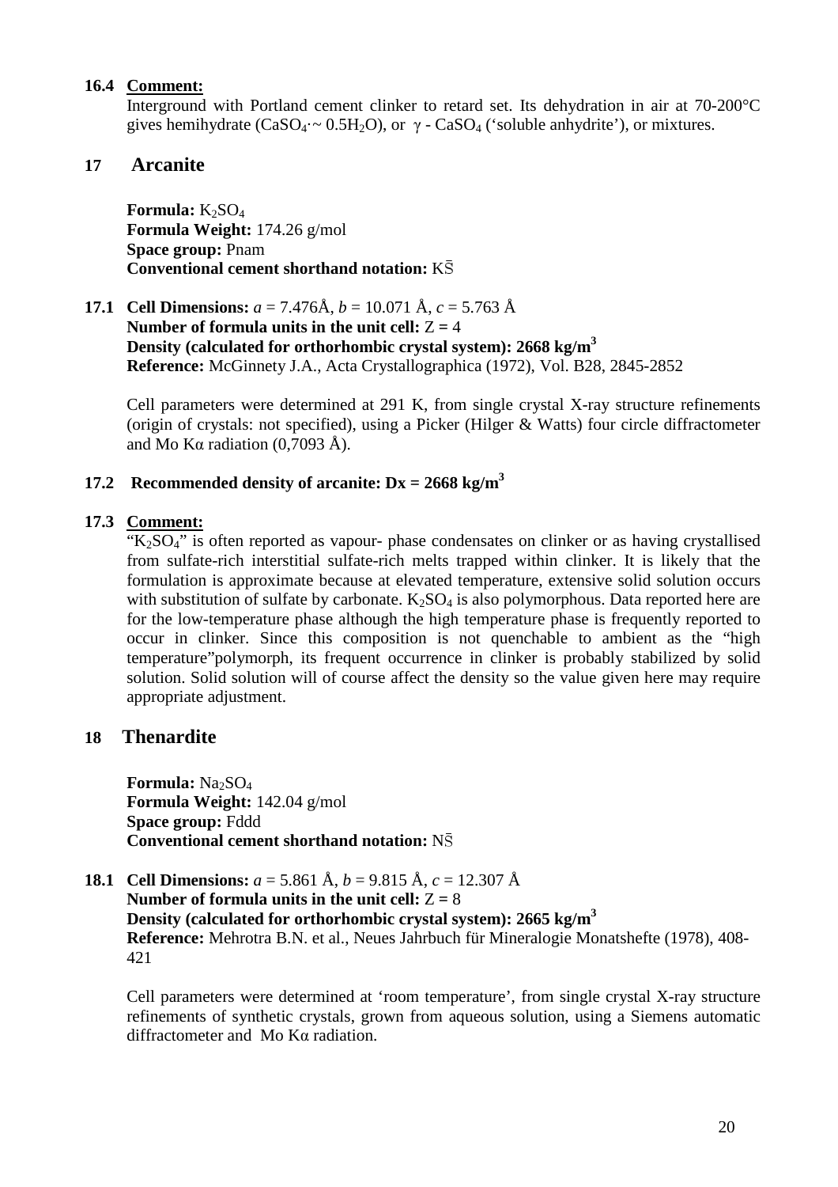### 16.4 Comment:

Interground with Portland cement clinker to retard set. Its dehydration in air at 70-200°C gives hemihydrate ($CaSO_4 \cdot \sim 0.5H_2O$), or $\gamma$ - $CaSO_4$ ('soluble anhydrite'), or mixtures.

## 17 Arcanite

**Formula:** $K_2SO_4$
**Formula Weight:** 174.26 g/mol
**Space group:** Pnam
**Conventional cement shorthand notation:** $K\bar{S}$

**17.1 Cell Dimensions:** *a* = 7.476Å, *b* = 10.071 Å, *c* = 5.763 Å
**Number of formula units in the unit cell:** Z **=** 4
**Density (calculated for orthorhombic crystal system): 2668 kg/m$^3$**
**Reference:** McGinnety J.A., Acta Crystallographica (1972), Vol. B28, 2845-2852

Cell parameters were determined at 291 K, from single crystal X-ray structure refinements (origin of crystals: not specified), using a Picker (Hilger & Watts) four circle diffractometer and Mo Kα radiation (0,7093 Å).

### 17.2 Recommended density of arcanite: Dx = 2668 kg/m$^3$

### 17.3 Comment:

"$K_2SO_4$" is often reported as vapour- phase condensates on clinker or as having crystallised from sulfate-rich interstitial sulfate-rich melts trapped within clinker. It is likely that the formulation is approximate because at elevated temperature, extensive solid solution occurs with substitution of sulfate by carbonate. $K_2SO_4$ is also polymorphous. Data reported here are for the low-temperature phase although the high temperature phase is frequently reported to occur in clinker. Since this composition is not quenchable to ambient as the "high temperature"polymorph, its frequent occurrence in clinker is probably stabilized by solid solution. Solid solution will of course affect the density so the value given here may require appropriate adjustment.

## 18 Thenardite

**Formula:** $Na_2SO_4$
**Formula Weight:** 142.04 g/mol
**Space group:** Fddd
**Conventional cement shorthand notation:** $N\bar{S}$

**18.1 Cell Dimensions:** *a* = 5.861 Å, *b* = 9.815 Å, *c* = 12.307 Å
**Number of formula units in the unit cell:** Z **=** 8
**Density (calculated for orthorhombic crystal system): 2665 kg/m$^3$**
**Reference:** Mehrotra B.N. et al., Neues Jahrbuch für Mineralogie Monatshefte (1978), 408-421

Cell parameters were determined at 'room temperature', from single crystal X-ray structure refinements of synthetic crystals, grown from aqueous solution, using a Siemens automatic diffractometer and Mo Kα radiation.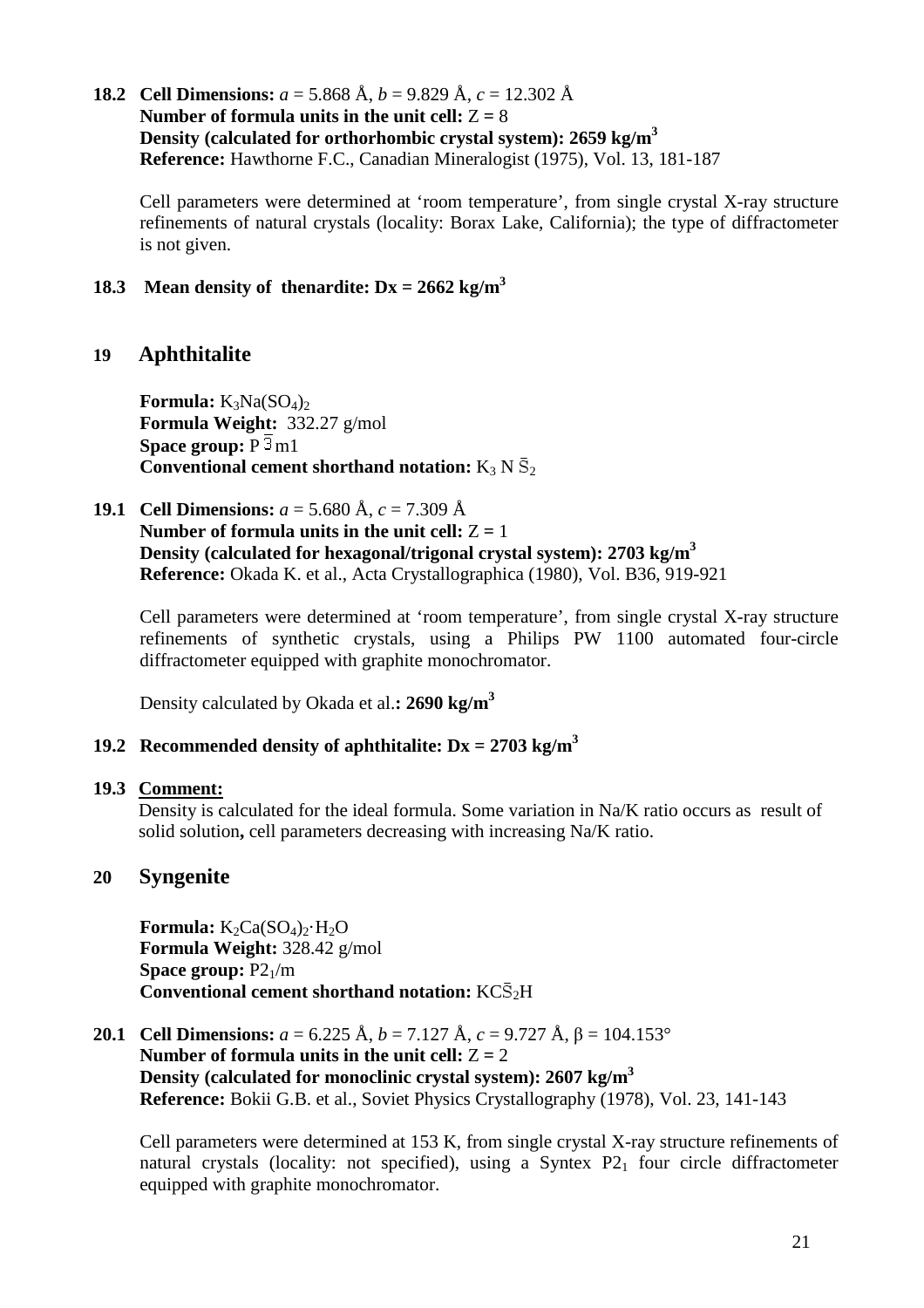**18.2 Cell Dimensions:** *a* = 5.868 Å, *b* = 9.829 Å, *c* = 12.302 Å
**Number of formula units in the unit cell:** Z = 8
**Density (calculated for orthorhombic crystal system): 2659 kg/m$^3$**
**Reference:** Hawthorne F.C., Canadian Mineralogist (1975), Vol. 13, 181-187

Cell parameters were determined at 'room temperature', from single crystal X-ray structure refinements of natural crystals (locality: Borax Lake, California); the type of diffractometer is not given.

**18.3 Mean density of thenardite: Dx = 2662 kg/m$^3$**

## 19 Aphthitalite

**Formula:** $K_3Na(SO_4)_2$
**Formula Weight:** 332.27 g/mol
**Space group:** $P\bar{3}m1$
**Conventional cement shorthand notation:** $K_3 N \bar{S}_2$

**19.1 Cell Dimensions:** *a* = 5.680 Å, *c* = 7.309 Å
**Number of formula units in the unit cell:** Z = 1
**Density (calculated for hexagonal/trigonal crystal system): 2703 kg/m$^3$**
**Reference:** Okada K. et al., Acta Crystallographica (1980), Vol. B36, 919-921

Cell parameters were determined at 'room temperature', from single crystal X-ray structure refinements of synthetic crystals, using a Philips PW 1100 automated four-circle diffractometer equipped with graphite monochromator.

Density calculated by Okada et al.**: 2690 kg/m$^3$**

**19.2 Recommended density of aphthitalite: Dx = 2703 kg/m$^3$**

**19.3 Comment:**
Density is calculated for the ideal formula. Some variation in Na/K ratio occurs as result of solid solution**,** cell parameters decreasing with increasing Na/K ratio.

## 20 Syngenite

**Formula:** $K_2Ca(SO_4)_2 \cdot H_2O$
**Formula Weight:** 328.42 g/mol
**Space group:** $P2_1/m$
**Conventional cement shorthand notation:** $KC\bar{S}_2H$

**20.1 Cell Dimensions:** *a* = 6.225 Å, *b* = 7.127 Å, *c* = 9.727 Å, β = 104.153°
**Number of formula units in the unit cell:** Z = 2
**Density (calculated for monoclinic crystal system): 2607 kg/m$^3$**
**Reference:** Bokii G.B. et al., Soviet Physics Crystallography (1978), Vol. 23, 141-143

Cell parameters were determined at 153 K, from single crystal X-ray structure refinements of natural crystals (locality: not specified), using a Syntex $P2_1$ four circle diffractometer equipped with graphite monochromator.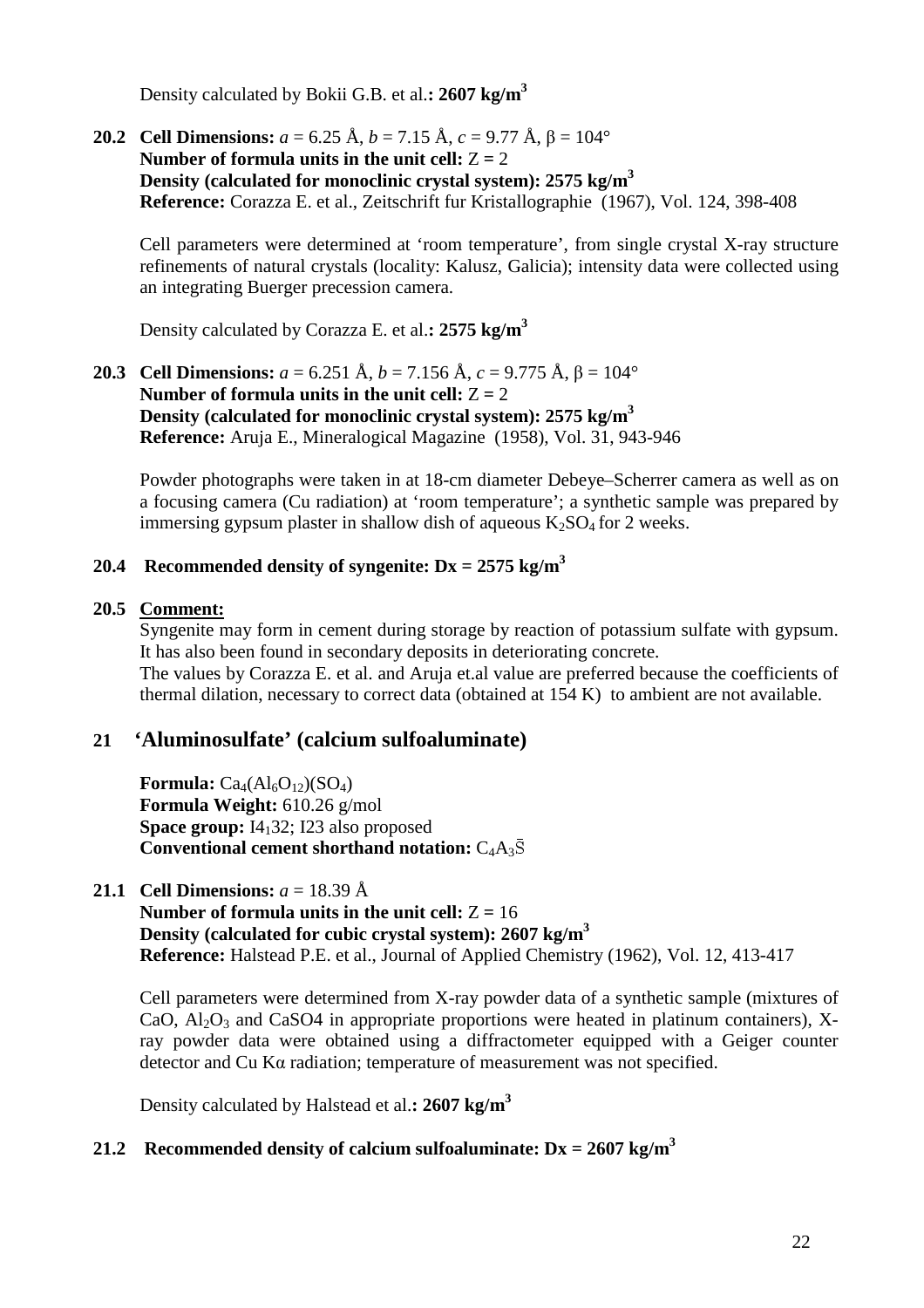Density calculated by Bokii G.B. et al.**: 2607 kg/m$^3$**

**20.2 Cell Dimensions:** $a$ = 6.25 Å, $b$ = 7.15 Å, $c$ = 9.77 Å, β = 104°
**Number of formula units in the unit cell:** Z **=** 2
**Density (calculated for monoclinic crystal system): 2575 kg/m$^3$**
**Reference:** Corazza E. et al., Zeitschrift fur Kristallographie (1967), Vol. 124, 398-408

Cell parameters were determined at 'room temperature', from single crystal X-ray structure refinements of natural crystals (locality: Kalusz, Galicia); intensity data were collected using an integrating Buerger precession camera.

Density calculated by Corazza E. et al.**: 2575 kg/m$^3$**

**20.3 Cell Dimensions:** $a$ = 6.251 Å, $b$ = 7.156 Å, $c$ = 9.775 Å, β = 104°
**Number of formula units in the unit cell:** Z **=** 2
**Density (calculated for monoclinic crystal system): 2575 kg/m$^3$**
**Reference:** Aruja E., Mineralogical Magazine (1958), Vol. 31, 943-946

Powder photographs were taken in at 18-cm diameter Debeye–Scherrer camera as well as on a focusing camera (Cu radiation) at 'room temperature'; a synthetic sample was prepared by immersing gypsum plaster in shallow dish of aqueous $K_2SO_4$ for 2 weeks.

**20.4 Recommended density of syngenite: Dx = 2575 kg/m$^3$**

**20.5 Comment:**

Syngenite may form in cement during storage by reaction of potassium sulfate with gypsum. It has also been found in secondary deposits in deteriorating concrete.
The values by Corazza E. et al. and Aruja et.al value are preferred because the coefficients of thermal dilation, necessary to correct data (obtained at 154 K) to ambient are not available.

## 21 'Aluminosulfate' (calcium sulfoaluminate)

**Formula:** $Ca_4(Al_6O_{12})(SO_4)$
**Formula Weight:** 610.26 g/mol
**Space group:** $I4_132$; I23 also proposed
**Conventional cement shorthand notation:** $C_4A_3\bar{S}$

**21.1 Cell Dimensions:** $a$ = 18.39 Å
**Number of formula units in the unit cell:** Z **=** 16
**Density (calculated for cubic crystal system): 2607 kg/m$^3$**
**Reference:** Halstead P.E. et al., Journal of Applied Chemistry (1962), Vol. 12, 413-417

Cell parameters were determined from X-ray powder data of a synthetic sample (mixtures of CaO, $Al_2O_3$ and CaSO4 in appropriate proportions were heated in platinum containers), X-ray powder data were obtained using a diffractometer equipped with a Geiger counter detector and Cu Kα radiation; temperature of measurement was not specified.

Density calculated by Halstead et al.**: 2607 kg/m$^3$**

**21.2 Recommended density of calcium sulfoaluminate: Dx = 2607 kg/m$^3$**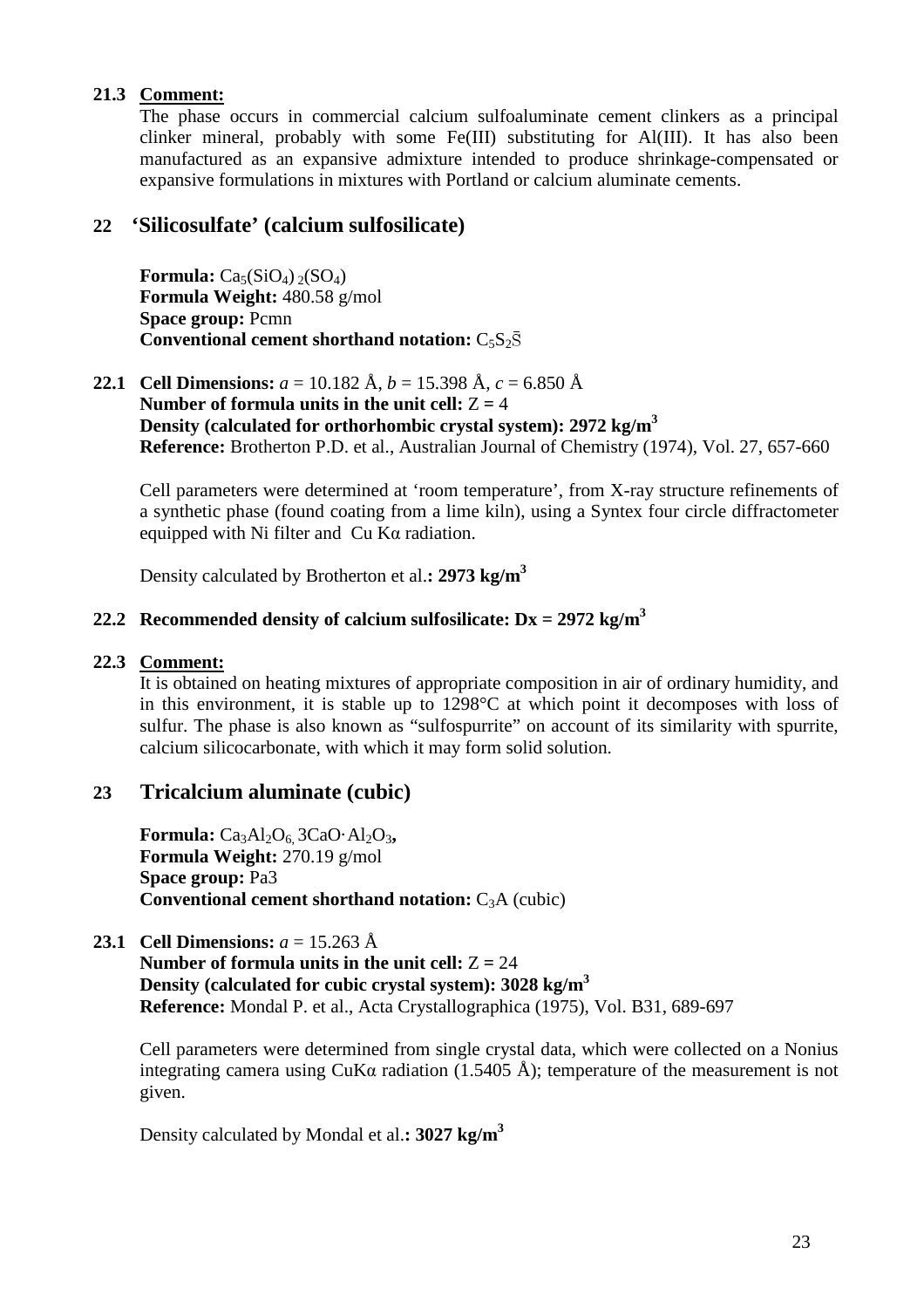### 21.3 Comment:

The phase occurs in commercial calcium sulfoaluminate cement clinkers as a principal clinker mineral, probably with some Fe(III) substituting for Al(III). It has also been manufactured as an expansive admixture intended to produce shrinkage-compensated or expansive formulations in mixtures with Portland or calcium aluminate cements.

## 22 'Silicosulfate' (calcium sulfosilicate)

**Formula:** $Ca_5(SiO_4)_2(SO_4)$
**Formula Weight:** 480.58 g/mol
**Space group:** Pcmn
**Conventional cement shorthand notation:** $C_5S_2\bar{S}$

### 22.1 Cell Dimensions: $a$ = 10.182 Å, $b$ = 15.398 Å, $c$ = 6.850 Å

**Number of formula units in the unit cell:** Z = 4
**Density (calculated for orthorhombic crystal system): 2972 kg/m$^3$**
**Reference:** Brotherton P.D. et al., Australian Journal of Chemistry (1974), Vol. 27, 657-660

Cell parameters were determined at 'room temperature', from X-ray structure refinements of a synthetic phase (found coating from a lime kiln), using a Syntex four circle diffractometer equipped with Ni filter and Cu Kα radiation.

Density calculated by Brotherton et al.**: 2973 kg/m$^3$**

### 22.2 Recommended density of calcium sulfosilicate: Dx = 2972 kg/m$^3$

### 22.3 Comment:

It is obtained on heating mixtures of appropriate composition in air of ordinary humidity, and in this environment, it is stable up to 1298°C at which point it decomposes with loss of sulfur. The phase is also known as "sulfospurrite" on account of its similarity with spurrite, calcium silicocarbonate, with which it may form solid solution.

## 23 Tricalcium aluminate (cubic)

**Formula:** $Ca_3Al_2O_6$, $3CaO{\cdot}Al_2O_3$**,**
**Formula Weight:** 270.19 g/mol
**Space group:** Pa3
**Conventional cement shorthand notation:** $C_3A$ (cubic)

### 23.1 Cell Dimensions: $a$ = 15.263 Å

**Number of formula units in the unit cell:** Z = 24
**Density (calculated for cubic crystal system): 3028 kg/m$^3$**
**Reference:** Mondal P. et al., Acta Crystallographica (1975), Vol. B31, 689-697

Cell parameters were determined from single crystal data, which were collected on a Nonius integrating camera using CuKα radiation (1.5405 Å); temperature of the measurement is not given.

Density calculated by Mondal et al.**: 3027 kg/m$^3$**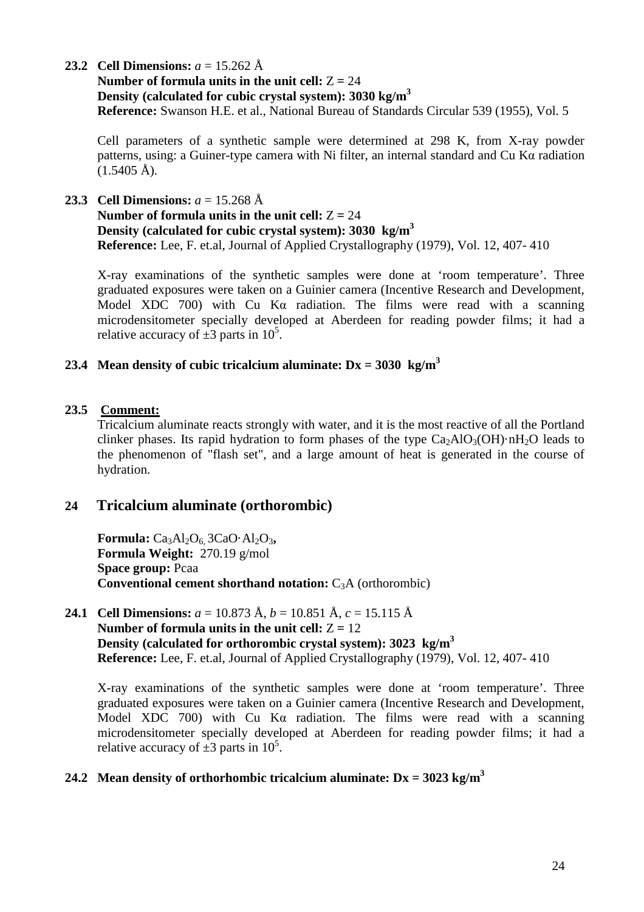**23.2 Cell Dimensions:** *a* = 15.262 Å
**Number of formula units in the unit cell:** Z **=** 24
**Density (calculated for cubic crystal system): 3030 kg/m$^3$**
**Reference:** Swanson H.E. et al., National Bureau of Standards Circular 539 (1955), Vol. 5

Cell parameters of a synthetic sample were determined at 298 K, from X-ray powder patterns, using: a Guiner-type camera with Ni filter, an internal standard and Cu Kα radiation (1.5405 Å).

**23.3 Cell Dimensions:** *a* = 15.268 Å
**Number of formula units in the unit cell:** Z **=** 24
**Density (calculated for cubic crystal system): 3030 kg/m$^3$**
**Reference:** Lee, F. et.al, Journal of Applied Crystallography (1979), Vol. 12, 407- 410

X-ray examinations of the synthetic samples were done at 'room temperature'. Three graduated exposures were taken on a Guinier camera (Incentive Research and Development, Model XDC 700) with Cu Kα radiation. The films were read with a scanning microdensitometer specially developed at Aberdeen for reading powder films; it had a relative accuracy of ±3 parts in $10^5$.

**23.4 Mean density of cubic tricalcium aluminate: Dx = 3030 kg/m$^3$**

**23.5 <u>Comment:</u>**
Tricalcium aluminate reacts strongly with water, and it is the most reactive of all the Portland clinker phases. Its rapid hydration to form phases of the type $Ca_2AlO_3(OH){\cdot}nH_2O$ leads to the phenomenon of "flash set", and a large amount of heat is generated in the course of hydration.

## 24 Tricalcium aluminate (orthorombic)

**Formula:** $Ca_3Al_2O_6$, $3CaO{\cdot}Al_2O_3$**,**
**Formula Weight:** 270.19 g/mol
**Space group:** Pcaa
**Conventional cement shorthand notation:** $C_3A$ (orthorombic)

**24.1 Cell Dimensions:** *a* = 10.873 Å, *b* = 10.851 Å, *c* = 15.115 Å
**Number of formula units in the unit cell:** Z **=** 12
**Density (calculated for orthorombic crystal system): 3023 kg/m$^3$**
**Reference:** Lee, F. et.al, Journal of Applied Crystallography (1979), Vol. 12, 407- 410

X-ray examinations of the synthetic samples were done at 'room temperature'. Three graduated exposures were taken on a Guinier camera (Incentive Research and Development, Model XDC 700) with Cu Kα radiation. The films were read with a scanning microdensitometer specially developed at Aberdeen for reading powder films; it had a relative accuracy of ±3 parts in $10^5$.

**24.2 Mean density of orthorhombic tricalcium aluminate: Dx = 3023 kg/m$^3$**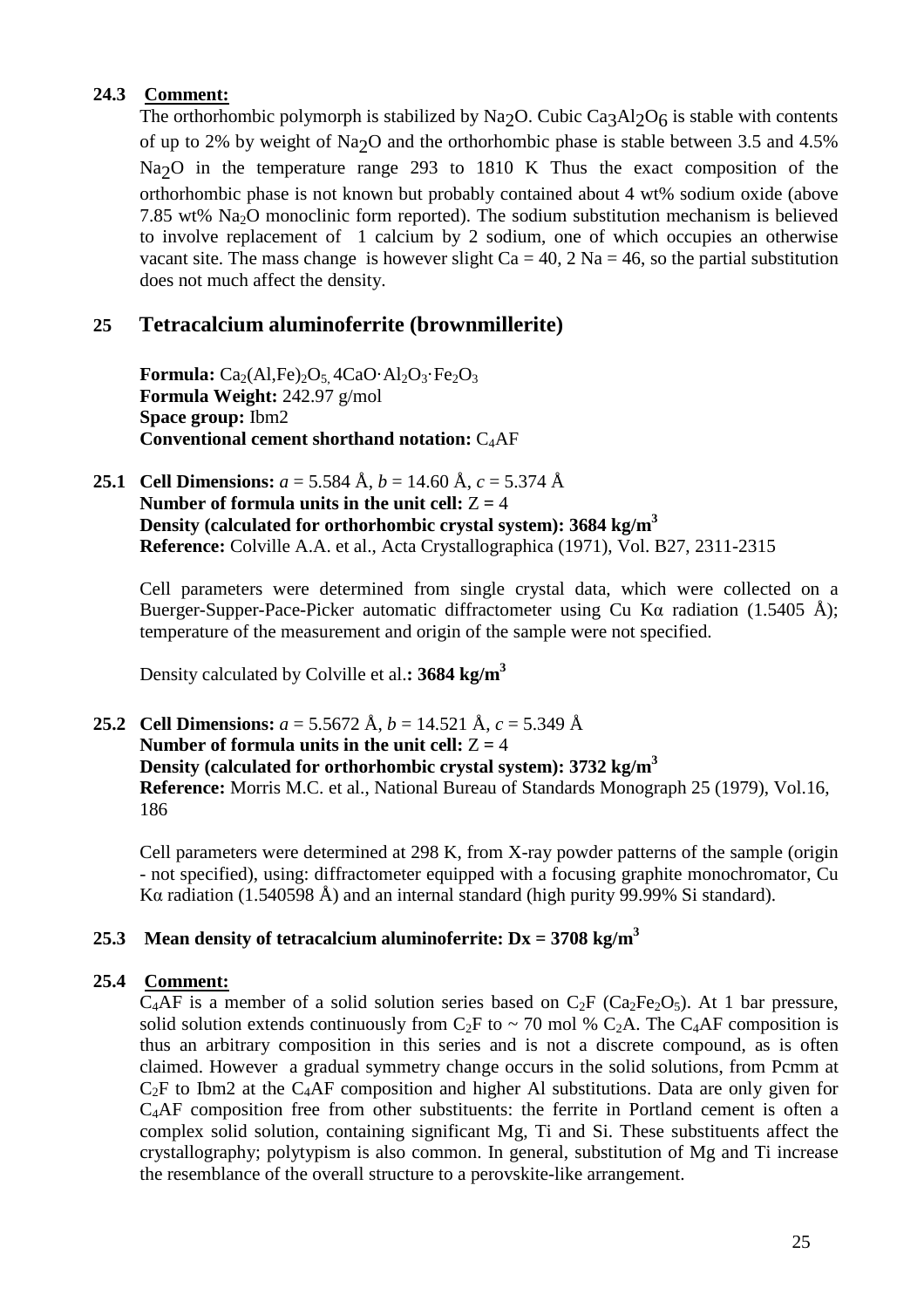### 24.3 Comment:

The orthorhombic polymorph is stabilized by $Na_2O$. Cubic $Ca_3Al_2O_6$ is stable with contents of up to 2% by weight of $Na_2O$ and the orthorhombic phase is stable between 3.5 and 4.5% $Na_2O$ in the temperature range 293 to 1810 K Thus the exact composition of the orthorhombic phase is not known but probably contained about 4 wt% sodium oxide (above 7.85 wt% $Na_2O$ monoclinic form reported). The sodium substitution mechanism is believed to involve replacement of 1 calcium by 2 sodium, one of which occupies an otherwise vacant site. The mass change is however slight Ca = 40, 2 Na = 46, so the partial substitution does not much affect the density.

## 25 Tetracalcium aluminoferrite (brownmillerite)

**Formula:** $Ca_2(Al,Fe)_2O_5$, $4CaO{\cdot}Al_2O_3{\cdot}Fe_2O_3$
**Formula Weight:** 242.97 g/mol
**Space group:** Ibm2
**Conventional cement shorthand notation:** $C_4AF$

**25.1 Cell Dimensions:** $a$ = 5.584 Å, $b$ = 14.60 Å, $c$ = 5.374 Å
**Number of formula units in the unit cell:** Z = 4
**Density (calculated for orthorhombic crystal system): 3684 kg/m$^3$**
**Reference:** Colville A.A. et al., Acta Crystallographica (1971), Vol. B27, 2311-2315

Cell parameters were determined from single crystal data, which were collected on a Buerger-Supper-Pace-Picker automatic diffractometer using Cu Kα radiation (1.5405 Å); temperature of the measurement and origin of the sample were not specified.

Density calculated by Colville et al.**: 3684 kg/m$^3$**

**25.2 Cell Dimensions:** $a$ = 5.5672 Å, $b$ = 14.521 Å, $c$ = 5.349 Å
**Number of formula units in the unit cell:** Z = 4
**Density (calculated for orthorhombic crystal system): 3732 kg/m$^3$**
**Reference:** Morris M.C. et al., National Bureau of Standards Monograph 25 (1979), Vol.16, 186

Cell parameters were determined at 298 K, from X-ray powder patterns of the sample (origin - not specified), using: diffractometer equipped with a focusing graphite monochromator, Cu Kα radiation (1.540598 Å) and an internal standard (high purity 99.99% Si standard).

### 25.3 Mean density of tetracalcium aluminoferrite: Dx = 3708 kg/m$^3$

### 25.4 Comment:

$C_4AF$ is a member of a solid solution series based on $C_2F$ ($Ca_2Fe_2O_5$). At 1 bar pressure, solid solution extends continuously from $C_2F$ to ~ 70 mol % $C_2A$. The $C_4AF$ composition is thus an arbitrary composition in this series and is not a discrete compound, as is often claimed. However a gradual symmetry change occurs in the solid solutions, from Pcmm at $C_2F$ to Ibm2 at the $C_4AF$ composition and higher Al substitutions. Data are only given for $C_4AF$ composition free from other substituents: the ferrite in Portland cement is often a complex solid solution, containing significant Mg, Ti and Si. These substituents affect the crystallography; polytypism is also common. In general, substitution of Mg and Ti increase the resemblance of the overall structure to a perovskite-like arrangement.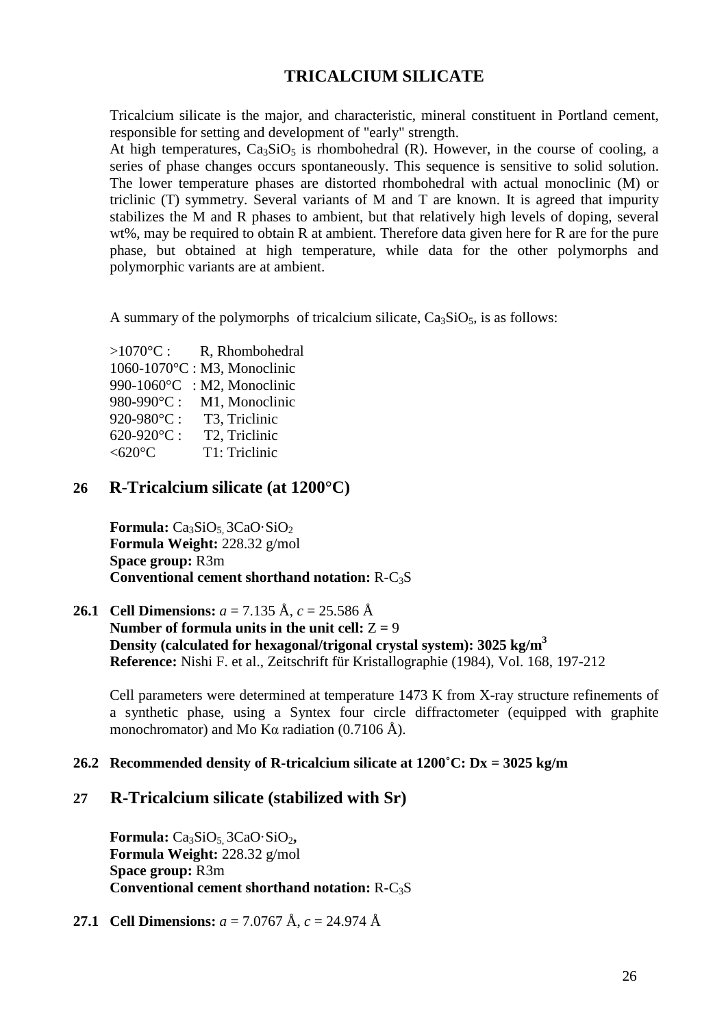# TRICALCIUM SILICATE

Tricalcium silicate is the major, and characteristic, mineral constituent in Portland cement, responsible for setting and development of "early" strength.

At high temperatures, $Ca_3SiO_5$ is rhombohedral (R). However, in the course of cooling, a series of phase changes occurs spontaneously. This sequence is sensitive to solid solution. The lower temperature phases are distorted rhombohedral with actual monoclinic (M) or triclinic (T) symmetry. Several variants of M and T are known. It is agreed that impurity stabilizes the M and R phases to ambient, but that relatively high levels of doping, several wt%, may be required to obtain R at ambient. Therefore data given here for R are for the pure phase, but obtained at high temperature, while data for the other polymorphs and polymorphic variants are at ambient.

A summary of the polymorphs of tricalcium silicate, $Ca_3SiO_5$, is as follows:

>1070°C : R, Rhombohedral
1060-1070°C : M3, Monoclinic
990-1060°C : M2, Monoclinic
980-990°C : M1, Monoclinic
920-980°C : T3, Triclinic
620-920°C : T2, Triclinic
<620°C T1: Triclinic

## 26 R-Tricalcium silicate (at 1200°C)

**Formula:** $Ca_3SiO_5$, $3CaO{\cdot}SiO_2$
**Formula Weight:** 228.32 g/mol
**Space group:** R3m
**Conventional cement shorthand notation:** R-$C_3S$

**26.1 Cell Dimensions:** *a* = 7.135 Å, *c* = 25.586 Å
**Number of formula units in the unit cell:** Z = 9
**Density (calculated for hexagonal/trigonal crystal system): 3025 kg/m$^3$**
**Reference:** Nishi F. et al., Zeitschrift für Kristallographie (1984), Vol. 168, 197-212

Cell parameters were determined at temperature 1473 K from X-ray structure refinements of a synthetic phase, using a Syntex four circle diffractometer (equipped with graphite monochromator) and Mo Kα radiation (0.7106 Å).

**26.2 Recommended density of R-tricalcium silicate at 1200˚C: Dx = 3025 kg/m**

## 27 R-Tricalcium silicate (stabilized with Sr)

**Formula:** $Ca_3SiO_5$, $3CaO{\cdot}SiO_2$**,**
**Formula Weight:** 228.32 g/mol
**Space group:** R3m
**Conventional cement shorthand notation:** R-$C_3S$

**27.1 Cell Dimensions:** *a* = 7.0767 Å, *c* = 24.974 Å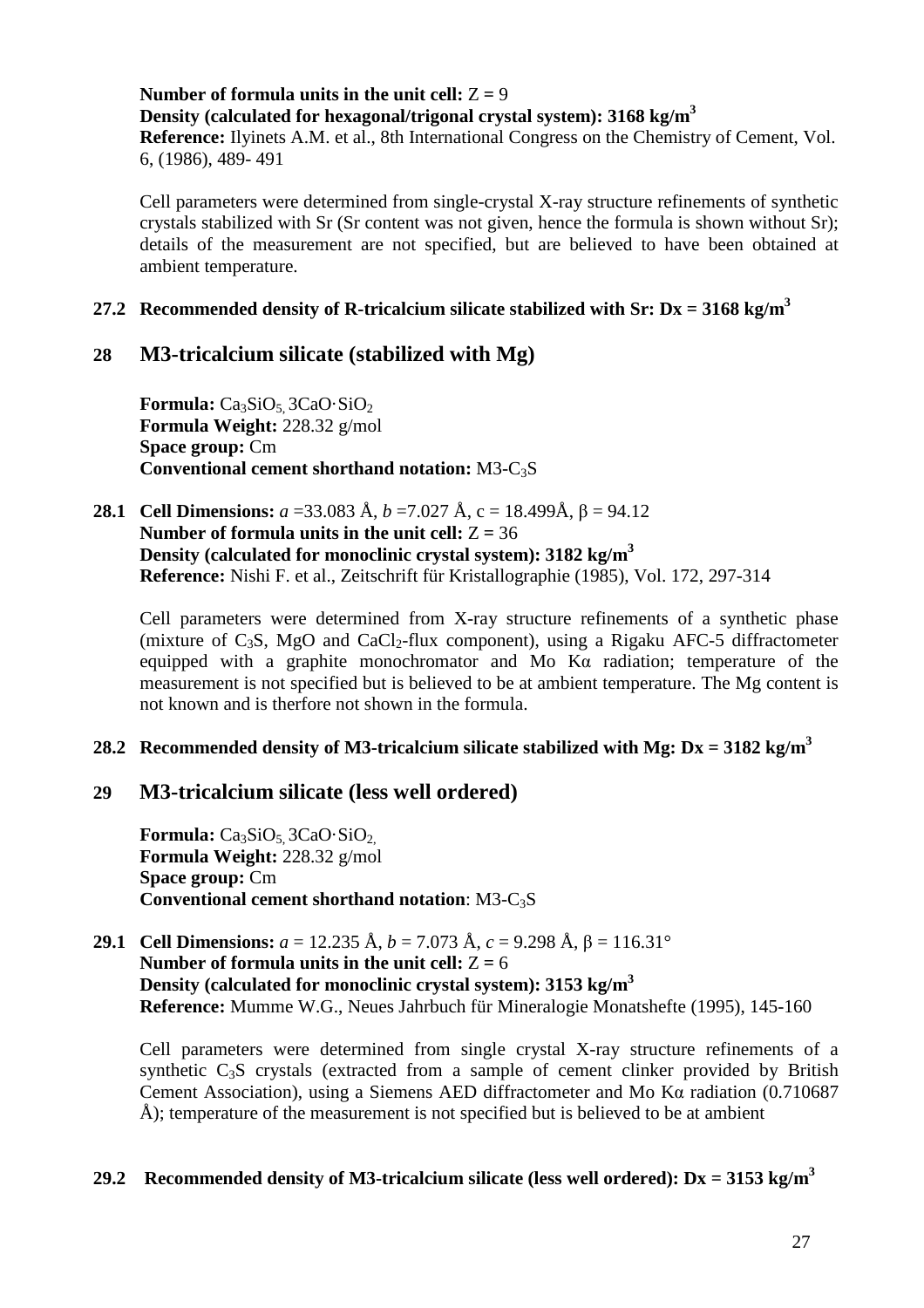**Number of formula units in the unit cell:** Z = 9
**Density (calculated for hexagonal/trigonal crystal system): 3168 kg/m$^3$**
**Reference:** Ilyinets A.M. et al., 8th International Congress on the Chemistry of Cement, Vol. 6, (1986), 489- 491

Cell parameters were determined from single-crystal X-ray structure refinements of synthetic crystals stabilized with Sr (Sr content was not given, hence the formula is shown without Sr); details of the measurement are not specified, but are believed to have been obtained at ambient temperature.

### 27.2 Recommended density of R-tricalcium silicate stabilized with Sr: Dx = 3168 kg/m$^3$

## 28 M3-tricalcium silicate (stabilized with Mg)

**Formula:** $Ca_3SiO_5$, $3CaO{\cdot}SiO_2$
**Formula Weight:** 228.32 g/mol
**Space group:** Cm
**Conventional cement shorthand notation:** M3-$C_3S$

**28.1 Cell Dimensions:** *a* =33.083 Å, *b* =7.027 Å, c = 18.499Å, β = 94.12
**Number of formula units in the unit cell:** Z = 36
**Density (calculated for monoclinic crystal system): 3182 kg/m$^3$**
**Reference:** Nishi F. et al., Zeitschrift für Kristallographie (1985), Vol. 172, 297-314

Cell parameters were determined from X-ray structure refinements of a synthetic phase (mixture of $C_3S$, MgO and $CaCl_2$-flux component), using a Rigaku AFC-5 diffractometer equipped with a graphite monochromator and Mo Kα radiation; temperature of the measurement is not specified but is believed to be at ambient temperature. The Mg content is not known and is therfore not shown in the formula.

### 28.2 Recommended density of M3-tricalcium silicate stabilized with Mg: Dx = 3182 kg/m$^3$

## 29 M3-tricalcium silicate (less well ordered)

**Formula:** $Ca_3SiO_5$, $3CaO{\cdot}SiO_2$,
**Formula Weight:** 228.32 g/mol
**Space group:** Cm
**Conventional cement shorthand notation**: M3-$C_3S$

**29.1 Cell Dimensions:** *a* = 12.235 Å, *b* = 7.073 Å, *c* = 9.298 Å, β = 116.31°
**Number of formula units in the unit cell:** Z = 6
**Density (calculated for monoclinic crystal system): 3153 kg/m$^3$**
**Reference:** Mumme W.G., Neues Jahrbuch für Mineralogie Monatshefte (1995), 145-160

Cell parameters were determined from single crystal X-ray structure refinements of a synthetic $C_3S$ crystals (extracted from a sample of cement clinker provided by British Cement Association), using a Siemens AED diffractometer and Mo Kα radiation (0.710687 Å); temperature of the measurement is not specified but is believed to be at ambient

### 29.2 Recommended density of M3-tricalcium silicate (less well ordered): Dx = 3153 kg/m$^3$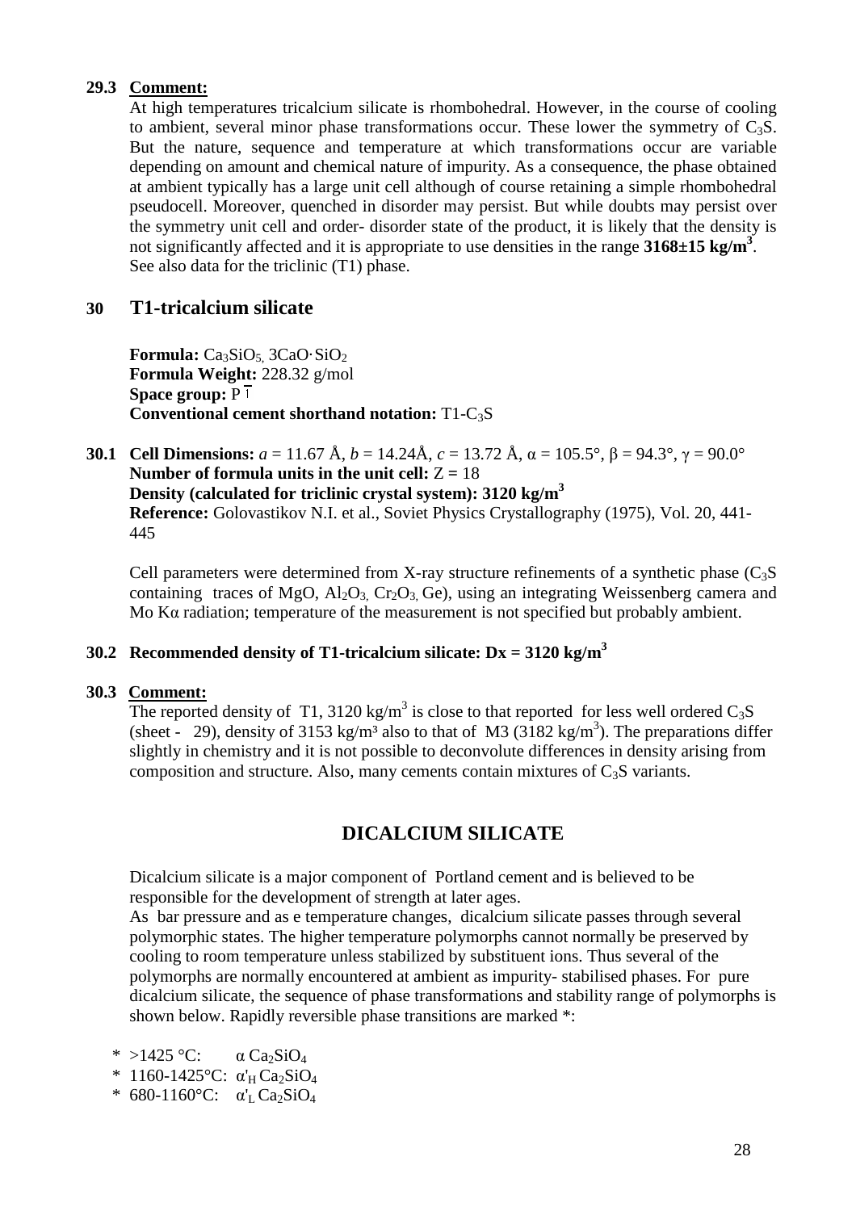**29.3 Comment:**

At high temperatures tricalcium silicate is rhombohedral. However, in the course of cooling to ambient, several minor phase transformations occur. These lower the symmetry of $C_3S$. But the nature, sequence and temperature at which transformations occur are variable depending on amount and chemical nature of impurity. As a consequence, the phase obtained at ambient typically has a large unit cell although of course retaining a simple rhombohedral pseudocell. Moreover, quenched in disorder may persist. But while doubts may persist over the symmetry unit cell and order- disorder state of the product, it is likely that the density is not significantly affected and it is appropriate to use densities in the range **3168±15 kg/m$^3$**. See also data for the triclinic (T1) phase.

## 30 T1-tricalcium silicate

**Formula:** $Ca_3SiO_5$, $3CaO·SiO_2$
**Formula Weight:** 228.32 g/mol
**Space group:** $P\bar{1}$
**Conventional cement shorthand notation:** T1-$C_3S$

**30.1 Cell Dimensions:** $a$ = 11.67 Å, $b$ = 14.24Å, $c$ = 13.72 Å, α = 105.5°, β = 94.3°, γ = 90.0°
**Number of formula units in the unit cell:** Z = 18
**Density (calculated for triclinic crystal system): 3120 kg/m$^3$**
**Reference:** Golovastikov N.I. et al., Soviet Physics Crystallography (1975), Vol. 20, 441-445

Cell parameters were determined from X-ray structure refinements of a synthetic phase ($C_3S$ containing traces of MgO, $Al_2O_3$, $Cr_2O_3$, Ge), using an integrating Weissenberg camera and Mo Kα radiation; temperature of the measurement is not specified but probably ambient.

**30.2 Recommended density of T1-tricalcium silicate: Dx = 3120 kg/m$^3$**

**30.3 Comment:**

The reported density of T1, 3120 kg/m$^3$ is close to that reported for less well ordered $C_3S$ (sheet - 29), density of 3153 kg/m$^3$ also to that of M3 (3182 kg/m$^3$). The preparations differ slightly in chemistry and it is not possible to deconvolute differences in density arising from composition and structure. Also, many cements contain mixtures of $C_3S$ variants.

# DICALCIUM SILICATE

Dicalcium silicate is a major component of Portland cement and is believed to be responsible for the development of strength at later ages.
As bar pressure and as e temperature changes, dicalcium silicate passes through several polymorphic states. The higher temperature polymorphs cannot normally be preserved by cooling to room temperature unless stabilized by substituent ions. Thus several of the polymorphs are normally encountered at ambient as impurity- stabilised phases. For pure dicalcium silicate, the sequence of phase transformations and stability range of polymorphs is shown below. Rapidly reversible phase transitions are marked *:

* \* >1425 °C: α $Ca_2SiO_4$
* \* 1160-1425°C: $\alpha'_H$ $Ca_2SiO_4$
* \* 680-1160°C: $\alpha'_L$ $Ca_2SiO_4$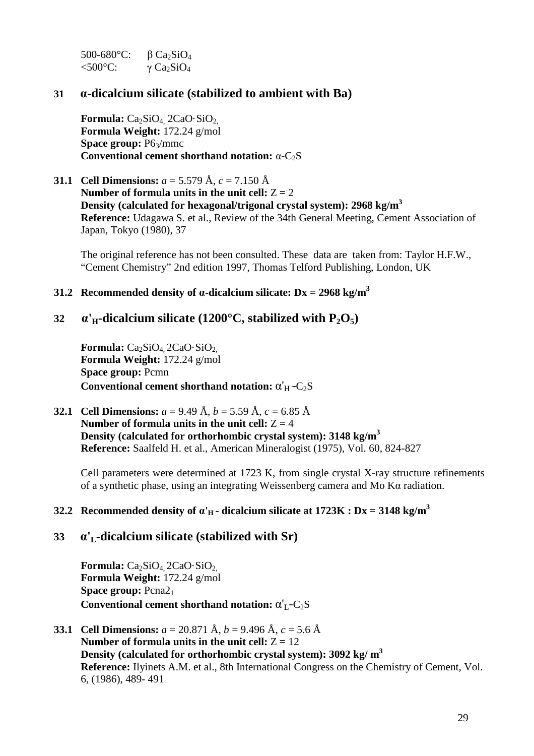500-680°C: β $Ca_2SiO_4$
<500°C: γ $Ca_2SiO_4$

## 31 α-dicalcium silicate (stabilized to ambient with Ba)

**Formula:** $Ca_2SiO_4$, $2CaO{\cdot}SiO_2$,
**Formula Weight:** 172.24 g/mol
**Space group:** $P6_3/mmc$
**Conventional cement shorthand notation:** α-$C_2S$

**31.1 Cell Dimensions:** *a* = 5.579 Å, *c* = 7.150 Å
**Number of formula units in the unit cell:** Z = 2
**Density (calculated for hexagonal/trigonal crystal system): 2968 kg/m$^3$**
**Reference:** Udagawa S. et al., Review of the 34th General Meeting, Cement Association of Japan, Tokyo (1980), 37

The original reference has not been consulted. These data are taken from: Taylor H.F.W., "Cement Chemistry" 2nd edition 1997, Thomas Telford Publishing, London, UK

**31.2 Recommended density of α-dicalcium silicate: Dx = 2968 kg/m$^3$**

## 32 α'$_H$-dicalcium silicate (1200°C, stabilized with $P_2O_5$)

**Formula:** $Ca_2SiO_4$, $2CaO{\cdot}SiO_2$,
**Formula Weight:** 172.24 g/mol
**Space group:** Pcmn
**Conventional cement shorthand notation:** α'$_H$ -$C_2S$

**32.1 Cell Dimensions:** *a* = 9.49 Å, *b* = 5.59 Å, *c* = 6.85 Å
**Number of formula units in the unit cell:** Z = 4
**Density (calculated for orthorhombic crystal system): 3148 kg/m$^3$**
**Reference:** Saalfeld H. et al., American Mineralogist (1975), Vol. 60, 824-827

Cell parameters were determined at 1723 K, from single crystal X-ray structure refinements of a synthetic phase, using an integrating Weissenberg camera and Mo Kα radiation.

**32.2 Recommended density of α'$_H$ - dicalcium silicate at 1723K : Dx = 3148 kg/m$^3$**

## 33 α'$_L$-dicalcium silicate (stabilized with Sr)

**Formula:** $Ca_2SiO_4$, $2CaO{\cdot}SiO_2$,
**Formula Weight:** 172.24 g/mol
**Space group:** $Pcna2_1$
**Conventional cement shorthand notation:** α'$_L$-$C_2S$

**33.1 Cell Dimensions:** *a* = 20.871 Å, *b* = 9.496 Å, *c* = 5.6 Å
**Number of formula units in the unit cell:** Z = 12
**Density (calculated for orthorhombic crystal system): 3092 kg/ m$^3$**
**Reference:** Ilyinets A.M. et al., 8th International Congress on the Chemistry of Cement, Vol. 6, (1986), 489- 491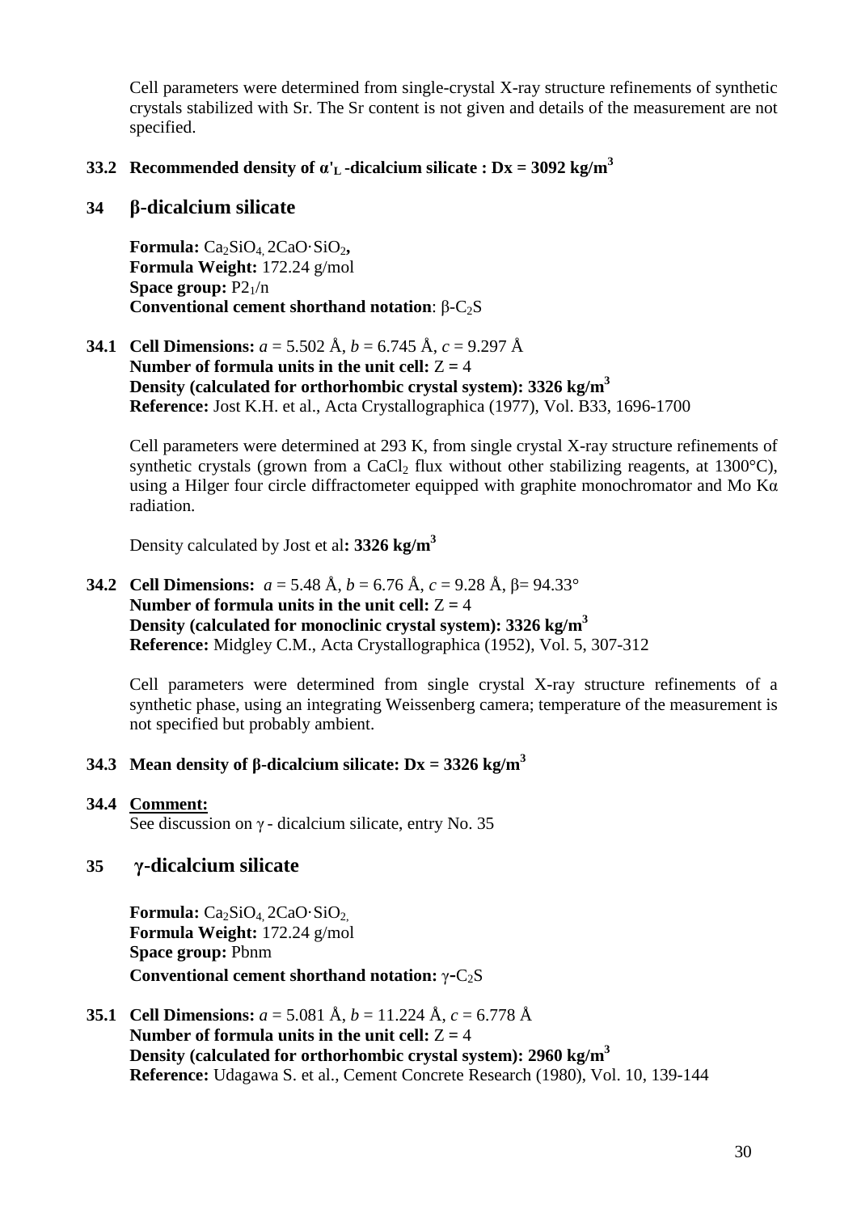Cell parameters were determined from single-crystal X-ray structure refinements of synthetic crystals stabilized with Sr. The Sr content is not given and details of the measurement are not specified.

### 33.2 Recommended density of α'$_L$-dicalcium silicate : Dx = 3092 kg/m$^3$

## 34 β-dicalcium silicate

**Formula:** $Ca_2SiO_4$, $2CaO{\cdot}SiO_2$,
**Formula Weight:** 172.24 g/mol
**Space group:** $P2_1/n$
**Conventional cement shorthand notation**: β-$C_2S$

**34.1 Cell Dimensions:** *a* = 5.502 Å, *b* = 6.745 Å, *c* = 9.297 Å
**Number of formula units in the unit cell:** Z = 4
**Density (calculated for orthorhombic crystal system): 3326 kg/m$^3$**
**Reference:** Jost K.H. et al., Acta Crystallographica (1977), Vol. B33, 1696-1700

Cell parameters were determined at 293 K, from single crystal X-ray structure refinements of synthetic crystals (grown from a $CaCl_2$ flux without other stabilizing reagents, at 1300°C), using a Hilger four circle diffractometer equipped with graphite monochromator and Mo Kα radiation.

Density calculated by Jost et al**: 3326 kg/m$^3$**

**34.2 Cell Dimensions:** *a* = 5.48 Å, *b* = 6.76 Å, *c* = 9.28 Å, β= 94.33°
**Number of formula units in the unit cell:** Z = 4
**Density (calculated for monoclinic crystal system): 3326 kg/m$^3$**
**Reference:** Midgley C.M., Acta Crystallographica (1952), Vol. 5, 307-312

Cell parameters were determined from single crystal X-ray structure refinements of a synthetic phase, using an integrating Weissenberg camera; temperature of the measurement is not specified but probably ambient.

### 34.3 Mean density of β-dicalcium silicate: Dx = 3326 kg/m$^3$

### 34.4 Comment:

See discussion on γ - dicalcium silicate, entry No. 35

## 35 γ-dicalcium silicate

**Formula:** $Ca_2SiO_4$, $2CaO{\cdot}SiO_2$,
**Formula Weight:** 172.24 g/mol
**Space group:** Pbnm
**Conventional cement shorthand notation:** γ-$C_2S$

**35.1 Cell Dimensions:** *a* = 5.081 Å, *b* = 11.224 Å, *c* = 6.778 Å
**Number of formula units in the unit cell:** Z = 4
**Density (calculated for orthorhombic crystal system): 2960 kg/m$^3$**
**Reference:** Udagawa S. et al., Cement Concrete Research (1980), Vol. 10, 139-144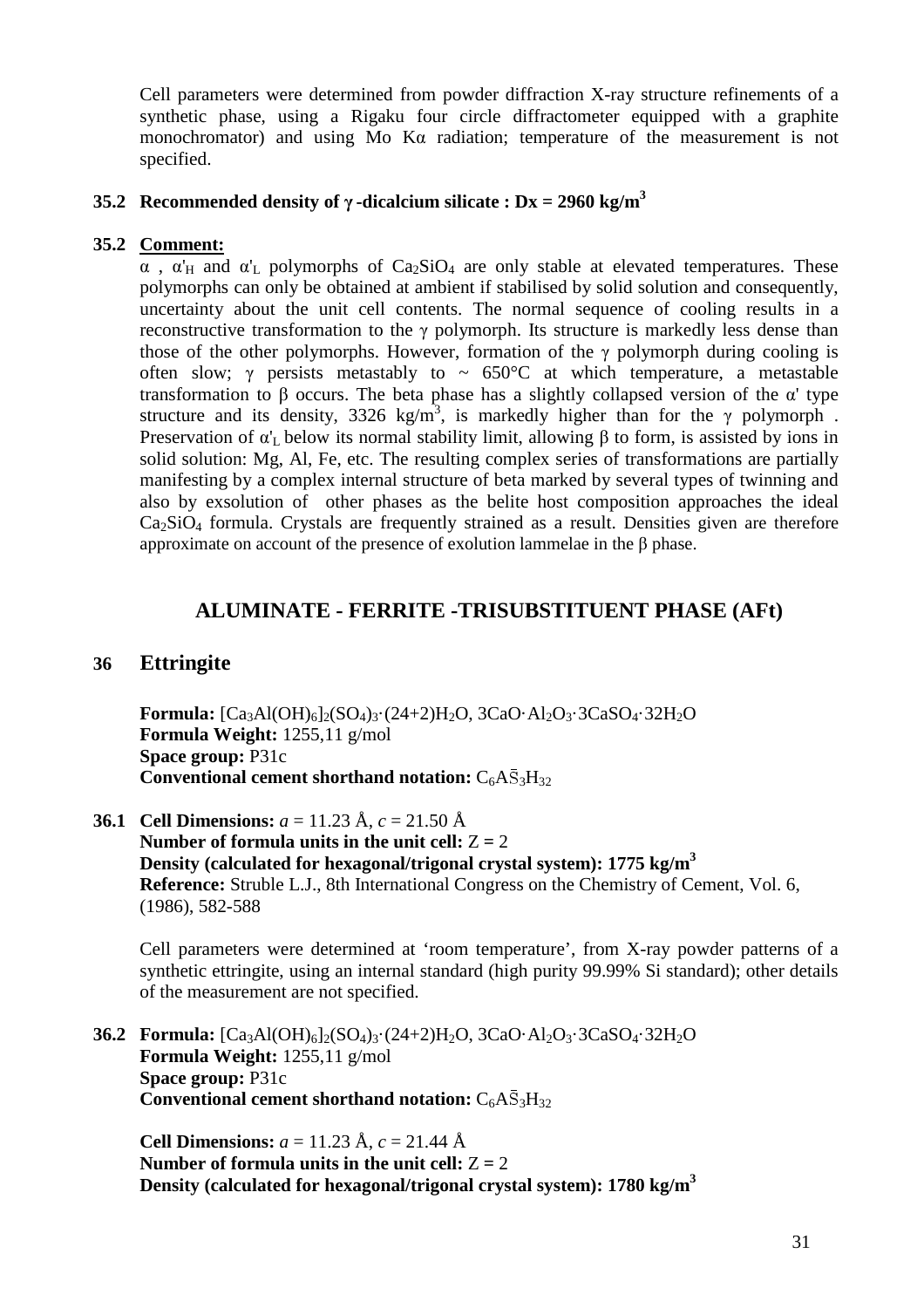Cell parameters were determined from powder diffraction X-ray structure refinements of a synthetic phase, using a Rigaku four circle diffractometer equipped with a graphite monochromator) and using Mo Kα radiation; temperature of the measurement is not specified.

### 35.2 Recommended density of γ -dicalcium silicate : Dx = 2960 kg/m$^3$

### 35.2 Comment:

α , $\alpha'_H$ and $\alpha'_L$ polymorphs of $Ca_2SiO_4$ are only stable at elevated temperatures. These polymorphs can only be obtained at ambient if stabilised by solid solution and consequently, uncertainty about the unit cell contents. The normal sequence of cooling results in a reconstructive transformation to the γ polymorph. Its structure is markedly less dense than those of the other polymorphs. However, formation of the γ polymorph during cooling is often slow; γ persists metastably to ~ 650°C at which temperature, a metastable transformation to β occurs. The beta phase has a slightly collapsed version of the α' type structure and its density, 3326 kg/m$^3$, is markedly higher than for the γ polymorph . Preservation of $\alpha'_L$ below its normal stability limit, allowing β to form, is assisted by ions in solid solution: Mg, Al, Fe, etc. The resulting complex series of transformations are partially manifesting by a complex internal structure of beta marked by several types of twinning and also by exsolution of other phases as the belite host composition approaches the ideal $Ca_2SiO_4$ formula. Crystals are frequently strained as a result. Densities given are therefore approximate on account of the presence of exolution lammelae in the β phase.

## ALUMINATE - FERRITE -TRISUBSTITUENT PHASE (AFt)

## 36 Ettringite

**Formula:** $[Ca_3Al(OH)_6]_2(SO_4)_3\cdot(24+2)H_2O$, $3CaO\cdot Al_2O_3\cdot 3CaSO_4\cdot 32H_2O$
**Formula Weight:** 1255,11 g/mol
**Space group:** P31c
**Conventional cement shorthand notation:** $C_6A\bar{S}_3H_{32}$

**36.1 Cell Dimensions:** *a* = 11.23 Å, *c* = 21.50 Å
**Number of formula units in the unit cell:** Z = 2
**Density (calculated for hexagonal/trigonal crystal system): 1775 kg/m$^3$**
**Reference:** Struble L.J., 8th International Congress on the Chemistry of Cement, Vol. 6, (1986), 582-588

Cell parameters were determined at 'room temperature', from X-ray powder patterns of a synthetic ettringite, using an internal standard (high purity 99.99% Si standard); other details of the measurement are not specified.

**36.2 Formula:** $[Ca_3Al(OH)_6]_2(SO_4)_3\cdot(24+2)H_2O$, $3CaO\cdot Al_2O_3\cdot 3CaSO_4\cdot 32H_2O$
**Formula Weight:** 1255,11 g/mol
**Space group:** P31c
**Conventional cement shorthand notation:** $C_6A\bar{S}_3H_{32}$

**Cell Dimensions:** *a* = 11.23 Å, *c* = 21.44 Å
**Number of formula units in the unit cell:** Z = 2
**Density (calculated for hexagonal/trigonal crystal system): 1780 kg/m$^3$**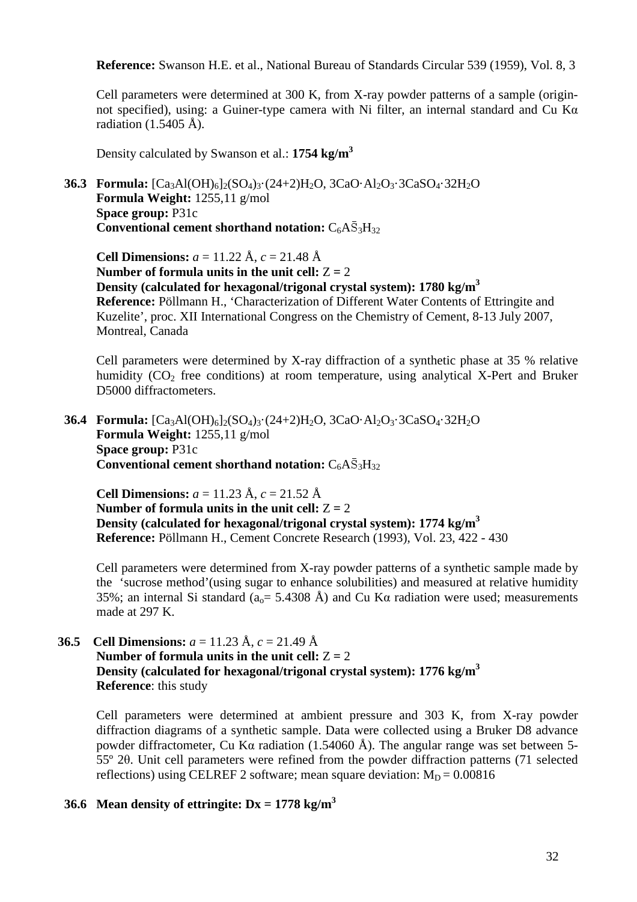**Reference:** Swanson H.E. et al., National Bureau of Standards Circular 539 (1959), Vol. 8, 3

Cell parameters were determined at 300 K, from X-ray powder patterns of a sample (origin-not specified), using: a Guiner-type camera with Ni filter, an internal standard and Cu Kα radiation (1.5405 Å).

Density calculated by Swanson et al.: **1754 kg/m$^3$**

**36.3 Formula:** $[Ca_3Al(OH)_6]_2(SO_4)_3{\cdot}(24{+}2)H_2O$, $3CaO{\cdot}Al_2O_3{\cdot}3CaSO_4{\cdot}32H_2O$
**Formula Weight:** 1255,11 g/mol
**Space group:** P31c
**Conventional cement shorthand notation:** $C_6A\bar{S}_3H_{32}$

**Cell Dimensions:** $a$ = 11.22 Å, $c$ = 21.48 Å
**Number of formula units in the unit cell:** Z **=** 2
**Density (calculated for hexagonal/trigonal crystal system): 1780 kg/m$^3$**
**Reference:** Pöllmann H., 'Characterization of Different Water Contents of Ettringite and Kuzelite', proc. XII International Congress on the Chemistry of Cement, 8-13 July 2007, Montreal, Canada

Cell parameters were determined by X-ray diffraction of a synthetic phase at 35 % relative humidity ($CO_2$ free conditions) at room temperature, using analytical X-Pert and Bruker D5000 diffractometers.

**36.4 Formula:** $[Ca_3Al(OH)_6]_2(SO_4)_3{\cdot}(24{+}2)H_2O$, $3CaO{\cdot}Al_2O_3{\cdot}3CaSO_4{\cdot}32H_2O$
**Formula Weight:** 1255,11 g/mol
**Space group:** P31c
**Conventional cement shorthand notation:** $C_6A\bar{S}_3H_{32}$

**Cell Dimensions:** $a$ = 11.23 Å, $c$ = 21.52 Å
**Number of formula units in the unit cell:** Z **=** 2
**Density (calculated for hexagonal/trigonal crystal system): 1774 kg/m$^3$**
**Reference:** Pöllmann H., Cement Concrete Research (1993), Vol. 23, 422 - 430

Cell parameters were determined from X-ray powder patterns of a synthetic sample made by the 'sucrose method'(using sugar to enhance solubilities) and measured at relative humidity 35%; an internal Si standard ($a_o$= 5.4308 Å) and Cu Kα radiation were used; measurements made at 297 K.

**36.5 Cell Dimensions:** $a$ = 11.23 Å, $c$ = 21.49 Å
**Number of formula units in the unit cell:** Z **=** 2
**Density (calculated for hexagonal/trigonal crystal system): 1776 kg/m$^3$**
**Reference**: this study

Cell parameters were determined at ambient pressure and 303 K, from X-ray powder diffraction diagrams of a synthetic sample. Data were collected using a Bruker D8 advance powder diffractometer, Cu Kα radiation (1.54060 Å). The angular range was set between 5-55º 2θ. Unit cell parameters were refined from the powder diffraction patterns (71 selected reflections) using CELREF 2 software; mean square deviation: $M_D$ = 0.00816

**36.6 Mean density of ettringite: Dx = 1778 kg/m$^3$**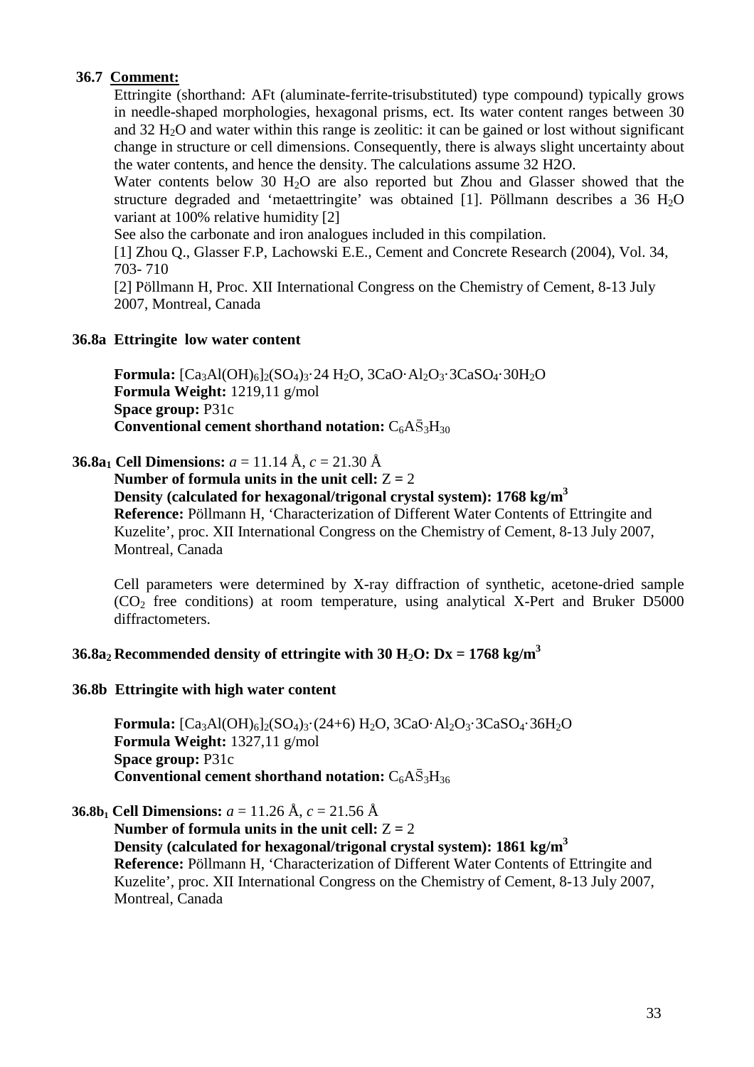## 36.7 Comment:

Ettringite (shorthand: AFt (aluminate-ferrite-trisubstituted) type compound) typically grows in needle-shaped morphologies, hexagonal prisms, ect. Its water content ranges between 30 and 32 $H_2O$ and water within this range is zeolitic: it can be gained or lost without significant change in structure or cell dimensions. Consequently, there is always slight uncertainty about the water contents, and hence the density. The calculations assume 32 H2O.

Water contents below 30 $H_2O$ are also reported but Zhou and Glasser showed that the structure degraded and 'metaettringite' was obtained [1]. Pöllmann describes a 36 $H_2O$ variant at 100% relative humidity [2]

See also the carbonate and iron analogues included in this compilation.

[1] Zhou Q., Glasser F.P, Lachowski E.E., Cement and Concrete Research (2004), Vol. 34, 703- 710

[2] Pöllmann H, Proc. XII International Congress on the Chemistry of Cement, 8-13 July 2007, Montreal, Canada

### 36.8a Ettringite low water content

**Formula:** $[Ca_3Al(OH)_6]_2(SO_4)_3 \cdot 24\ H_2O$, $3CaO \cdot Al_2O_3 \cdot 3CaSO_4 \cdot 30H_2O$
**Formula Weight:** 1219,11 g/mol
**Space group:** P31c
**Conventional cement shorthand notation:** $C_6A\bar{S}_3H_{30}$

**36.8a$_1$ Cell Dimensions:** $a$ = 11.14 Å, $c$ = 21.30 Å
**Number of formula units in the unit cell:** Z = 2
**Density (calculated for hexagonal/trigonal crystal system): 1768 kg/m$^3$**
**Reference:** Pöllmann H, 'Characterization of Different Water Contents of Ettringite and Kuzelite', proc. XII International Congress on the Chemistry of Cement, 8-13 July 2007, Montreal, Canada

Cell parameters were determined by X-ray diffraction of synthetic, acetone-dried sample ($CO_2$ free conditions) at room temperature, using analytical X-Pert and Bruker D5000 diffractometers.

### 36.8a$_2$ Recommended density of ettringite with 30 $H_2O$: Dx = 1768 kg/m$^3$

### 36.8b Ettringite with high water content

**Formula:** $[Ca_3Al(OH)_6]_2(SO_4)_3 \cdot (24+6)\ H_2O$, $3CaO \cdot Al_2O_3 \cdot 3CaSO_4 \cdot 36H_2O$
**Formula Weight:** 1327,11 g/mol
**Space group:** P31c
**Conventional cement shorthand notation:** $C_6A\bar{S}_3H_{36}$

**36.8b$_1$ Cell Dimensions:** $a$ = 11.26 Å, $c$ = 21.56 Å
**Number of formula units in the unit cell:** Z = 2
**Density (calculated for hexagonal/trigonal crystal system): 1861 kg/m$^3$**
**Reference:** Pöllmann H, 'Characterization of Different Water Contents of Ettringite and Kuzelite', proc. XII International Congress on the Chemistry of Cement, 8-13 July 2007, Montreal, Canada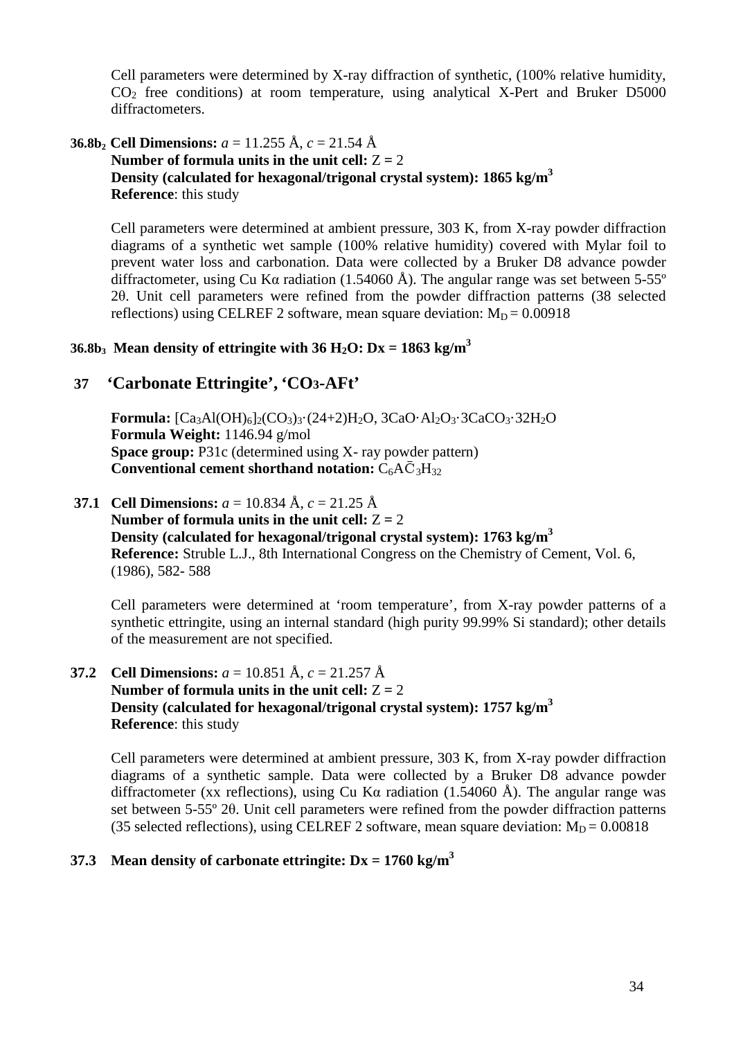Cell parameters were determined by X-ray diffraction of synthetic, (100% relative humidity, $CO_2$ free conditions) at room temperature, using analytical X-Pert and Bruker D5000 diffractometers.

**36.8b$_2$ Cell Dimensions:** $a$ = 11.255 Å, $c$ = 21.54 Å
**Number of formula units in the unit cell:** Z = 2
**Density (calculated for hexagonal/trigonal crystal system): 1865 kg/m$^3$**
**Reference**: this study

Cell parameters were determined at ambient pressure, 303 K, from X-ray powder diffraction diagrams of a synthetic wet sample (100% relative humidity) covered with Mylar foil to prevent water loss and carbonation. Data were collected by a Bruker D8 advance powder diffractometer, using Cu Kα radiation (1.54060 Å). The angular range was set between 5-55º 2θ. Unit cell parameters were refined from the powder diffraction patterns (38 selected reflections) using CELREF 2 software, mean square deviation: $M_D$ = 0.00918

**36.8b$_3$ Mean density of ettringite with 36 $H_2O$: Dx = 1863 kg/m$^3$**

## 37 'Carbonate Ettringite', '$CO_3$-AFt'

**Formula:** $[Ca_3Al(OH)_6]_2(CO_3)_3\cdot(24+2)H_2O$, $3CaO\cdot Al_2O_3\cdot 3CaCO_3\cdot 32H_2O$
**Formula Weight:** 1146.94 g/mol
**Space group:** P31c (determined using X- ray powder pattern)
**Conventional cement shorthand notation:** $C_6A\bar{C}_3H_{32}$

**37.1 Cell Dimensions:** $a$ = 10.834 Å, $c$ = 21.25 Å
**Number of formula units in the unit cell:** Z = 2
**Density (calculated for hexagonal/trigonal crystal system): 1763 kg/m$^3$**
**Reference:** Struble L.J., 8th International Congress on the Chemistry of Cement, Vol. 6, (1986), 582- 588

Cell parameters were determined at 'room temperature', from X-ray powder patterns of a synthetic ettringite, using an internal standard (high purity 99.99% Si standard); other details of the measurement are not specified.

**37.2 Cell Dimensions:** $a$ = 10.851 Å, $c$ = 21.257 Å
**Number of formula units in the unit cell:** Z = 2
**Density (calculated for hexagonal/trigonal crystal system): 1757 kg/m$^3$**
**Reference**: this study

Cell parameters were determined at ambient pressure, 303 K, from X-ray powder diffraction diagrams of a synthetic sample. Data were collected by a Bruker D8 advance powder diffractometer (xx reflections), using Cu Kα radiation (1.54060 Å). The angular range was set between 5-55º 2θ. Unit cell parameters were refined from the powder diffraction patterns (35 selected reflections), using CELREF 2 software, mean square deviation: $M_D$ = 0.00818

**37.3 Mean density of carbonate ettringite: Dx = 1760 kg/m$^3$**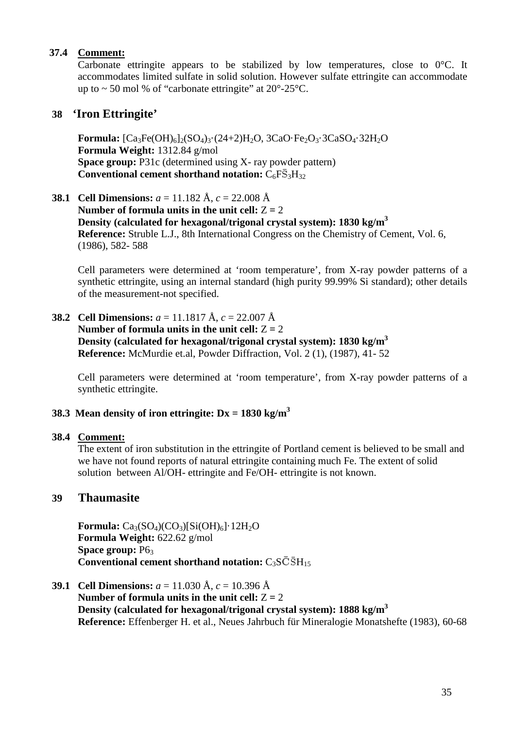**37.4 Comment:**

Carbonate ettringite appears to be stabilized by low temperatures, close to 0°C. It accommodates limited sulfate in solid solution. However sulfate ettringite can accommodate up to ~ 50 mol % of "carbonate ettringite" at 20°-25°C.

## 38 'Iron Ettringite'

**Formula:** $[Ca_3Fe(OH)_6]_2(SO_4)_3 \cdot (24+2)H_2O$, $3CaO \cdot Fe_2O_3 \cdot 3CaSO_4 \cdot 32H_2O$
**Formula Weight:** 1312.84 g/mol
**Space group:** P31c (determined using X- ray powder pattern)
**Conventional cement shorthand notation:** $C_6F\bar{S}_3H_{32}$

**38.1 Cell Dimensions:** $a$ = 11.182 Å, $c$ = 22.008 Å
**Number of formula units in the unit cell:** Z = 2
**Density (calculated for hexagonal/trigonal crystal system): 1830 kg/m$^3$**
**Reference:** Struble L.J., 8th International Congress on the Chemistry of Cement, Vol. 6, (1986), 582- 588

Cell parameters were determined at 'room temperature', from X-ray powder patterns of a synthetic ettringite, using an internal standard (high purity 99.99% Si standard); other details of the measurement-not specified.

**38.2 Cell Dimensions:** $a$ = 11.1817 Å, $c$ = 22.007 Å
**Number of formula units in the unit cell:** Z = 2
**Density (calculated for hexagonal/trigonal crystal system): 1830 kg/m$^3$**
**Reference:** McMurdie et.al, Powder Diffraction, Vol. 2 (1), (1987), 41- 52

Cell parameters were determined at 'room temperature', from X-ray powder patterns of a synthetic ettringite.

**38.3 Mean density of iron ettringite: Dx = 1830 kg/m$^3$**

**38.4 Comment:**

The extent of iron substitution in the ettringite of Portland cement is believed to be small and we have not found reports of natural ettringite containing much Fe. The extent of solid solution between Al/OH- ettringite and Fe/OH- ettringite is not known.

## 39 Thaumasite

**Formula:** $Ca_3(SO_4)(CO_3)[Si(OH)_6] \cdot 12H_2O$
**Formula Weight:** 622.62 g/mol
**Space group:** $P6_3$
**Conventional cement shorthand notation:** $C_3S\bar{C}\bar{S}H_{15}$

**39.1 Cell Dimensions:** $a$ = 11.030 Å, $c$ = 10.396 Å
**Number of formula units in the unit cell:** Z = 2
**Density (calculated for hexagonal/trigonal crystal system): 1888 kg/m$^3$**
**Reference:** Effenberger H. et al., Neues Jahrbuch für Mineralogie Monatshefte (1983), 60-68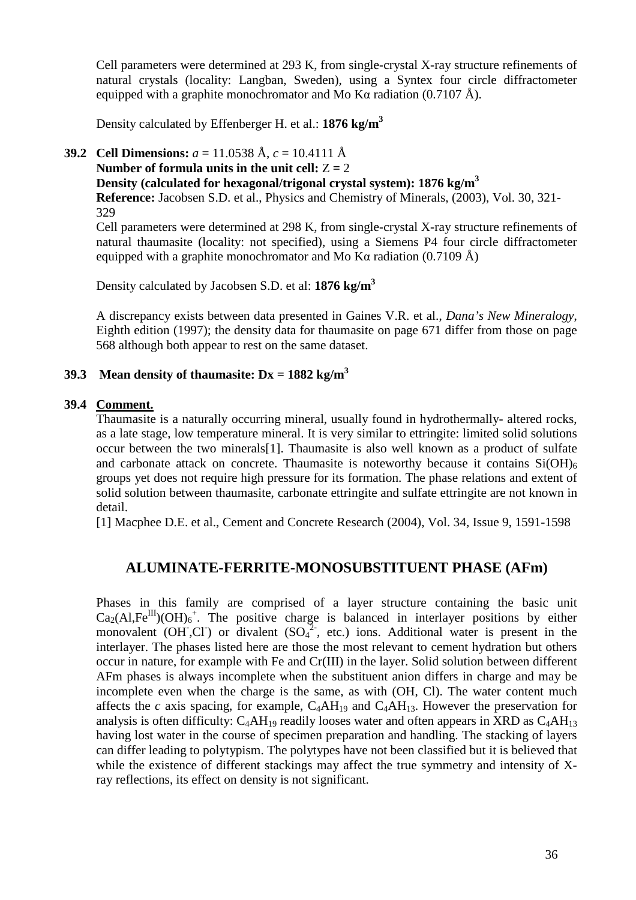Cell parameters were determined at 293 K, from single-crystal X-ray structure refinements of natural crystals (locality: Langban, Sweden), using a Syntex four circle diffractometer equipped with a graphite monochromator and Mo Kα radiation (0.7107 Å).

Density calculated by Effenberger H. et al.: **1876 kg/m$^3$**

**39.2 Cell Dimensions:** $a$ = 11.0538 Å, $c$ = 10.4111 Å
**Number of formula units in the unit cell:** Z **=** 2
**Density (calculated for hexagonal/trigonal crystal system): 1876 kg/m$^3$**
**Reference:** Jacobsen S.D. et al., Physics and Chemistry of Minerals, (2003), Vol. 30, 321-329
Cell parameters were determined at 298 K, from single-crystal X-ray structure refinements of natural thaumasite (locality: not specified), using a Siemens P4 four circle diffractometer equipped with a graphite monochromator and Mo Kα radiation (0.7109 Å)

Density calculated by Jacobsen S.D. et al: **1876 kg/m$^3$**

A discrepancy exists between data presented in Gaines V.R. et al., *Dana's New Mineralogy*, Eighth edition (1997); the density data for thaumasite on page 671 differ from those on page 568 although both appear to rest on the same dataset.

**39.3 Mean density of thaumasite: Dx = 1882 kg/m$^3$**

**39.4 Comment.**
Thaumasite is a naturally occurring mineral, usually found in hydrothermally- altered rocks, as a late stage, low temperature mineral. It is very similar to ettringite: limited solid solutions occur between the two minerals[1]. Thaumasite is also well known as a product of sulfate and carbonate attack on concrete. Thaumasite is noteworthy because it contains $Si(OH)_6$ groups yet does not require high pressure for its formation. The phase relations and extent of solid solution between thaumasite, carbonate ettringite and sulfate ettringite are not known in detail.
[1] Macphee D.E. et al., Cement and Concrete Research (2004), Vol. 34, Issue 9, 1591-1598

## ALUMINATE-FERRITE-MONOSUBSTITUENT PHASE (AFm)

Phases in this family are comprised of a layer structure containing the basic unit $Ca_2(Al,Fe^{III})(OH)_6^+$. The positive charge is balanced in interlayer positions by either monovalent ($OH^-$,$Cl^-$) or divalent ($SO_4^{2-}$, etc.) ions. Additional water is present in the interlayer. The phases listed here are those the most relevant to cement hydration but others occur in nature, for example with Fe and Cr(III) in the layer. Solid solution between different AFm phases is always incomplete when the substituent anion differs in charge and may be incomplete even when the charge is the same, as with (OH, Cl). The water content much affects the $c$ axis spacing, for example, $C_4AH_{19}$ and $C_4AH_{13}$. However the preservation for analysis is often difficulty: $C_4AH_{19}$ readily looses water and often appears in XRD as $C_4AH_{13}$ having lost water in the course of specimen preparation and handling. The stacking of layers can differ leading to polytypism. The polytypes have not been classified but it is believed that while the existence of different stackings may affect the true symmetry and intensity of X-ray reflections, its effect on density is not significant.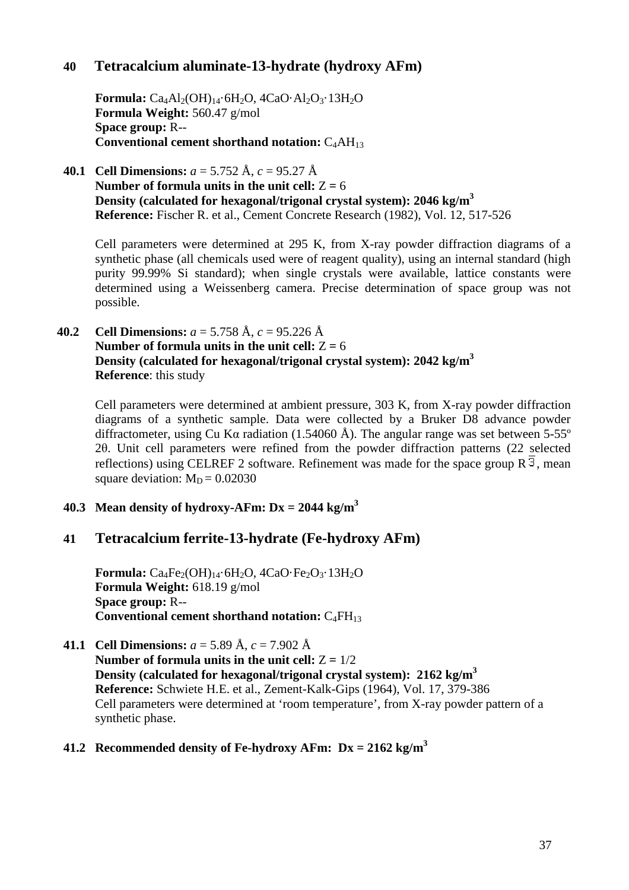## 40 Tetracalcium aluminate-13-hydrate (hydroxy AFm)

**Formula:** $Ca_4Al_2(OH)_{14}\cdot 6H_2O$, $4CaO\cdot Al_2O_3\cdot 13H_2O$
**Formula Weight:** 560.47 g/mol
**Space group:** R--
**Conventional cement shorthand notation:** $C_4AH_{13}$

**40.1 Cell Dimensions:** *a* = 5.752 Å, *c* = 95.27 Å
**Number of formula units in the unit cell:** Z = 6
**Density (calculated for hexagonal/trigonal crystal system): 2046 kg/m$^3$**
**Reference:** Fischer R. et al., Cement Concrete Research (1982), Vol. 12, 517-526

Cell parameters were determined at 295 K, from X-ray powder diffraction diagrams of a synthetic phase (all chemicals used were of reagent quality), using an internal standard (high purity 99.99% Si standard); when single crystals were available, lattice constants were determined using a Weissenberg camera. Precise determination of space group was not possible.

**40.2 Cell Dimensions:** *a* = 5.758 Å, *c* = 95.226 Å
**Number of formula units in the unit cell:** Z = 6
**Density (calculated for hexagonal/trigonal crystal system): 2042 kg/m$^3$**
**Reference**: this study

Cell parameters were determined at ambient pressure, 303 K, from X-ray powder diffraction diagrams of a synthetic sample. Data were collected by a Bruker D8 advance powder diffractometer, using Cu Kα radiation (1.54060 Å). The angular range was set between 5-55º 2θ. Unit cell parameters were refined from the powder diffraction patterns (22 selected reflections) using CELREF 2 software. Refinement was made for the space group R$\bar{3}$, mean square deviation: $M_D = 0.02030$

**40.3 Mean density of hydroxy-AFm: Dx = 2044 kg/m$^3$**

## 41 Tetracalcium ferrite-13-hydrate (Fe-hydroxy AFm)

**Formula:** $Ca_4Fe_2(OH)_{14}\cdot 6H_2O$, $4CaO\cdot Fe_2O_3\cdot 13H_2O$
**Formula Weight:** 618.19 g/mol
**Space group:** R--
**Conventional cement shorthand notation:** $C_4FH_{13}$

**41.1 Cell Dimensions:** *a* = 5.89 Å, *c* = 7.902 Å
**Number of formula units in the unit cell:** Z = 1/2
**Density (calculated for hexagonal/trigonal crystal system): 2162 kg/m$^3$**
**Reference:** Schwiete H.E. et al., Zement-Kalk-Gips (1964), Vol. 17, 379-386
Cell parameters were determined at 'room temperature', from X-ray powder pattern of a synthetic phase.

**41.2 Recommended density of Fe-hydroxy AFm: Dx = 2162 kg/m$^3$**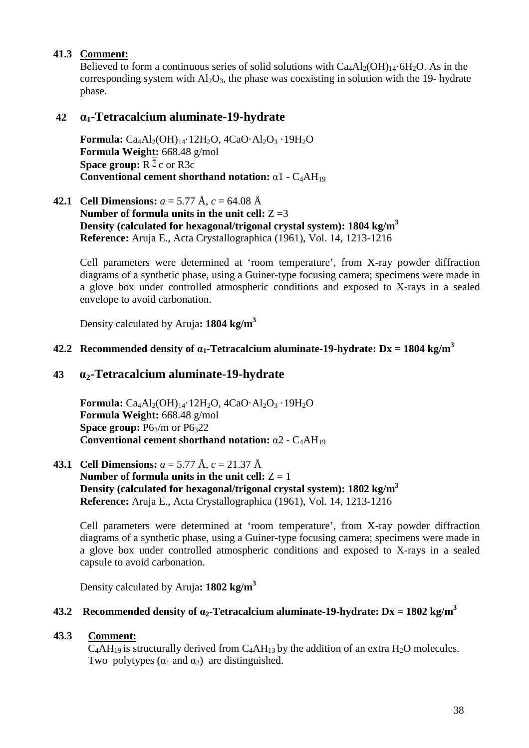**41.3 Comment:**

Believed to form a continuous series of solid solutions with $Ca_4Al_2(OH)_{14}{\cdot}6H_2O$. As in the corresponding system with $Al_2O_3$, the phase was coexisting in solution with the 19- hydrate phase.

## 42 $\alpha_1$-Tetracalcium aluminate-19-hydrate

**Formula:** $Ca_4Al_2(OH)_{14}{\cdot}12H_2O$, $4CaO{\cdot}Al_2O_3{\cdot}19H_2O$
**Formula Weight:** 668.48 g/mol
**Space group:** $R\bar{3}c$ or R3c
**Conventional cement shorthand notation:** α1 - $C_4AH_{19}$

**42.1 Cell Dimensions:** $a$ = 5.77 Å, $c$ = 64.08 Å
**Number of formula units in the unit cell:** Z =3
**Density (calculated for hexagonal/trigonal crystal system): 1804 kg/m$^3$**
**Reference:** Aruja E., Acta Crystallographica (1961), Vol. 14, 1213-1216

Cell parameters were determined at 'room temperature', from X-ray powder diffraction diagrams of a synthetic phase, using a Guiner-type focusing camera; specimens were made in a glove box under controlled atmospheric conditions and exposed to X-rays in a sealed envelope to avoid carbonation.

Density calculated by Aruja**: 1804 kg/m$^3$**

**42.2 Recommended density of $\alpha_1$-Tetracalcium aluminate-19-hydrate: Dx = 1804 kg/m$^3$**

## 43 $\alpha_2$-Tetracalcium aluminate-19-hydrate

**Formula:** $Ca_4Al_2(OH)_{14}{\cdot}12H_2O$, $4CaO{\cdot}Al_2O_3{\cdot}19H_2O$
**Formula Weight:** 668.48 g/mol
**Space group:** $P6_3/m$ or $P6_322$
**Conventional cement shorthand notation:** α2 - $C_4AH_{19}$

**43.1 Cell Dimensions:** $a$ = 5.77 Å, $c$ = 21.37 Å
**Number of formula units in the unit cell:** Z = 1
**Density (calculated for hexagonal/trigonal crystal system): 1802 kg/m$^3$**
**Reference:** Aruja E., Acta Crystallographica (1961), Vol. 14, 1213-1216

Cell parameters were determined at 'room temperature', from X-ray powder diffraction diagrams of a synthetic phase, using a Guiner-type focusing camera; specimens were made in a glove box under controlled atmospheric conditions and exposed to X-rays in a sealed capsule to avoid carbonation.

Density calculated by Aruja**: 1802 kg/m$^3$**

**43.2 Recommended density of $\alpha_2$-Tetracalcium aluminate-19-hydrate: Dx = 1802 kg/m$^3$**

**43.3 Comment:**

$C_4AH_{19}$ is structurally derived from $C_4AH_{13}$ by the addition of an extra $H_2O$ molecules. Two polytypes ($\alpha_1$ and $\alpha_2$) are distinguished.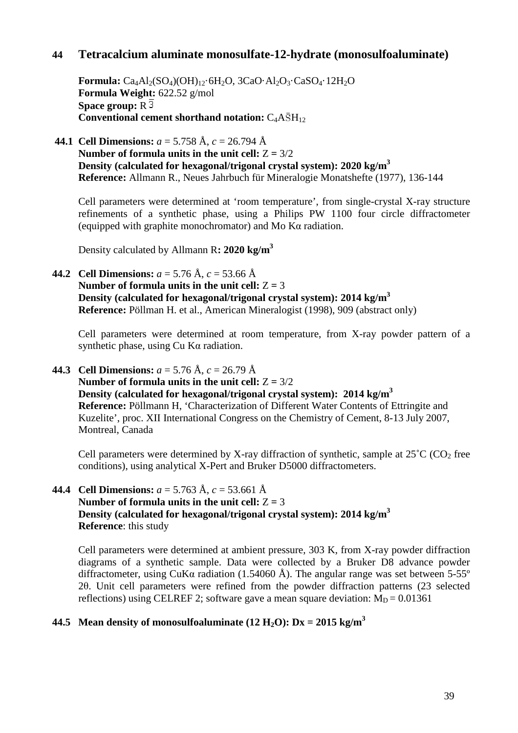## 44 Tetracalcium aluminate monosulfate-12-hydrate (monosulfoaluminate)

**Formula:** $Ca_4Al_2(SO_4)(OH)_{12}\cdot 6H_2O$, $3CaO\cdot Al_2O_3\cdot CaSO_4\cdot 12H_2O$
**Formula Weight:** 622.52 g/mol
**Space group:** $R\bar{3}$
**Conventional cement shorthand notation:** $C_4A\bar{S}H_{12}$

**44.1 Cell Dimensions:** $a$ = 5.758 Å, $c$ = 26.794 Å
**Number of formula units in the unit cell:** Z = 3/2
**Density (calculated for hexagonal/trigonal crystal system): 2020 kg/m$^3$**
**Reference:** Allmann R., Neues Jahrbuch für Mineralogie Monatshefte (1977), 136-144

Cell parameters were determined at 'room temperature', from single-crystal X-ray structure refinements of a synthetic phase, using a Philips PW 1100 four circle diffractometer (equipped with graphite monochromator) and Mo Kα radiation.

Density calculated by Allmann R**: 2020 kg/m$^3$**

**44.2 Cell Dimensions:** $a$ = 5.76 Å, $c$ = 53.66 Å
**Number of formula units in the unit cell:** Z = 3
**Density (calculated for hexagonal/trigonal crystal system): 2014 kg/m$^3$**
**Reference:** Pöllman H. et al., American Mineralogist (1998), 909 (abstract only)

Cell parameters were determined at room temperature, from X-ray powder pattern of a synthetic phase, using Cu Kα radiation.

**44.3 Cell Dimensions:** $a$ = 5.76 Å, $c$ = 26.79 Å
**Number of formula units in the unit cell:** Z = 3/2
**Density (calculated for hexagonal/trigonal crystal system): 2014 kg/m$^3$**
**Reference:** Pöllmann H, 'Characterization of Different Water Contents of Ettringite and Kuzelite', proc. XII International Congress on the Chemistry of Cement, 8-13 July 2007, Montreal, Canada

Cell parameters were determined by X-ray diffraction of synthetic, sample at 25˚C ($CO_2$ free conditions), using analytical X-Pert and Bruker D5000 diffractometers.

**44.4 Cell Dimensions:** $a$ = 5.763 Å, $c$ = 53.661 Å
**Number of formula units in the unit cell:** Z = 3
**Density (calculated for hexagonal/trigonal crystal system): 2014 kg/m$^3$**
**Reference**: this study

Cell parameters were determined at ambient pressure, 303 K, from X-ray powder diffraction diagrams of a synthetic sample. Data were collected by a Bruker D8 advance powder diffractometer, using CuKα radiation (1.54060 Å). The angular range was set between 5-55º 2θ. Unit cell parameters were refined from the powder diffraction patterns (23 selected reflections) using CELREF 2; software gave a mean square deviation: $M_D$ = 0.01361

**44.5 Mean density of monosulfoaluminate (12 $H_2O$): Dx = 2015 kg/m$^3$**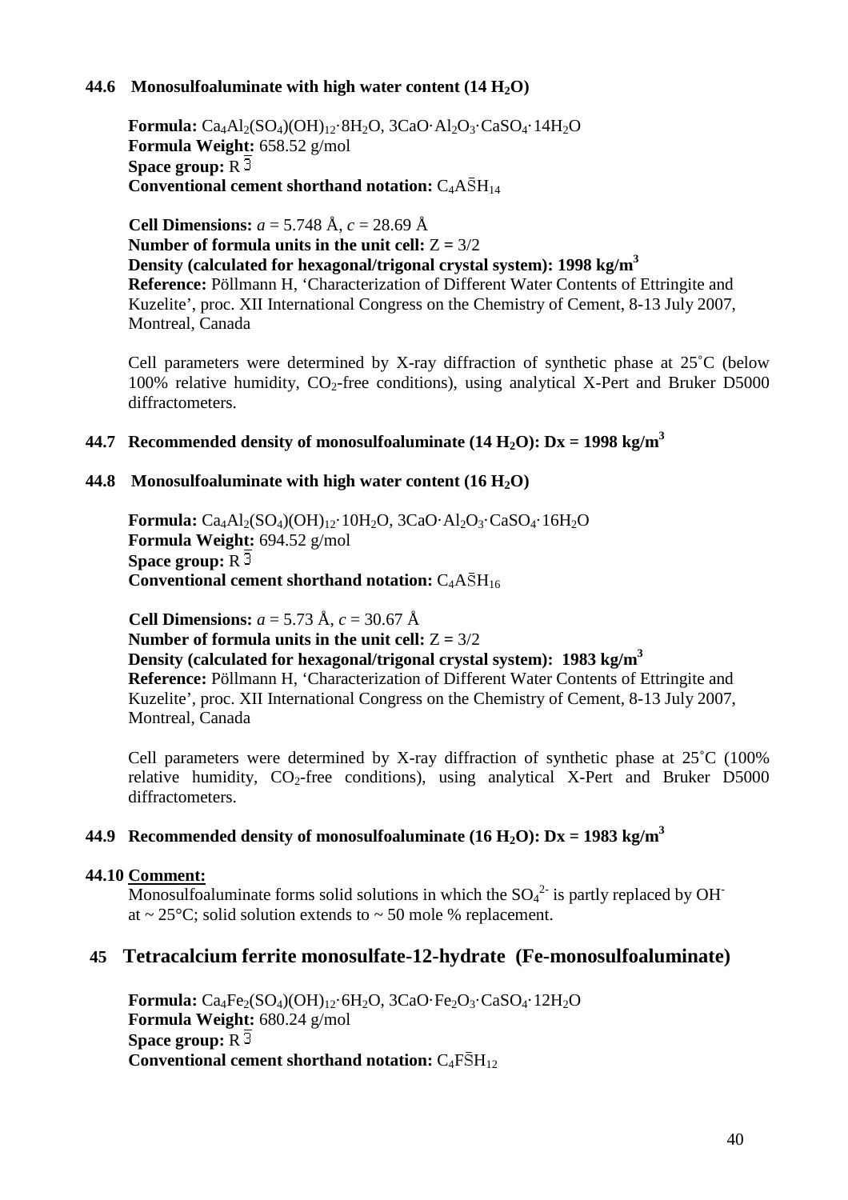### 44.6 Monosulfoaluminate with high water content (14 $H_2O$)

**Formula:** $Ca_4Al_2(SO_4)(OH)_{12}\cdot 8H_2O$, $3CaO\cdot Al_2O_3\cdot CaSO_4\cdot 14H_2O$
**Formula Weight:** 658.52 g/mol
**Space group:** $R\bar{3}$
**Conventional cement shorthand notation:** $C_4A\bar{S}H_{14}$

**Cell Dimensions:** $a$ = 5.748 Å, $c$ = 28.69 Å
**Number of formula units in the unit cell:** Z = 3/2
**Density (calculated for hexagonal/trigonal crystal system): 1998 kg/m$^3$**
**Reference:** Pöllmann H, 'Characterization of Different Water Contents of Ettringite and Kuzelite', proc. XII International Congress on the Chemistry of Cement, 8-13 July 2007, Montreal, Canada

Cell parameters were determined by X-ray diffraction of synthetic phase at 25˚C (below 100% relative humidity, $CO_2$-free conditions), using analytical X-Pert and Bruker D5000 diffractometers.

### 44.7 Recommended density of monosulfoaluminate (14 $H_2O$): Dx = 1998 kg/m$^3$

### 44.8 Monosulfoaluminate with high water content (16 $H_2O$)

**Formula:** $Ca_4Al_2(SO_4)(OH)_{12}\cdot 10H_2O$, $3CaO\cdot Al_2O_3\cdot CaSO_4\cdot 16H_2O$
**Formula Weight:** 694.52 g/mol
**Space group:** $R\bar{3}$
**Conventional cement shorthand notation:** $C_4A\bar{S}H_{16}$

**Cell Dimensions:** $a$ = 5.73 Å, $c$ = 30.67 Å
**Number of formula units in the unit cell:** Z = 3/2
**Density (calculated for hexagonal/trigonal crystal system): 1983 kg/m$^3$**
**Reference:** Pöllmann H, 'Characterization of Different Water Contents of Ettringite and Kuzelite', proc. XII International Congress on the Chemistry of Cement, 8-13 July 2007, Montreal, Canada

Cell parameters were determined by X-ray diffraction of synthetic phase at 25˚C (100% relative humidity, $CO_2$-free conditions), using analytical X-Pert and Bruker D5000 diffractometers.

### 44.9 Recommended density of monosulfoaluminate (16 $H_2O$): Dx = 1983 kg/m$^3$

### 44.10 Comment:

Monosulfoaluminate forms solid solutions in which the $SO_4^{2-}$ is partly replaced by $OH^-$ at ~ 25°C; solid solution extends to ~ 50 mole % replacement.

## 45 Tetracalcium ferrite monosulfate-12-hydrate (Fe-monosulfoaluminate)

**Formula:** $Ca_4Fe_2(SO_4)(OH)_{12}\cdot 6H_2O$, $3CaO\cdot Fe_2O_3\cdot CaSO_4\cdot 12H_2O$
**Formula Weight:** 680.24 g/mol
**Space group:** $R\bar{3}$
**Conventional cement shorthand notation:** $C_4F\bar{S}H_{12}$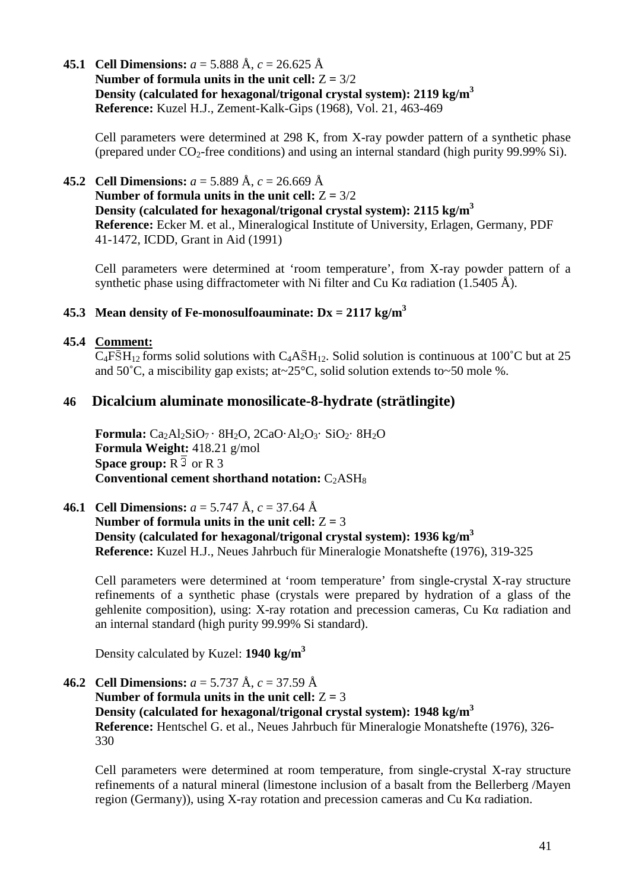**45.1 Cell Dimensions:** $a$ = 5.888 Å, $c$ = 26.625 Å
**Number of formula units in the unit cell:** Z = 3/2
**Density (calculated for hexagonal/trigonal crystal system): 2119 kg/m$^3$**
**Reference:** Kuzel H.J., Zement-Kalk-Gips (1968), Vol. 21, 463-469

Cell parameters were determined at 298 K, from X-ray powder pattern of a synthetic phase (prepared under $CO_2$-free conditions) and using an internal standard (high purity 99.99% Si).

**45.2 Cell Dimensions:** $a$ = 5.889 Å, $c$ = 26.669 Å
**Number of formula units in the unit cell:** Z = 3/2
**Density (calculated for hexagonal/trigonal crystal system): 2115 kg/m$^3$**
**Reference:** Ecker M. et al., Mineralogical Institute of University, Erlagen, Germany, PDF 41-1472, ICDD, Grant in Aid (1991)

Cell parameters were determined at 'room temperature', from X-ray powder pattern of a synthetic phase using diffractometer with Ni filter and Cu Kα radiation (1.5405 Å).

**45.3 Mean density of Fe-monosulfoauminate: Dx = 2117 kg/m$^3$**

**45.4 Comment:**

$C_4F\bar{S}H_{12}$ forms solid solutions with $C_4A\bar{S}H_{12}$. Solid solution is continuous at 100˚C but at 25 and 50˚C, a miscibility gap exists; at~25°C, solid solution extends to~50 mole %.

## 46 Dicalcium aluminate monosilicate-8-hydrate (strätlingite)

**Formula:** $Ca_2Al_2SiO_7 \cdot 8H_2O$, $2CaO \cdot Al_2O_3 \cdot SiO_2 \cdot 8H_2O$
**Formula Weight:** 418.21 g/mol
**Space group:** R $\bar{3}$ or R 3
**Conventional cement shorthand notation:** $C_2ASH_8$

**46.1 Cell Dimensions:** $a$ = 5.747 Å, $c$ = 37.64 Å
**Number of formula units in the unit cell:** Z = 3
**Density (calculated for hexagonal/trigonal crystal system): 1936 kg/m$^3$**
**Reference:** Kuzel H.J., Neues Jahrbuch für Mineralogie Monatshefte (1976), 319-325

Cell parameters were determined at 'room temperature' from single-crystal X-ray structure refinements of a synthetic phase (crystals were prepared by hydration of a glass of the gehlenite composition), using: X-ray rotation and precession cameras, Cu Kα radiation and an internal standard (high purity 99.99% Si standard).

Density calculated by Kuzel: **1940 kg/m$^3$**

**46.2 Cell Dimensions:** $a$ = 5.737 Å, $c$ = 37.59 Å
**Number of formula units in the unit cell:** Z = 3
**Density (calculated for hexagonal/trigonal crystal system): 1948 kg/m$^3$**
**Reference:** Hentschel G. et al., Neues Jahrbuch für Mineralogie Monatshefte (1976), 326-330

Cell parameters were determined at room temperature, from single-crystal X-ray structure refinements of a natural mineral (limestone inclusion of a basalt from the Bellerberg /Mayen region (Germany)), using X-ray rotation and precession cameras and Cu Kα radiation.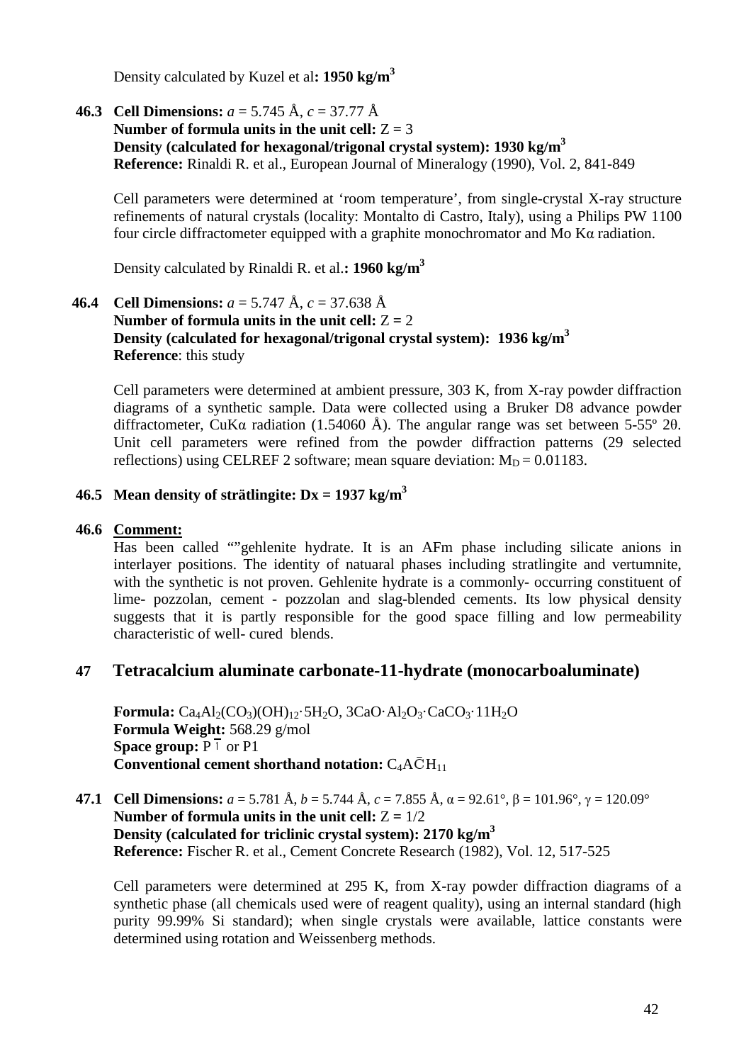Density calculated by Kuzel et al**: 1950 kg/m$^3$**

**46.3 Cell Dimensions:** *a* = 5.745 Å, *c* = 37.77 Å
**Number of formula units in the unit cell:** Z **=** 3
**Density (calculated for hexagonal/trigonal crystal system): 1930 kg/m$^3$**
**Reference:** Rinaldi R. et al., European Journal of Mineralogy (1990), Vol. 2, 841-849

Cell parameters were determined at 'room temperature', from single-crystal X-ray structure refinements of natural crystals (locality: Montalto di Castro, Italy), using a Philips PW 1100 four circle diffractometer equipped with a graphite monochromator and Mo Kα radiation.

Density calculated by Rinaldi R. et al.**: 1960 kg/m$^3$**

**46.4 Cell Dimensions:** *a* = 5.747 Å, *c* = 37.638 Å
**Number of formula units in the unit cell:** Z **=** 2
**Density (calculated for hexagonal/trigonal crystal system): 1936 kg/m$^3$**
**Reference**: this study

Cell parameters were determined at ambient pressure, 303 K, from X-ray powder diffraction diagrams of a synthetic sample. Data were collected using a Bruker D8 advance powder diffractometer, CuKα radiation (1.54060 Å). The angular range was set between 5-55º 2θ. Unit cell parameters were refined from the powder diffraction patterns (29 selected reflections) using CELREF 2 software; mean square deviation: $M_D$ = 0.01183.

**46.5 Mean density of strätlingite: Dx = 1937 kg/m$^3$**

**46.6 Comment:**

Has been called “”gehlenite hydrate. It is an AFm phase including silicate anions in interlayer positions. The identity of natuaral phases including stratlingite and vertumnite, with the synthetic is not proven. Gehlenite hydrate is a commonly- occurring constituent of lime- pozzolan, cement - pozzolan and slag-blended cements. Its low physical density suggests that it is partly responsible for the good space filling and low permeability characteristic of well- cured blends.

## 47 Tetracalcium aluminate carbonate-11-hydrate (monocarboaluminate)

**Formula:** $Ca_4Al_2(CO_3)(OH)_{12}\cdot 5H_2O$, $3CaO\cdot Al_2O_3\cdot CaCO_3\cdot 11H_2O$
**Formula Weight:** 568.29 g/mol
**Space group:** $P\bar{1}$ or P1
**Conventional cement shorthand notation:** $C_4A\bar{C}H_{11}$

**47.1 Cell Dimensions:** *a* = 5.781 Å, *b* = 5.744 Å, *c* = 7.855 Å, α = 92.61°, β = 101.96°, γ = 120.09°
**Number of formula units in the unit cell:** Z **=** 1/2
**Density (calculated for triclinic crystal system): 2170 kg/m$^3$**
**Reference:** Fischer R. et al., Cement Concrete Research (1982), Vol. 12, 517-525

Cell parameters were determined at 295 K, from X-ray powder diffraction diagrams of a synthetic phase (all chemicals used were of reagent quality), using an internal standard (high purity 99.99% Si standard); when single crystals were available, lattice constants were determined using rotation and Weissenberg methods.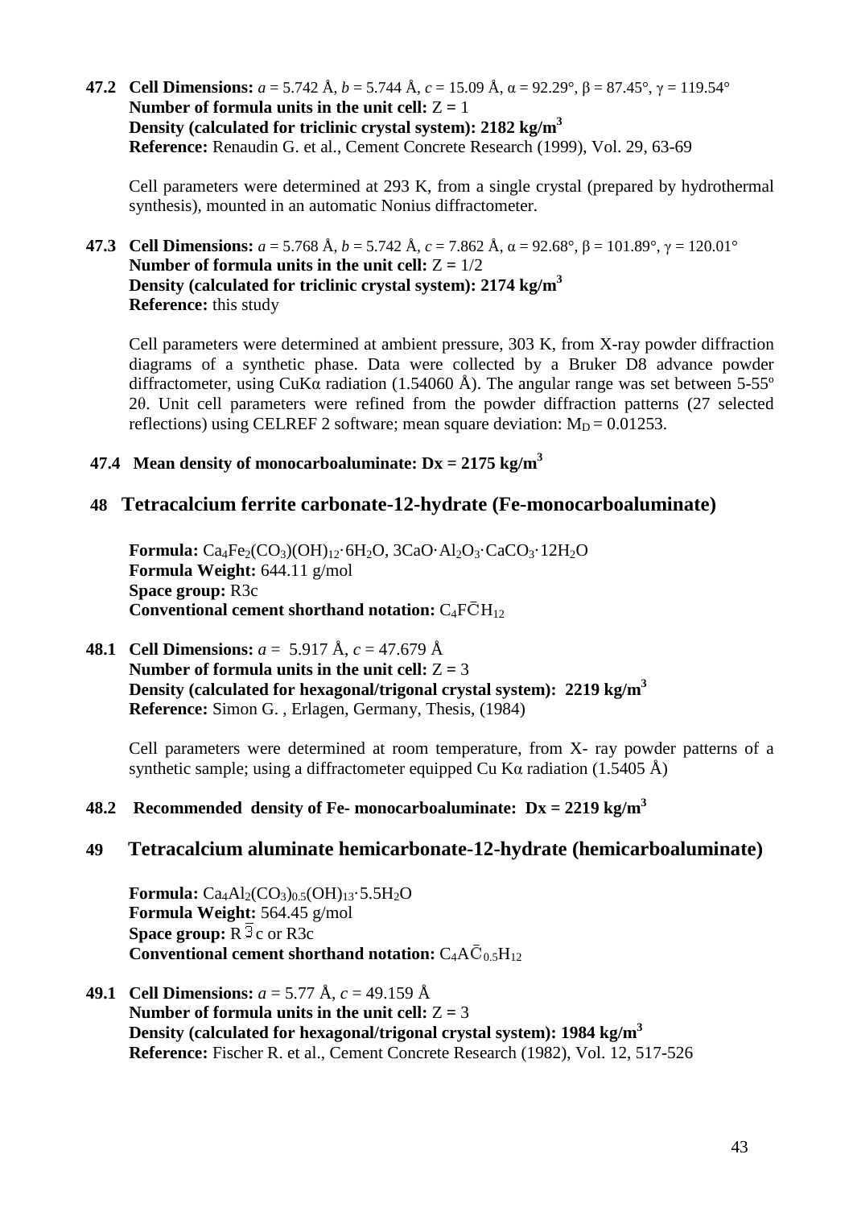**47.2 Cell Dimensions:** *a* = 5.742 Å, *b* = 5.744 Å, *c* = 15.09 Å, α = 92.29°, β = 87.45°, γ = 119.54°
**Number of formula units in the unit cell:** Z = 1
**Density (calculated for triclinic crystal system): 2182 kg/m$^3$**
**Reference:** Renaudin G. et al., Cement Concrete Research (1999), Vol. 29, 63-69

Cell parameters were determined at 293 K, from a single crystal (prepared by hydrothermal synthesis), mounted in an automatic Nonius diffractometer.

**47.3 Cell Dimensions:** *a* = 5.768 Å, *b* = 5.742 Å, *c* = 7.862 Å, α = 92.68°, β = 101.89°, γ = 120.01°
**Number of formula units in the unit cell:** Z = 1/2
**Density (calculated for triclinic crystal system): 2174 kg/m$^3$**
**Reference:** this study

Cell parameters were determined at ambient pressure, 303 K, from X-ray powder diffraction diagrams of a synthetic phase. Data were collected by a Bruker D8 advance powder diffractometer, using CuKα radiation (1.54060 Å). The angular range was set between 5-55º 2θ. Unit cell parameters were refined from the powder diffraction patterns (27 selected reflections) using CELREF 2 software; mean square deviation: $M_D$ = 0.01253.

**47.4 Mean density of monocarboaluminate: Dx = 2175 kg/m$^3$**

## 48 Tetracalcium ferrite carbonate-12-hydrate (Fe-monocarboaluminate)

**Formula:** $Ca_4Fe_2(CO_3)(OH)_{12}\cdot 6H_2O$, $3CaO\cdot Al_2O_3\cdot CaCO_3\cdot 12H_2O$
**Formula Weight:** 644.11 g/mol
**Space group:** R3c
**Conventional cement shorthand notation:** $C_4F\bar{C}H_{12}$

**48.1 Cell Dimensions:** *a* = 5.917 Å, *c* = 47.679 Å
**Number of formula units in the unit cell:** Z = 3
**Density (calculated for hexagonal/trigonal crystal system): 2219 kg/m$^3$**
**Reference:** Simon G. , Erlagen, Germany, Thesis, (1984)

Cell parameters were determined at room temperature, from X- ray powder patterns of a synthetic sample; using a diffractometer equipped Cu Kα radiation (1.5405 Å)

**48.2 Recommended density of Fe- monocarboaluminate: Dx = 2219 kg/m$^3$**

## 49 Tetracalcium aluminate hemicarbonate-12-hydrate (hemicarboaluminate)

**Formula:** $Ca_4Al_2(CO_3)_{0.5}(OH)_{13}\cdot 5.5H_2O$
**Formula Weight:** 564.45 g/mol
**Space group:** R$\bar{3}$c or R3c
**Conventional cement shorthand notation:** $C_4A\bar{C}_{0.5}H_{12}$

**49.1 Cell Dimensions:** *a* = 5.77 Å, *c* = 49.159 Å
**Number of formula units in the unit cell:** Z = 3
**Density (calculated for hexagonal/trigonal crystal system): 1984 kg/m$^3$**
**Reference:** Fischer R. et al., Cement Concrete Research (1982), Vol. 12, 517-526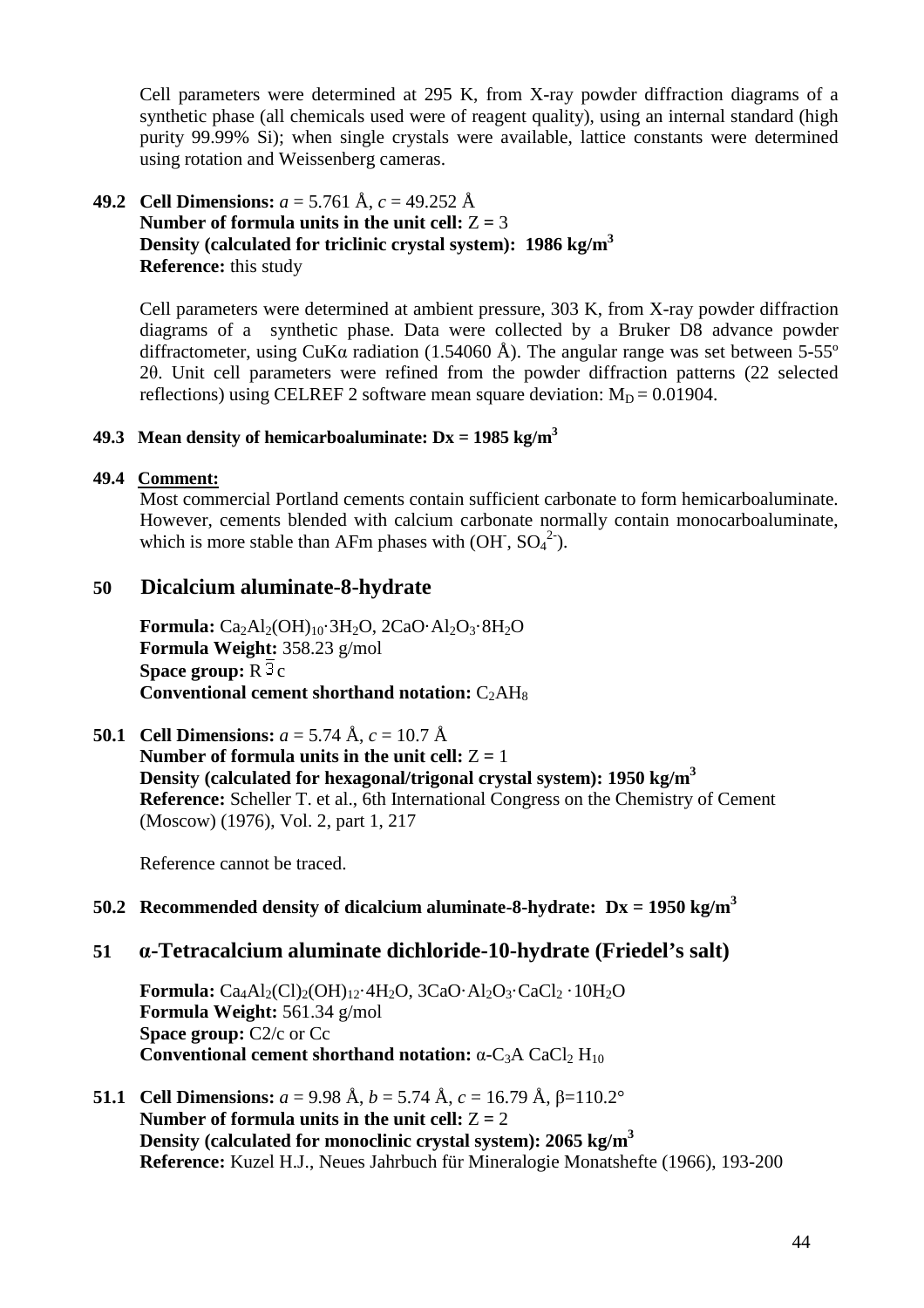Cell parameters were determined at 295 K, from X-ray powder diffraction diagrams of a synthetic phase (all chemicals used were of reagent quality), using an internal standard (high purity 99.99% Si); when single crystals were available, lattice constants were determined using rotation and Weissenberg cameras.

**49.2 Cell Dimensions:** *a* = 5.761 Å, *c* = 49.252 Å
**Number of formula units in the unit cell:** Z = 3
**Density (calculated for triclinic crystal system): 1986 kg/m$^3$**
**Reference:** this study

Cell parameters were determined at ambient pressure, 303 K, from X-ray powder diffraction diagrams of a synthetic phase. Data were collected by a Bruker D8 advance powder diffractometer, using CuKα radiation (1.54060 Å). The angular range was set between 5-55º 2θ. Unit cell parameters were refined from the powder diffraction patterns (22 selected reflections) using CELREF 2 software mean square deviation: $M_D$ = 0.01904.

**49.3 Mean density of hemicarboaluminate: Dx = 1985 kg/m$^3$**

**49.4 Comment:**

Most commercial Portland cements contain sufficient carbonate to form hemicarboaluminate. However, cements blended with calcium carbonate normally contain monocarboaluminate, which is more stable than AFm phases with ($OH^-$, $SO_4^{2-}$).

## 50 Dicalcium aluminate-8-hydrate

**Formula:** $Ca_2Al_2(OH)_{10}·3H_2O$, $2CaO·Al_2O_3·8H_2O$
**Formula Weight:** 358.23 g/mol
**Space group:** R $\bar{3}$ c
**Conventional cement shorthand notation:** $C_2AH_8$

**50.1 Cell Dimensions:** *a* = 5.74 Å, *c* = 10.7 Å
**Number of formula units in the unit cell:** Z = 1
**Density (calculated for hexagonal/trigonal crystal system): 1950 kg/m$^3$**
**Reference:** Scheller T. et al., 6th International Congress on the Chemistry of Cement (Moscow) (1976), Vol. 2, part 1, 217

Reference cannot be traced.

**50.2 Recommended density of dicalcium aluminate-8-hydrate: Dx = 1950 kg/m$^3$**

## 51 α-Tetracalcium aluminate dichloride-10-hydrate (Friedel's salt)

**Formula:** $Ca_4Al_2(Cl)_2(OH)_{12}·4H_2O$, $3CaO·Al_2O_3·CaCl_2·10H_2O$
**Formula Weight:** 561.34 g/mol
**Space group:** C2/c or Cc
**Conventional cement shorthand notation:** α-$C_3A$ $CaCl_2$ $H_{10}$

**51.1 Cell Dimensions:** *a* = 9.98 Å, *b* = 5.74 Å, *c* = 16.79 Å, β=110.2°
**Number of formula units in the unit cell:** Z = 2
**Density (calculated for monoclinic crystal system): 2065 kg/m$^3$**
**Reference:** Kuzel H.J., Neues Jahrbuch für Mineralogie Monatshefte (1966), 193-200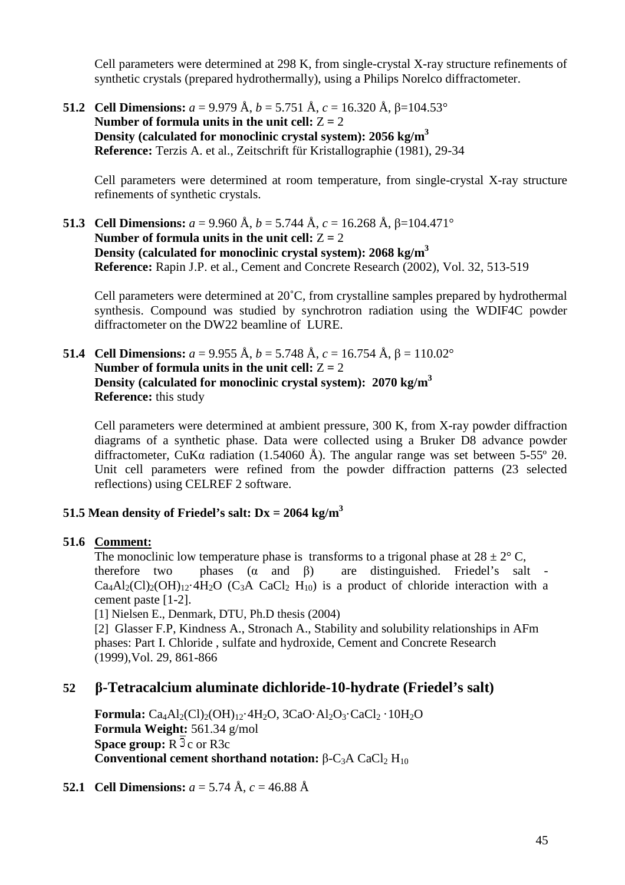Cell parameters were determined at 298 K, from single-crystal X-ray structure refinements of synthetic crystals (prepared hydrothermally), using a Philips Norelco diffractometer.

**51.2 Cell Dimensions:** *a* = 9.979 Å, *b* = 5.751 Å, *c* = 16.320 Å, β=104.53°
**Number of formula units in the unit cell:** Z = 2
**Density (calculated for monoclinic crystal system): 2056 kg/m$^3$**
**Reference:** Terzis A. et al., Zeitschrift für Kristallographie (1981), 29-34

Cell parameters were determined at room temperature, from single-crystal X-ray structure refinements of synthetic crystals.

**51.3 Cell Dimensions:** *a* = 9.960 Å, *b* = 5.744 Å, *c* = 16.268 Å, β=104.471°
**Number of formula units in the unit cell:** Z = 2
**Density (calculated for monoclinic crystal system): 2068 kg/m$^3$**
**Reference:** Rapin J.P. et al., Cement and Concrete Research (2002), Vol. 32, 513-519

Cell parameters were determined at 20˚C, from crystalline samples prepared by hydrothermal synthesis. Compound was studied by synchrotron radiation using the WDIF4C powder diffractometer on the DW22 beamline of LURE.

**51.4 Cell Dimensions:** *a* = 9.955 Å, *b* = 5.748 Å, *c* = 16.754 Å, β = 110.02°
**Number of formula units in the unit cell:** Z = 2
**Density (calculated for monoclinic crystal system): 2070 kg/m$^3$**
**Reference:** this study

Cell parameters were determined at ambient pressure, 300 K, from X-ray powder diffraction diagrams of a synthetic phase. Data were collected using a Bruker D8 advance powder diffractometer, CuKα radiation (1.54060 Å). The angular range was set between 5-55º 2θ. Unit cell parameters were refined from the powder diffraction patterns (23 selected reflections) using CELREF 2 software.

**51.5 Mean density of Friedel's salt: Dx = 2064 kg/m$^3$**

**51.6 Comment:**

The monoclinic low temperature phase is transforms to a trigonal phase at 28 ± 2° C, therefore two phases (α and β) are distinguished. Friedel's salt - $Ca_4Al_2(Cl)_2(OH)_{12}·4H_2O$ ($C_3A$ $CaCl_2$ $H_{10}$) is a product of chloride interaction with a cement paste [1-2].

[1] Nielsen E., Denmark, DTU, Ph.D thesis (2004)

[2] Glasser F.P, Kindness A., Stronach A., Stability and solubility relationships in AFm phases: Part I. Chloride , sulfate and hydroxide, Cement and Concrete Research (1999),Vol. 29, 861-866

## 52 β-Tetracalcium aluminate dichloride-10-hydrate (Friedel's salt)

**Formula:** $Ca_4Al_2(Cl)_2(OH)_{12}·4H_2O$, $3CaO·Al_2O_3·CaCl_2·10H_2O$
**Formula Weight:** 561.34 g/mol
**Space group:** R $\bar{3}$ c or R3c
**Conventional cement shorthand notation:** β-$C_3A$ $CaCl_2$ $H_{10}$

**52.1 Cell Dimensions:** *a* = 5.74 Å, *c* = 46.88 Å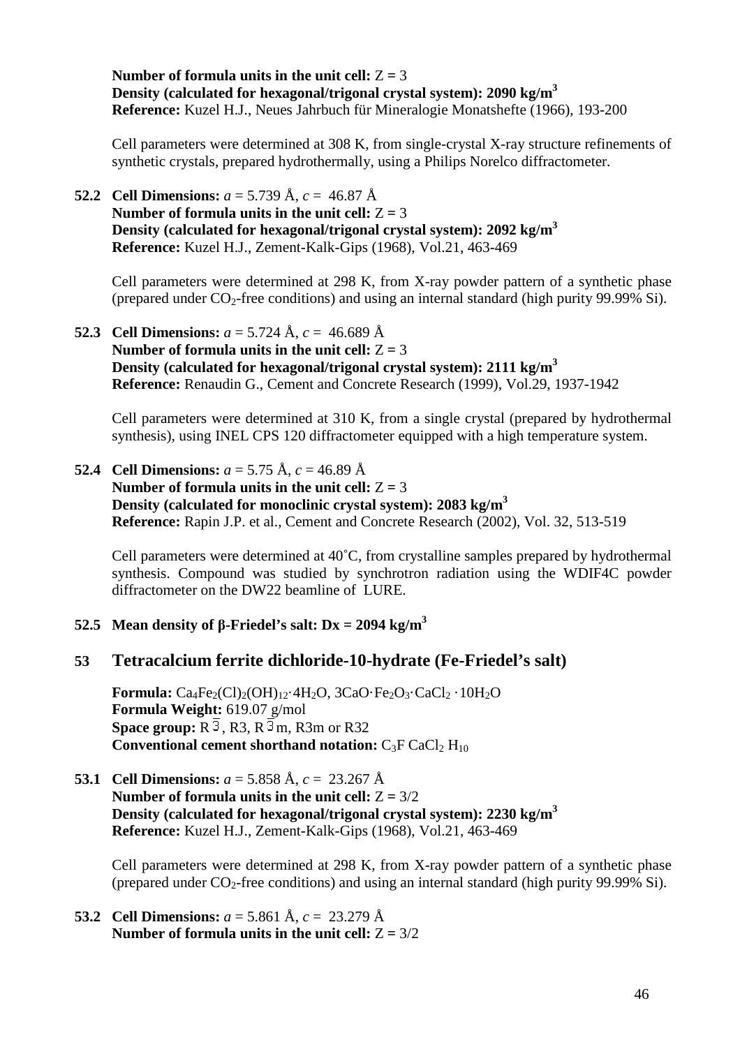**Number of formula units in the unit cell:** Z = 3
**Density (calculated for hexagonal/trigonal crystal system): 2090 kg/m$^3$**
**Reference:** Kuzel H.J., Neues Jahrbuch für Mineralogie Monatshefte (1966), 193-200

Cell parameters were determined at 308 K, from single-crystal X-ray structure refinements of synthetic crystals, prepared hydrothermally, using a Philips Norelco diffractometer.

**52.2 Cell Dimensions:** *a* = 5.739 Å, *c* = 46.87 Å
**Number of formula units in the unit cell:** Z = 3
**Density (calculated for hexagonal/trigonal crystal system): 2092 kg/m$^3$**
**Reference:** Kuzel H.J., Zement-Kalk-Gips (1968), Vol.21, 463-469

Cell parameters were determined at 298 K, from X-ray powder pattern of a synthetic phase (prepared under $CO_2$-free conditions) and using an internal standard (high purity 99.99% Si).

**52.3 Cell Dimensions:** *a* = 5.724 Å, *c* = 46.689 Å
**Number of formula units in the unit cell:** Z = 3
**Density (calculated for hexagonal/trigonal crystal system): 2111 kg/m$^3$**
**Reference:** Renaudin G., Cement and Concrete Research (1999), Vol.29, 1937-1942

Cell parameters were determined at 310 K, from a single crystal (prepared by hydrothermal synthesis), using INEL CPS 120 diffractometer equipped with a high temperature system.

**52.4 Cell Dimensions:** *a* = 5.75 Å, *c* = 46.89 Å
**Number of formula units in the unit cell:** Z = 3
**Density (calculated for monoclinic crystal system): 2083 kg/m$^3$**
**Reference:** Rapin J.P. et al., Cement and Concrete Research (2002), Vol. 32, 513-519

Cell parameters were determined at 40˚C, from crystalline samples prepared by hydrothermal synthesis. Compound was studied by synchrotron radiation using the WDIF4C powder diffractometer on the DW22 beamline of LURE.

**52.5 Mean density of β-Friedel's salt: Dx = 2094 kg/m$^3$**

## 53 Tetracalcium ferrite dichloride-10-hydrate (Fe-Friedel's salt)

**Formula:** $Ca_4Fe_2(Cl)_2(OH)_{12}\cdot 4H_2O$, $3CaO\cdot Fe_2O_3\cdot CaCl_2\cdot 10H_2O$
**Formula Weight:** 619.07 g/mol
**Space group:** $R\bar{3}$, R3, $R\bar{3}m$, R3m or R32
**Conventional cement shorthand notation:** $C_3F\ CaCl_2\ H_{10}$

**53.1 Cell Dimensions:** *a* = 5.858 Å, *c* = 23.267 Å
**Number of formula units in the unit cell:** Z = 3/2
**Density (calculated for hexagonal/trigonal crystal system): 2230 kg/m$^3$**
**Reference:** Kuzel H.J., Zement-Kalk-Gips (1968), Vol.21, 463-469

Cell parameters were determined at 298 K, from X-ray powder pattern of a synthetic phase (prepared under $CO_2$-free conditions) and using an internal standard (high purity 99.99% Si).

**53.2 Cell Dimensions:** *a* = 5.861 Å, *c* = 23.279 Å
**Number of formula units in the unit cell:** Z = 3/2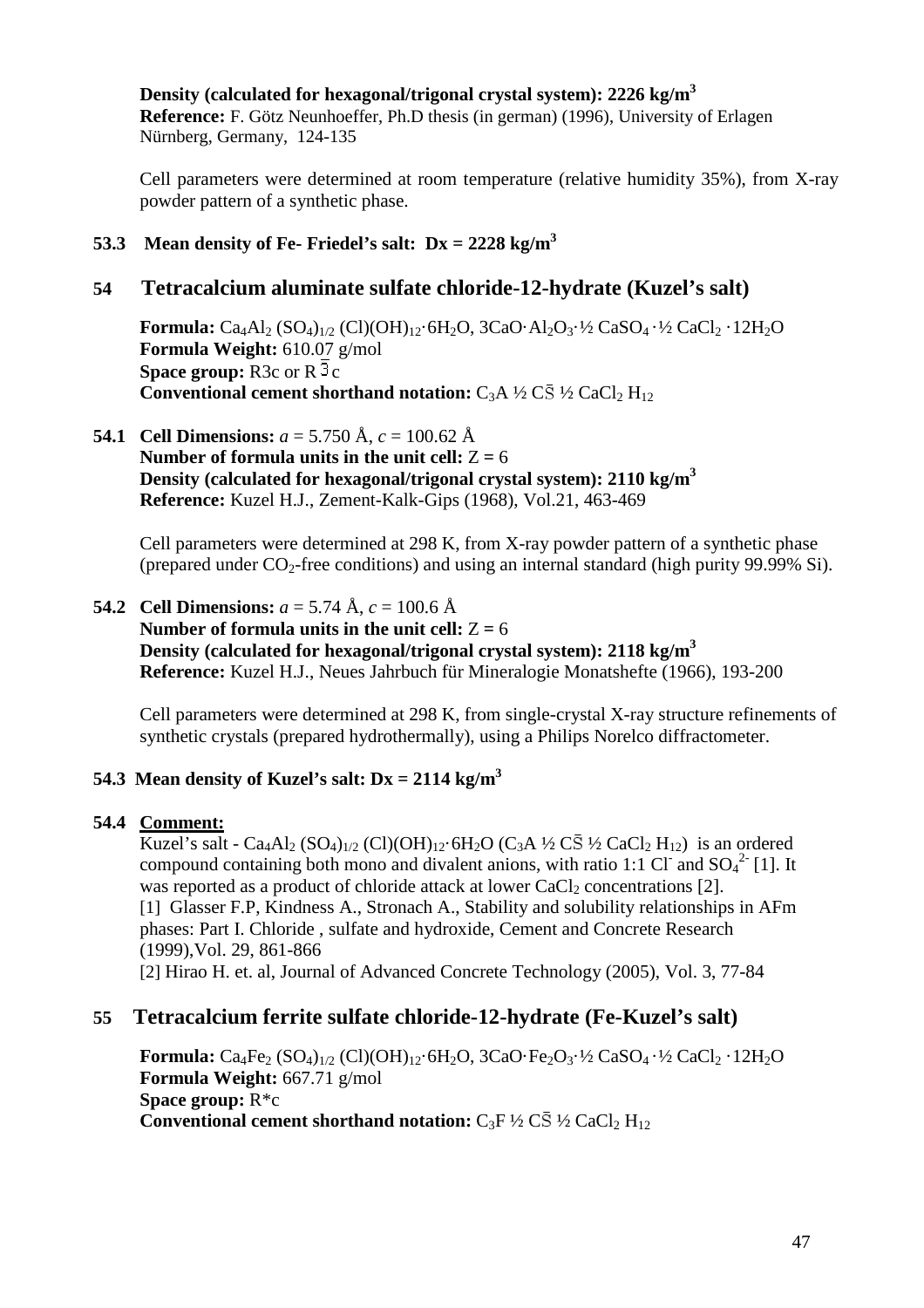**Density (calculated for hexagonal/trigonal crystal system): 2226 kg/m$^3$**
**Reference:** F. Götz Neunhoeffer, Ph.D thesis (in german) (1996), University of Erlagen Nürnberg, Germany, 124-135

Cell parameters were determined at room temperature (relative humidity 35%), from X-ray powder pattern of a synthetic phase.

### 53.3 Mean density of Fe- Friedel's salt: Dx = 2228 kg/m$^3$

## 54 Tetracalcium aluminate sulfate chloride-12-hydrate (Kuzel's salt)

**Formula:** $Ca_4Al_2(SO_4)_{1/2}(Cl)(OH)_{12}\cdot 6H_2O$, $3CaO\cdot Al_2O_3\cdot ½\ CaSO_4\cdot ½\ CaCl_2\cdot 12H_2O$
**Formula Weight:** 610.07 g/mol
**Space group:** R3c or R $\bar{3}$ c
**Conventional cement shorthand notation:** $C_3A\ ½\ C\bar{S}\ ½\ CaCl_2\ H_{12}$

**54.1 Cell Dimensions:** *a* = 5.750 Å, *c* = 100.62 Å
**Number of formula units in the unit cell:** Z = 6
**Density (calculated for hexagonal/trigonal crystal system): 2110 kg/m$^3$**
**Reference:** Kuzel H.J., Zement-Kalk-Gips (1968), Vol.21, 463-469

Cell parameters were determined at 298 K, from X-ray powder pattern of a synthetic phase (prepared under $CO_2$-free conditions) and using an internal standard (high purity 99.99% Si).

**54.2 Cell Dimensions:** *a* = 5.74 Å, *c* = 100.6 Å
**Number of formula units in the unit cell:** Z = 6
**Density (calculated for hexagonal/trigonal crystal system): 2118 kg/m$^3$**
**Reference:** Kuzel H.J., Neues Jahrbuch für Mineralogie Monatshefte (1966), 193-200

Cell parameters were determined at 298 K, from single-crystal X-ray structure refinements of synthetic crystals (prepared hydrothermally), using a Philips Norelco diffractometer.

### 54.3 Mean density of Kuzel's salt: Dx = 2114 kg/m$^3$

**54.4 Comment:**

Kuzel's salt - $Ca_4Al_2(SO_4)_{1/2}(Cl)(OH)_{12}\cdot 6H_2O$ ($C_3A\ ½\ C\bar{S}\ ½\ CaCl_2\ H_{12}$) is an ordered compound containing both mono and divalent anions, with ratio 1:1 $Cl^-$ and $SO_4^{2-}$ [1]. It was reported as a product of chloride attack at lower $CaCl_2$ concentrations [2].
[1] Glasser F.P, Kindness A., Stronach A., Stability and solubility relationships in AFm phases: Part I. Chloride , sulfate and hydroxide, Cement and Concrete Research (1999),Vol. 29, 861-866
[2] Hirao H. et. al, Journal of Advanced Concrete Technology (2005), Vol. 3, 77-84

## 55 Tetracalcium ferrite sulfate chloride-12-hydrate (Fe-Kuzel's salt)

**Formula:** $Ca_4Fe_2(SO_4)_{1/2}(Cl)(OH)_{12}\cdot 6H_2O$, $3CaO\cdot Fe_2O_3\cdot ½\ CaSO_4\cdot ½\ CaCl_2\cdot 12H_2O$
**Formula Weight:** 667.71 g/mol
**Space group:** R*c
**Conventional cement shorthand notation:** $C_3F\ ½\ C\bar{S}\ ½\ CaCl_2\ H_{12}$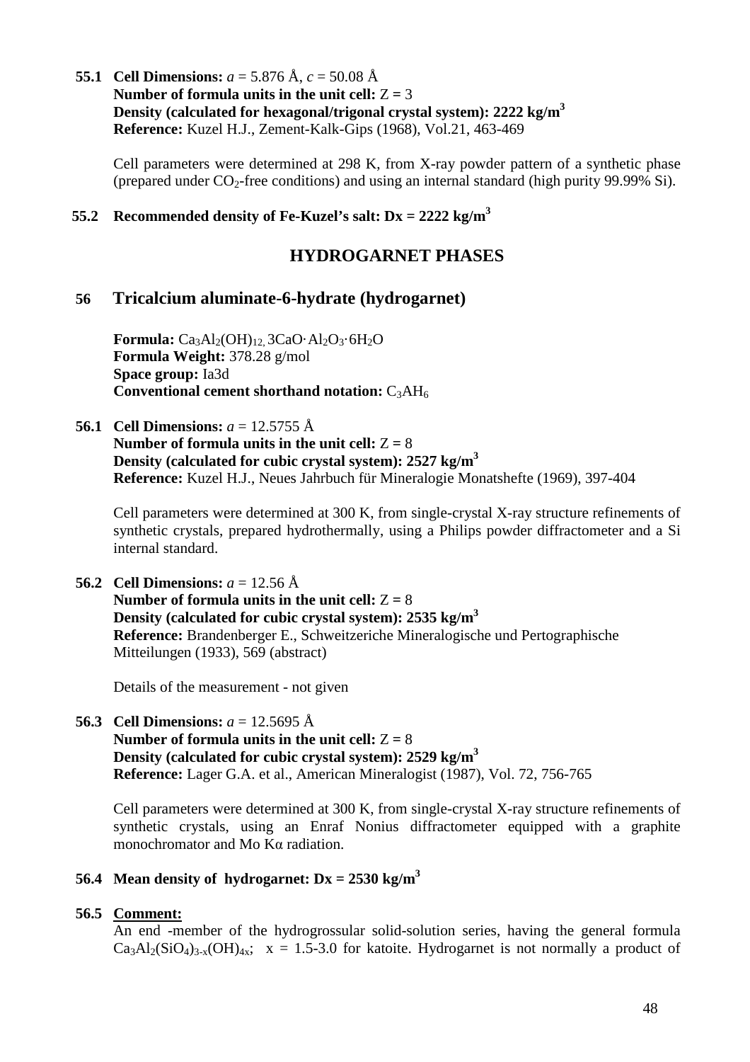**55.1 Cell Dimensions:** *a* = 5.876 Å, *c* = 50.08 Å
**Number of formula units in the unit cell:** Z = 3
**Density (calculated for hexagonal/trigonal crystal system): 2222 kg/m$^3$**
**Reference:** Kuzel H.J., Zement-Kalk-Gips (1968), Vol.21, 463-469

Cell parameters were determined at 298 K, from X-ray powder pattern of a synthetic phase (prepared under $CO_2$-free conditions) and using an internal standard (high purity 99.99% Si).

**55.2 Recommended density of Fe-Kuzel's salt: Dx = 2222 kg/m$^3$**

## HYDROGARNET PHASES

## 56 Tricalcium aluminate-6-hydrate (hydrogarnet)

**Formula:** $Ca_3Al_2(OH)_{12,}$ $3CaO{\cdot}Al_2O_3{\cdot}6H_2O$
**Formula Weight:** 378.28 g/mol
**Space group:** Ia3d
**Conventional cement shorthand notation:** $C_3AH_6$

**56.1 Cell Dimensions:** *a* = 12.5755 Å
**Number of formula units in the unit cell:** Z = 8
**Density (calculated for cubic crystal system): 2527 kg/m$^3$**
**Reference:** Kuzel H.J., Neues Jahrbuch für Mineralogie Monatshefte (1969), 397-404

Cell parameters were determined at 300 K, from single-crystal X-ray structure refinements of synthetic crystals, prepared hydrothermally, using a Philips powder diffractometer and a Si internal standard.

**56.2 Cell Dimensions:** *a* = 12.56 Å
**Number of formula units in the unit cell:** Z = 8
**Density (calculated for cubic crystal system): 2535 kg/m$^3$**
**Reference:** Brandenberger E., Schweitzeriche Mineralogische und Pertographische Mitteilungen (1933), 569 (abstract)

Details of the measurement - not given

**56.3 Cell Dimensions:** *a* = 12.5695 Å
**Number of formula units in the unit cell:** Z = 8
**Density (calculated for cubic crystal system): 2529 kg/m$^3$**
**Reference:** Lager G.A. et al., American Mineralogist (1987), Vol. 72, 756-765

Cell parameters were determined at 300 K, from single-crystal X-ray structure refinements of synthetic crystals, using an Enraf Nonius diffractometer equipped with a graphite monochromator and Mo Kα radiation.

**56.4 Mean density of hydrogarnet: Dx = 2530 kg/m$^3$**

**56.5 Comment:**
An end -member of the hydrogrossular solid-solution series, having the general formula $Ca_3Al_2(SiO_4)_{3-x}(OH)_{4x}$; x = 1.5-3.0 for katoite. Hydrogarnet is not normally a product of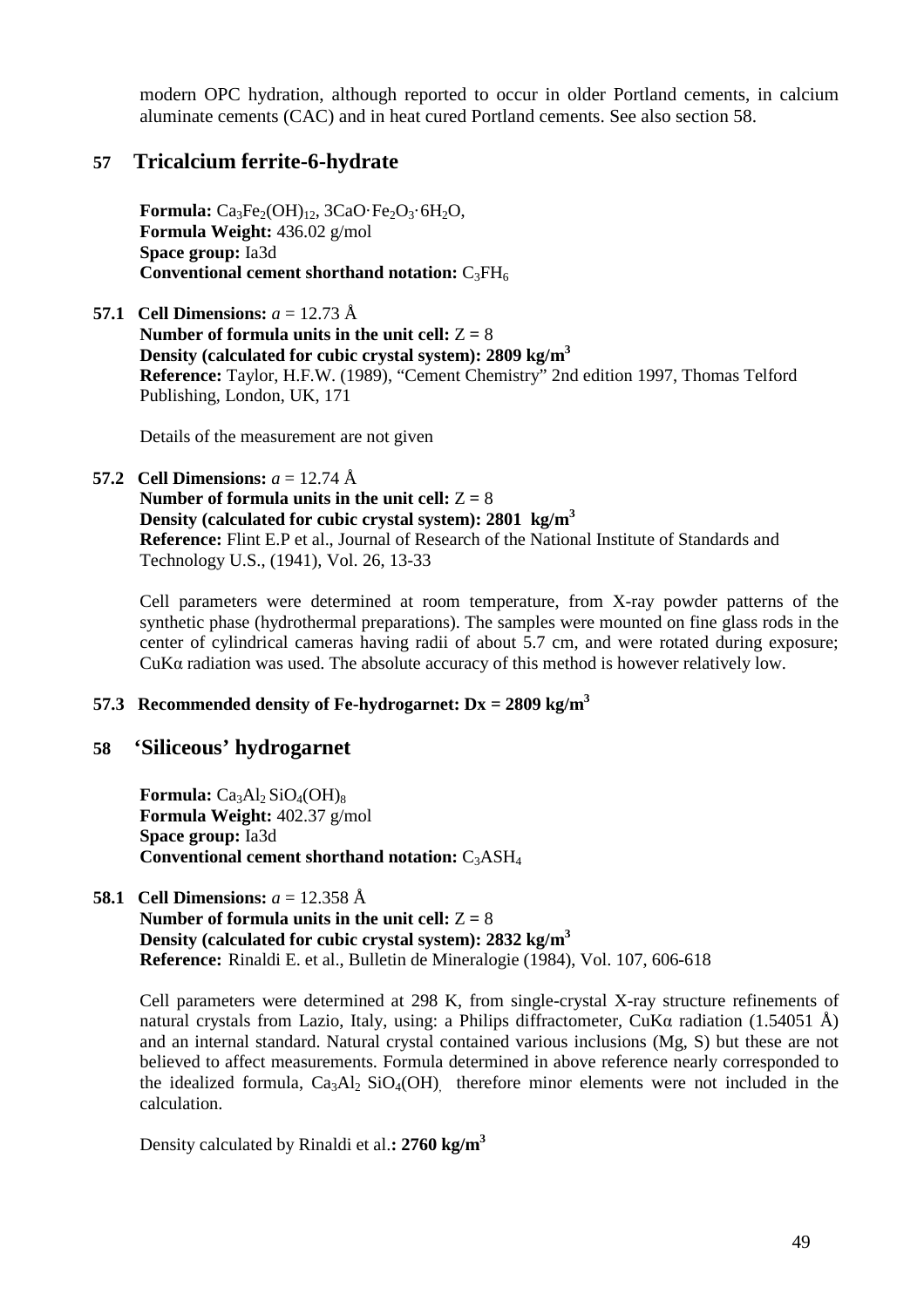modern OPC hydration, although reported to occur in older Portland cements, in calcium aluminate cements (CAC) and in heat cured Portland cements. See also section 58.

## 57 Tricalcium ferrite-6-hydrate

**Formula:** $Ca_3Fe_2(OH)_{12}$, $3CaO·Fe_2O_3·6H_2O$,
**Formula Weight:** 436.02 g/mol
**Space group:** Ia3d
**Conventional cement shorthand notation:** $C_3FH_6$

**57.1 Cell Dimensions:** $a$ = 12.73 Å
**Number of formula units in the unit cell:** Z = 8
**Density (calculated for cubic crystal system): 2809 kg/m$^3$**
**Reference:** Taylor, H.F.W. (1989), "Cement Chemistry" 2nd edition 1997, Thomas Telford Publishing, London, UK, 171

Details of the measurement are not given

**57.2 Cell Dimensions:** $a$ = 12.74 Å
**Number of formula units in the unit cell:** Z = 8
**Density (calculated for cubic crystal system): 2801 kg/m$^3$**
**Reference:** Flint E.P et al., Journal of Research of the National Institute of Standards and Technology U.S., (1941), Vol. 26, 13-33

Cell parameters were determined at room temperature, from X-ray powder patterns of the synthetic phase (hydrothermal preparations). The samples were mounted on fine glass rods in the center of cylindrical cameras having radii of about 5.7 cm, and were rotated during exposure; CuKα radiation was used. The absolute accuracy of this method is however relatively low.

**57.3 Recommended density of Fe-hydrogarnet: Dx = 2809 kg/m$^3$**

## 58 'Siliceous' hydrogarnet

**Formula:** $Ca_3Al_2\,SiO_4(OH)_8$
**Formula Weight:** 402.37 g/mol
**Space group:** Ia3d
**Conventional cement shorthand notation:** $C_3ASH_4$

**58.1 Cell Dimensions:** $a$ = 12.358 Å
**Number of formula units in the unit cell:** Z = 8
**Density (calculated for cubic crystal system): 2832 kg/m$^3$**
**Reference:** Rinaldi E. et al., Bulletin de Mineralogie (1984), Vol. 107, 606-618

Cell parameters were determined at 298 K, from single-crystal X-ray structure refinements of natural crystals from Lazio, Italy, using: a Philips diffractometer, CuKα radiation (1.54051 Å) and an internal standard. Natural crystal contained various inclusions (Mg, S) but these are not believed to affect measurements. Formula determined in above reference nearly corresponded to the idealized formula, $Ca_3Al_2\,SiO_4(OH)$, therefore minor elements were not included in the calculation.

Density calculated by Rinaldi et al.**: 2760 kg/m$^3$**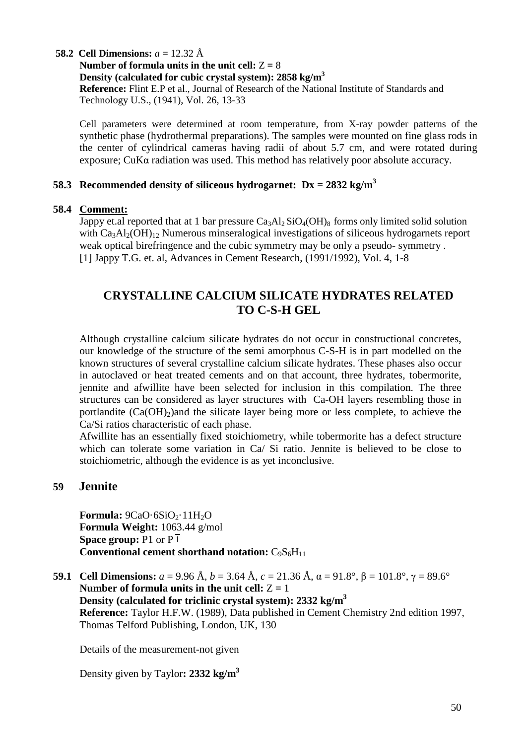**58.2 Cell Dimensions:** *a* = 12.32 Å
**Number of formula units in the unit cell:** Z = 8
**Density (calculated for cubic crystal system): 2858 kg/m$^3$**
**Reference:** Flint E.P et al., Journal of Research of the National Institute of Standards and Technology U.S., (1941), Vol. 26, 13-33

Cell parameters were determined at room temperature, from X-ray powder patterns of the synthetic phase (hydrothermal preparations). The samples were mounted on fine glass rods in the center of cylindrical cameras having radii of about 5.7 cm, and were rotated during exposure; CuKα radiation was used. This method has relatively poor absolute accuracy.

### 58.3 Recommended density of siliceous hydrogarnet: Dx = 2832 kg/m$^3$

### 58.4 Comment:

Jappy et.al reported that at 1 bar pressure $Ca_3Al_2\,SiO_4(OH)_8$ forms only limited solid solution with $Ca_3Al_2(OH)_{12}$ Numerous minseralogical investigations of siliceous hydrogarnets report weak optical birefringence and the cubic symmetry may be only a pseudo- symmetry .
[1] Jappy T.G. et. al, Advances in Cement Research, (1991/1992), Vol. 4, 1-8

## CRYSTALLINE CALCIUM SILICATE HYDRATES RELATED TO C-S-H GEL

Although crystalline calcium silicate hydrates do not occur in constructional concretes, our knowledge of the structure of the semi amorphous C-S-H is in part modelled on the known structures of several crystalline calcium silicate hydrates. These phases also occur in autoclaved or heat treated cements and on that account, three hydrates, tobermorite, jennite and afwillite have been selected for inclusion in this compilation. The three structures can be considered as layer structures with Ca-OH layers resembling those in portlandite ($Ca(OH)_2$)and the silicate layer being more or less complete, to achieve the Ca/Si ratios characteristic of each phase.
Afwillite has an essentially fixed stoichiometry, while tobermorite has a defect structure which can tolerate some variation in Ca/ Si ratio. Jennite is believed to be close to stoichiometric, although the evidence is as yet inconclusive.

## 59 Jennite

**Formula:** $9CaO{\cdot}6SiO_2{\cdot}11H_2O$
**Formula Weight:** 1063.44 g/mol
**Space group:** P1 or P$\bar{1}$
**Conventional cement shorthand notation:** $C_9S_6H_{11}$

**59.1 Cell Dimensions:** *a* = 9.96 Å, *b* = 3.64 Å, *c* = 21.36 Å, α = 91.8°, β = 101.8°, γ = 89.6°
**Number of formula units in the unit cell:** Z = 1
**Density (calculated for triclinic crystal system): 2332 kg/m$^3$**
**Reference:** Taylor H.F.W. (1989), Data published in Cement Chemistry 2nd edition 1997, Thomas Telford Publishing, London, UK, 130

Details of the measurement-not given

Density given by Taylor**: 2332 kg/m$^3$**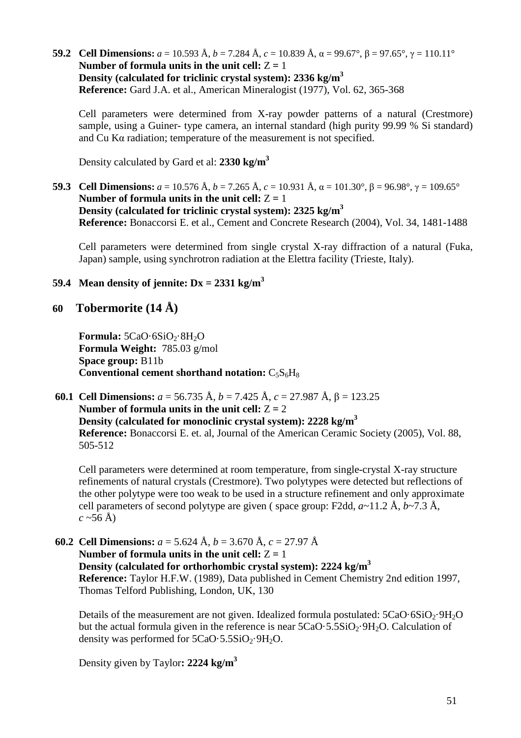**59.2 Cell Dimensions:** $a$ = 10.593 Å, $b$ = 7.284 Å, $c$ = 10.839 Å, α = 99.67°, β = 97.65°, γ = 110.11°
**Number of formula units in the unit cell:** Z = 1
**Density (calculated for triclinic crystal system): 2336 kg/m$^3$**
**Reference:** Gard J.A. et al., American Mineralogist (1977), Vol. 62, 365-368

Cell parameters were determined from X-ray powder patterns of a natural (Crestmore) sample, using a Guiner- type camera, an internal standard (high purity 99.99 % Si standard) and Cu Kα radiation; temperature of the measurement is not specified.

Density calculated by Gard et al: **2330 kg/m$^3$**

**59.3 Cell Dimensions:** $a$ = 10.576 Å, $b$ = 7.265 Å, $c$ = 10.931 Å, α = 101.30°, β = 96.98°, γ = 109.65°
**Number of formula units in the unit cell:** Z = 1
**Density (calculated for triclinic crystal system): 2325 kg/m$^3$**
**Reference:** Bonaccorsi E. et al., Cement and Concrete Research (2004), Vol. 34, 1481-1488

Cell parameters were determined from single crystal X-ray diffraction of a natural (Fuka, Japan) sample, using synchrotron radiation at the Elettra facility (Trieste, Italy).

**59.4 Mean density of jennite: Dx = 2331 kg/m$^3$**

## 60 Tobermorite (14 Å)

**Formula:** $5CaO{\cdot}6SiO_2{\cdot}8H_2O$
**Formula Weight:** 785.03 g/mol
**Space group:** B11b
**Conventional cement shorthand notation:** $C_5S_6H_8$

**60.1 Cell Dimensions:** $a$ = 56.735 Å, $b$ = 7.425 Å, $c$ = 27.987 Å, β = 123.25
**Number of formula units in the unit cell:** Z = 2
**Density (calculated for monoclinic crystal system): 2228 kg/m$^3$**
**Reference:** Bonaccorsi E. et. al, Journal of the American Ceramic Society (2005), Vol. 88, 505-512

Cell parameters were determined at room temperature, from single-crystal X-ray structure refinements of natural crystals (Crestmore). Two polytypes were detected but reflections of the other polytype were too weak to be used in a structure refinement and only approximate cell parameters of second polytype are given ( space group: F2dd, $a$~11.2 Å, $b$~7.3 Å, $c$ ~56 Å)

**60.2 Cell Dimensions:** $a$ = 5.624 Å, $b$ = 3.670 Å, $c$ = 27.97 Å
**Number of formula units in the unit cell:** Z = 1
**Density (calculated for orthorhombic crystal system): 2224 kg/m$^3$**
**Reference:** Taylor H.F.W. (1989), Data published in Cement Chemistry 2nd edition 1997, Thomas Telford Publishing, London, UK, 130

Details of the measurement are not given. Idealized formula postulated: $5CaO{\cdot}6SiO_2{\cdot}9H_2O$ but the actual formula given in the reference is near $5CaO{\cdot}5.5SiO_2{\cdot}9H_2O$. Calculation of density was performed for $5CaO{\cdot}5.5SiO_2{\cdot}9H_2O$.

Density given by Taylor**: 2224 kg/m$^3$**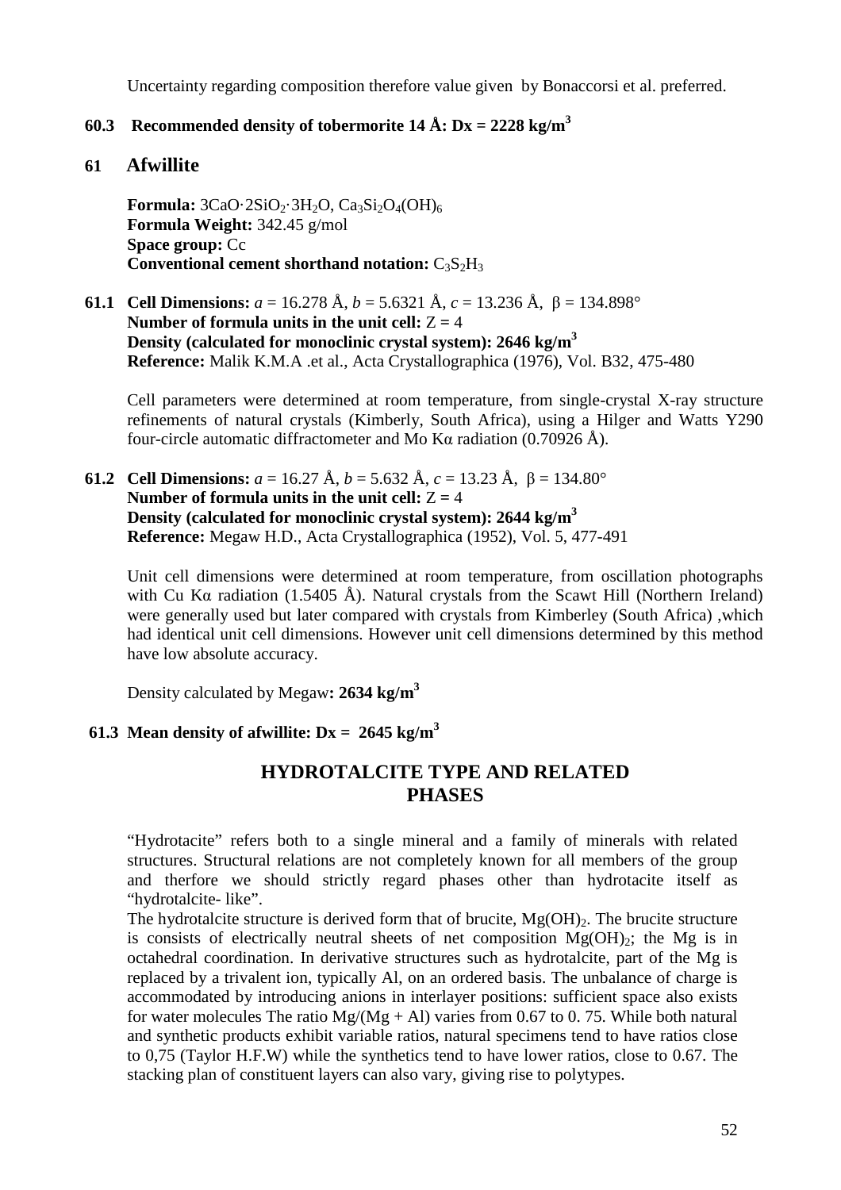Uncertainty regarding composition therefore value given by Bonaccorsi et al. preferred.

### 60.3 Recommended density of tobermorite 14 Å: Dx = 2228 kg/m$^3$

## 61 Afwillite

**Formula:** $3CaO·2SiO_2·3H_2O$, $Ca_3Si_2O_4(OH)_6$
**Formula Weight:** 342.45 g/mol
**Space group:** Cc
**Conventional cement shorthand notation:** $C_3S_2H_3$

**61.1 Cell Dimensions:** *a* = 16.278 Å, *b* = 5.6321 Å, *c* = 13.236 Å, β = 134.898°
**Number of formula units in the unit cell:** Z = 4
**Density (calculated for monoclinic crystal system): 2646 kg/m$^3$**
**Reference:** Malik K.M.A .et al., Acta Crystallographica (1976), Vol. B32, 475-480

Cell parameters were determined at room temperature, from single-crystal X-ray structure refinements of natural crystals (Kimberly, South Africa), using a Hilger and Watts Y290 four-circle automatic diffractometer and Mo Kα radiation (0.70926 Å).

**61.2 Cell Dimensions:** *a* = 16.27 Å, *b* = 5.632 Å, *c* = 13.23 Å, β = 134.80°
**Number of formula units in the unit cell:** Z = 4
**Density (calculated for monoclinic crystal system): 2644 kg/m$^3$**
**Reference:** Megaw H.D., Acta Crystallographica (1952), Vol. 5, 477-491

Unit cell dimensions were determined at room temperature, from oscillation photographs with Cu Kα radiation (1.5405 Å). Natural crystals from the Scawt Hill (Northern Ireland) were generally used but later compared with crystals from Kimberley (South Africa) ,which had identical unit cell dimensions. However unit cell dimensions determined by this method have low absolute accuracy.

Density calculated by Megaw**: 2634 kg/m$^3$**

### 61.3 Mean density of afwillite: Dx = 2645 kg/m$^3$

## HYDROTALCITE TYPE AND RELATED PHASES

“Hydrotacite” refers both to a single mineral and a family of minerals with related structures. Structural relations are not completely known for all members of the group and therfore we should strictly regard phases other than hydrotacite itself as “hydrotalcite- like”.
The hydrotalcite structure is derived form that of brucite, $Mg(OH)_2$. The brucite structure is consists of electrically neutral sheets of net composition $Mg(OH)_2$; the Mg is in octahedral coordination. In derivative structures such as hydrotalcite, part of the Mg is replaced by a trivalent ion, typically Al, on an ordered basis. The unbalance of charge is accommodated by introducing anions in interlayer positions: sufficient space also exists for water molecules The ratio Mg/(Mg + Al) varies from 0.67 to 0. 75. While both natural and synthetic products exhibit variable ratios, natural specimens tend to have ratios close to 0,75 (Taylor H.F.W) while the synthetics tend to have lower ratios, close to 0.67. The stacking plan of constituent layers can also vary, giving rise to polytypes.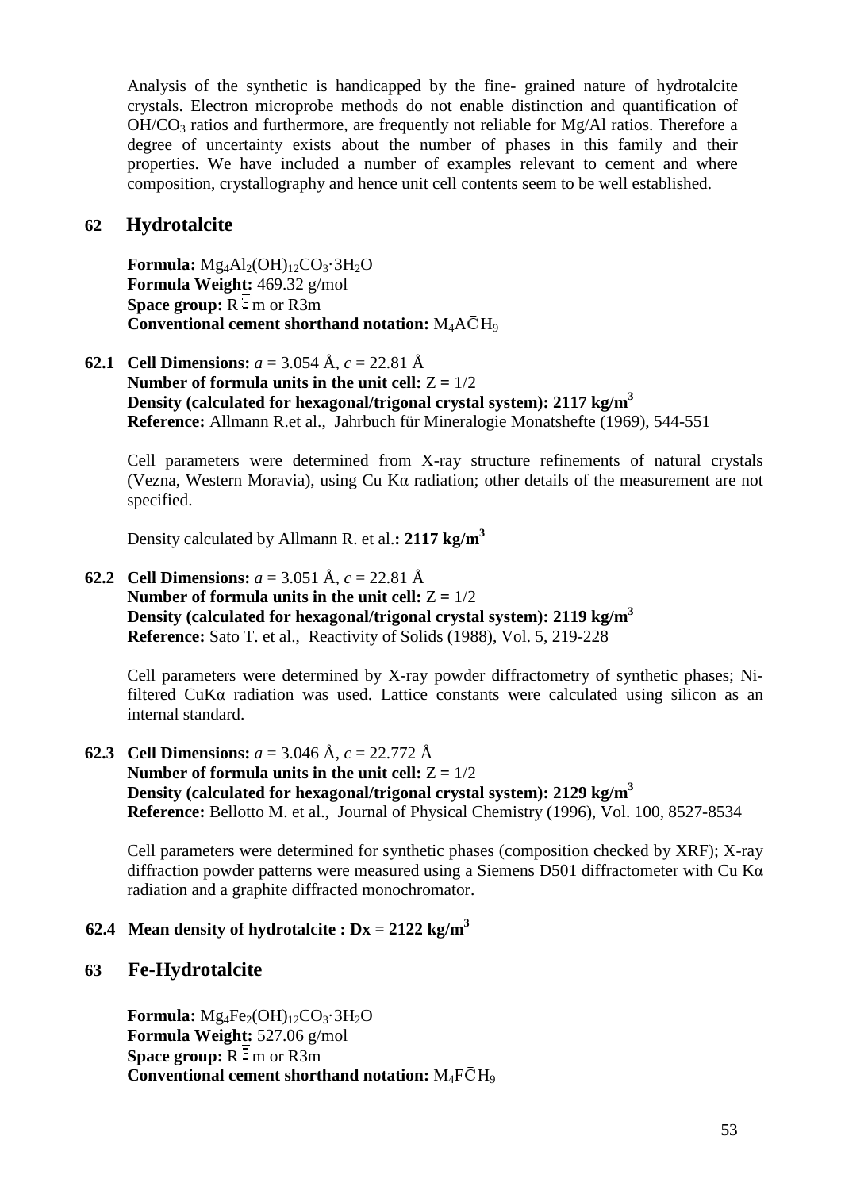Analysis of the synthetic is handicapped by the fine- grained nature of hydrotalcite crystals. Electron microprobe methods do not enable distinction and quantification of $OH/CO_3$ ratios and furthermore, are frequently not reliable for Mg/Al ratios. Therefore a degree of uncertainty exists about the number of phases in this family and their properties. We have included a number of examples relevant to cement and where composition, crystallography and hence unit cell contents seem to be well established.

## 62 Hydrotalcite

**Formula:** $Mg_4Al_2(OH)_{12}CO_3 \cdot 3H_2O$
**Formula Weight:** 469.32 g/mol
**Space group:** $R\bar{3}m$ or R3m
**Conventional cement shorthand notation:** $M_4A\bar{C}H_9$

**62.1 Cell Dimensions:** $a$ = 3.054 Å, $c$ = 22.81 Å
**Number of formula units in the unit cell:** Z = 1/2
**Density (calculated for hexagonal/trigonal crystal system): 2117 kg/m$^3$**
**Reference:** Allmann R.et al., Jahrbuch für Mineralogie Monatshefte (1969), 544-551

Cell parameters were determined from X-ray structure refinements of natural crystals (Vezna, Western Moravia), using Cu Kα radiation; other details of the measurement are not specified.

Density calculated by Allmann R. et al.**: 2117 kg/m$^3$**

**62.2 Cell Dimensions:** $a$ = 3.051 Å, $c$ = 22.81 Å
**Number of formula units in the unit cell:** Z = 1/2
**Density (calculated for hexagonal/trigonal crystal system): 2119 kg/m$^3$**
**Reference:** Sato T. et al., Reactivity of Solids (1988), Vol. 5, 219-228

Cell parameters were determined by X-ray powder diffractometry of synthetic phases; Ni-filtered CuKα radiation was used. Lattice constants were calculated using silicon as an internal standard.

**62.3 Cell Dimensions:** $a$ = 3.046 Å, $c$ = 22.772 Å
**Number of formula units in the unit cell:** Z = 1/2
**Density (calculated for hexagonal/trigonal crystal system): 2129 kg/m$^3$**
**Reference:** Bellotto M. et al., Journal of Physical Chemistry (1996), Vol. 100, 8527-8534

Cell parameters were determined for synthetic phases (composition checked by XRF); X-ray diffraction powder patterns were measured using a Siemens D501 diffractometer with Cu Kα radiation and a graphite diffracted monochromator.

**62.4 Mean density of hydrotalcite : Dx = 2122 kg/m$^3$**

## 63 Fe-Hydrotalcite

**Formula:** $Mg_4Fe_2(OH)_{12}CO_3 \cdot 3H_2O$
**Formula Weight:** 527.06 g/mol
**Space group:** $R\bar{3}m$ or R3m
**Conventional cement shorthand notation:** $M_4F\bar{C}H_9$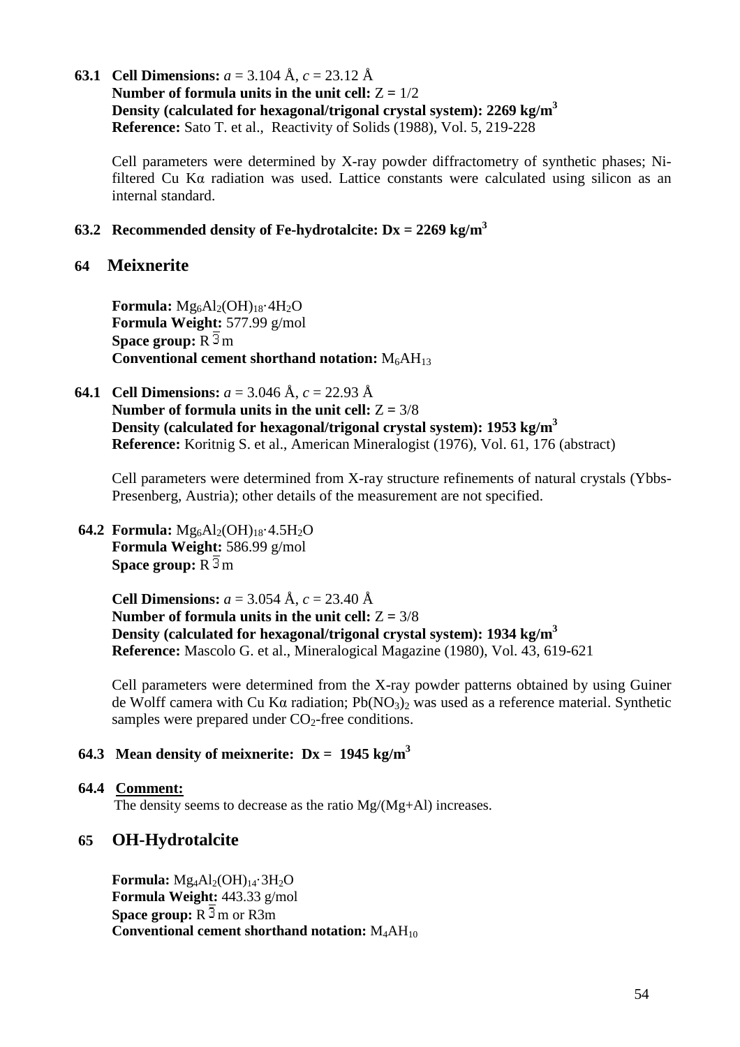**63.1 Cell Dimensions:** *a* = 3.104 Å, *c* = 23.12 Å
**Number of formula units in the unit cell:** Z = 1/2
**Density (calculated for hexagonal/trigonal crystal system): 2269 kg/m$^3$**
**Reference:** Sato T. et al., Reactivity of Solids (1988), Vol. 5, 219-228

Cell parameters were determined by X-ray powder diffractometry of synthetic phases; Ni-filtered Cu Kα radiation was used. Lattice constants were calculated using silicon as an internal standard.

**63.2 Recommended density of Fe-hydrotalcite: Dx = 2269 kg/m$^3$**

## 64 Meixnerite

**Formula:** $Mg_6Al_2(OH)_{18}·4H_2O$
**Formula Weight:** 577.99 g/mol
**Space group:** R $\bar{3}$ m
**Conventional cement shorthand notation:** $M_6AH_{13}$

**64.1 Cell Dimensions:** *a* = 3.046 Å, *c* = 22.93 Å
**Number of formula units in the unit cell:** Z = 3/8
**Density (calculated for hexagonal/trigonal crystal system): 1953 kg/m$^3$**
**Reference:** Koritnig S. et al., American Mineralogist (1976), Vol. 61, 176 (abstract)

Cell parameters were determined from X-ray structure refinements of natural crystals (Ybbs-Presenberg, Austria); other details of the measurement are not specified.

**64.2 Formula:** $Mg_6Al_2(OH)_{18}·4.5H_2O$
**Formula Weight:** 586.99 g/mol
**Space group:** R $\bar{3}$ m

**Cell Dimensions:** *a* = 3.054 Å, *c* = 23.40 Å
**Number of formula units in the unit cell:** Z = 3/8
**Density (calculated for hexagonal/trigonal crystal system): 1934 kg/m$^3$**
**Reference:** Mascolo G. et al., Mineralogical Magazine (1980), Vol. 43, 619-621

Cell parameters were determined from the X-ray powder patterns obtained by using Guiner de Wolff camera with Cu Kα radiation; $Pb(NO_3)_2$ was used as a reference material. Synthetic samples were prepared under $CO_2$-free conditions.

**64.3 Mean density of meixnerite: Dx = 1945 kg/m$^3$**

**64.4 Comment:**
The density seems to decrease as the ratio Mg/(Mg+Al) increases.

## 65 OH-Hydrotalcite

**Formula:** $Mg_4Al_2(OH)_{14}·3H_2O$
**Formula Weight:** 443.33 g/mol
**Space group:** R $\bar{3}$ m or R3m
**Conventional cement shorthand notation:** $M_4AH_{10}$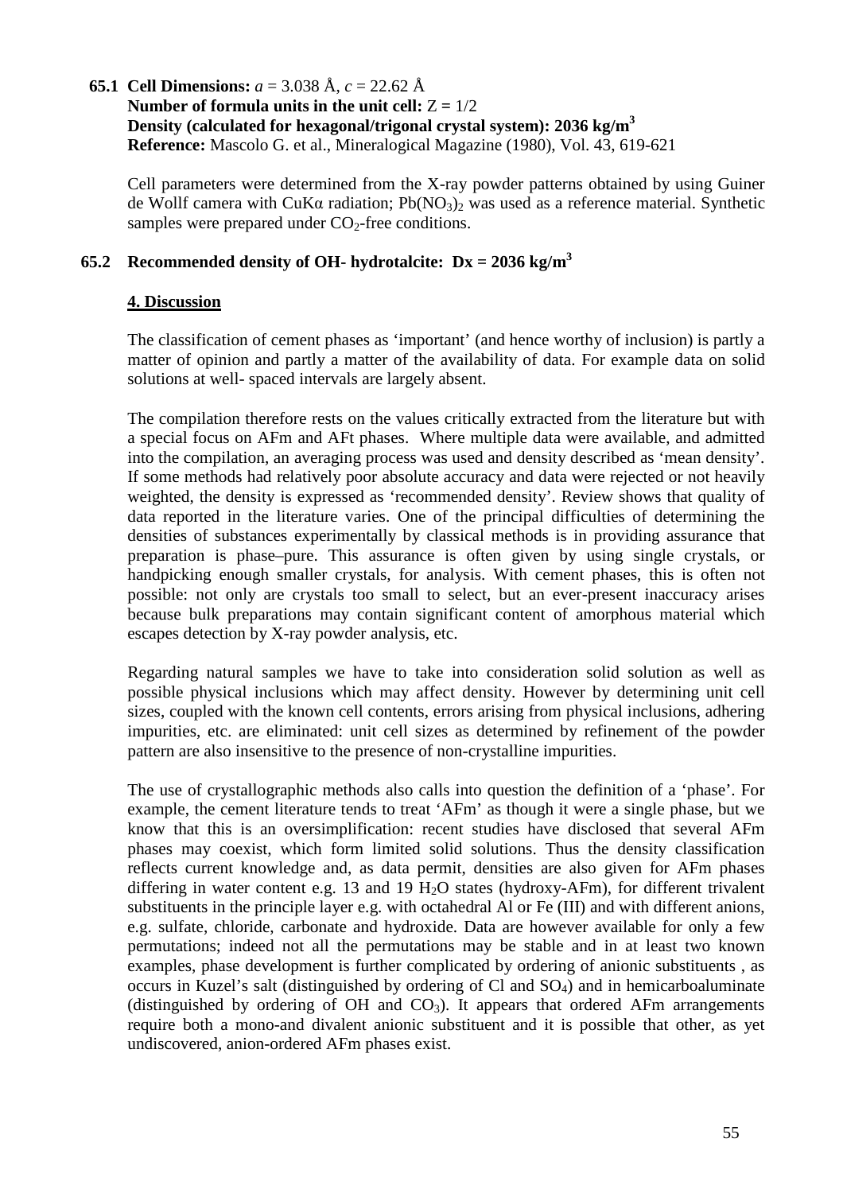**65.1 Cell Dimensions:** *a* = 3.038 Å, *c* = 22.62 Å
**Number of formula units in the unit cell:** Z = 1/2
**Density (calculated for hexagonal/trigonal crystal system): 2036 kg/m$^3$**
**Reference:** Mascolo G. et al., Mineralogical Magazine (1980), Vol. 43, 619-621

Cell parameters were determined from the X-ray powder patterns obtained by using Guiner de Wollff camera with CuKα radiation; $Pb(NO_3)_2$ was used as a reference material. Synthetic samples were prepared under $CO_2$-free conditions.

## 65.2 Recommended density of OH- hydrotalcite: Dx = 2036 kg/m$^3$

## 4. Discussion

The classification of cement phases as 'important' (and hence worthy of inclusion) is partly a matter of opinion and partly a matter of the availability of data. For example data on solid solutions at well- spaced intervals are largely absent.

The compilation therefore rests on the values critically extracted from the literature but with a special focus on AFm and AFt phases. Where multiple data were available, and admitted into the compilation, an averaging process was used and density described as 'mean density'. If some methods had relatively poor absolute accuracy and data were rejected or not heavily weighted, the density is expressed as 'recommended density'. Review shows that quality of data reported in the literature varies. One of the principal difficulties of determining the densities of substances experimentally by classical methods is in providing assurance that preparation is phase–pure. This assurance is often given by using single crystals, or handpicking enough smaller crystals, for analysis. With cement phases, this is often not possible: not only are crystals too small to select, but an ever-present inaccuracy arises because bulk preparations may contain significant content of amorphous material which escapes detection by X-ray powder analysis, etc.

Regarding natural samples we have to take into consideration solid solution as well as possible physical inclusions which may affect density. However by determining unit cell sizes, coupled with the known cell contents, errors arising from physical inclusions, adhering impurities, etc. are eliminated: unit cell sizes as determined by refinement of the powder pattern are also insensitive to the presence of non-crystalline impurities.

The use of crystallographic methods also calls into question the definition of a 'phase'. For example, the cement literature tends to treat 'AFm' as though it were a single phase, but we know that this is an oversimplification: recent studies have disclosed that several AFm phases may coexist, which form limited solid solutions. Thus the density classification reflects current knowledge and, as data permit, densities are also given for AFm phases differing in water content e.g. 13 and 19 $H_2O$ states (hydroxy-AFm), for different trivalent substituents in the principle layer e.g. with octahedral Al or Fe (III) and with different anions, e.g. sulfate, chloride, carbonate and hydroxide. Data are however available for only a few permutations; indeed not all the permutations may be stable and in at least two known examples, phase development is further complicated by ordering of anionic substituents , as occurs in Kuzel's salt (distinguished by ordering of Cl and $SO_4$) and in hemicarboaluminate (distinguished by ordering of OH and $CO_3$). It appears that ordered AFm arrangements require both a mono-and divalent anionic substituent and it is possible that other, as yet undiscovered, anion-ordered AFm phases exist.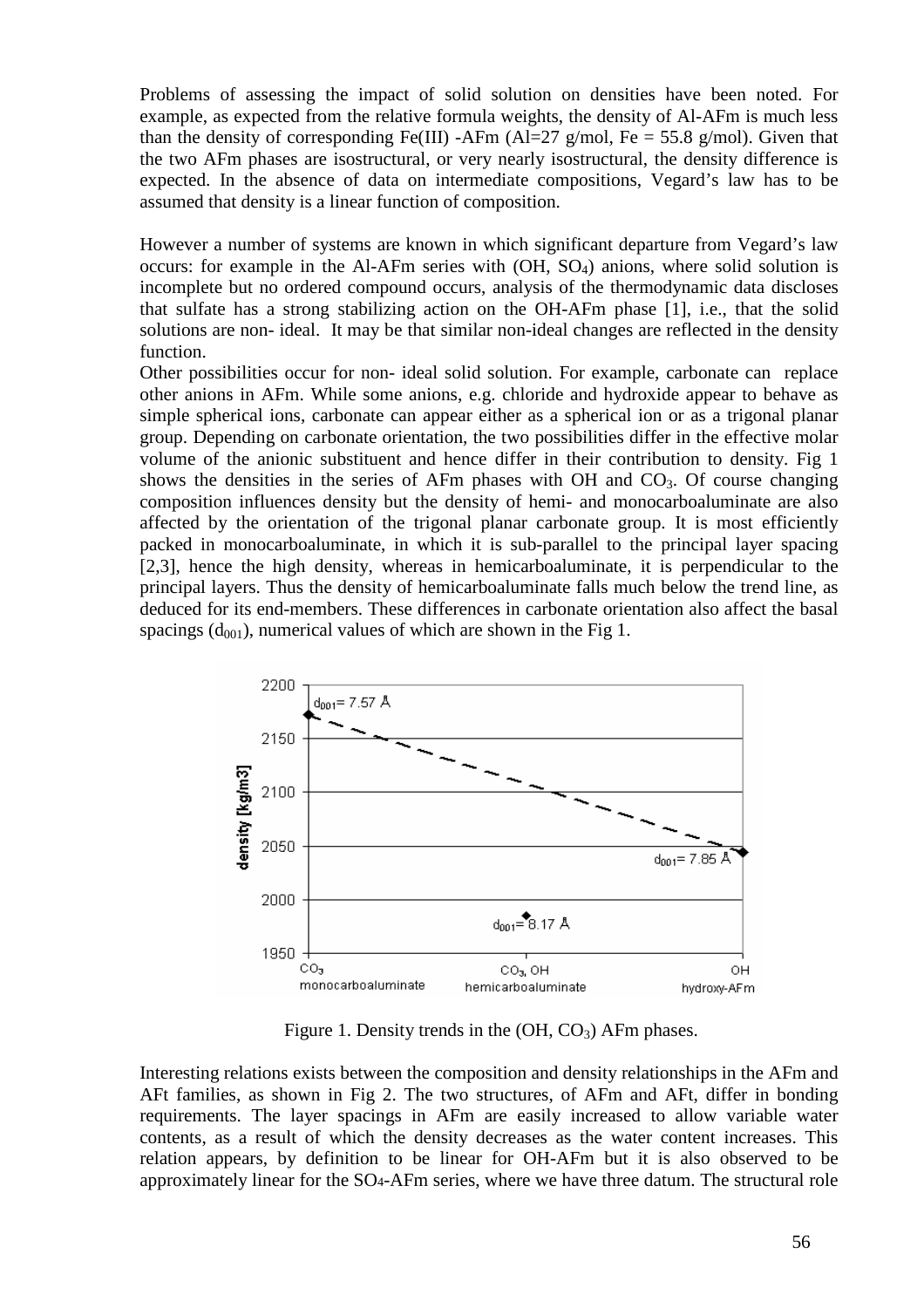Problems of assessing the impact of solid solution on densities have been noted. For example, as expected from the relative formula weights, the density of Al-AFm is much less than the density of corresponding Fe(III) -AFm (Al=27 g/mol, Fe = 55.8 g/mol). Given that the two AFm phases are isostructural, or very nearly isostructural, the density difference is expected. In the absence of data on intermediate compositions, Vegard's law has to be assumed that density is a linear function of composition.

However a number of systems are known in which significant departure from Vegard's law occurs: for example in the Al-AFm series with (OH, $SO_4$) anions, where solid solution is incomplete but no ordered compound occurs, analysis of the thermodynamic data discloses that sulfate has a strong stabilizing action on the OH-AFm phase [1], i.e., that the solid solutions are non- ideal. It may be that similar non-ideal changes are reflected in the density function.

Other possibilities occur for non- ideal solid solution. For example, carbonate can replace other anions in AFm. While some anions, e.g. chloride and hydroxide appear to behave as simple spherical ions, carbonate can appear either as a spherical ion or as a trigonal planar group. Depending on carbonate orientation, the two possibilities differ in the effective molar volume of the anionic substituent and hence differ in their contribution to density. Fig 1 shows the densities in the series of AFm phases with OH and $CO_3$. Of course changing composition influences density but the density of hemi- and monocarboaluminate are also affected by the orientation of the trigonal planar carbonate group. It is most efficiently packed in monocarboaluminate, in which it is sub-parallel to the principal layer spacing [2,3], hence the high density, whereas in hemicarboaluminate, it is perpendicular to the principal layers. Thus the density of hemicarboaluminate falls much below the trend line, as deduced for its end-members. These differences in carbonate orientation also affect the basal spacings ($d_{001}$), numerical values of which are shown in the Fig 1.

Figure 1. Density trends in the (OH, $CO_3$) AFm phases.

Interesting relations exists between the composition and density relationships in the AFm and AFt families, as shown in Fig 2. The two structures, of AFm and AFt, differ in bonding requirements. The layer spacings in AFm are easily increased to allow variable water contents, as a result of which the density decreases as the water content increases. This relation appears, by definition to be linear for OH-AFm but it is also observed to be approximately linear for the $SO_4$-AFm series, where we have three datum. The structural role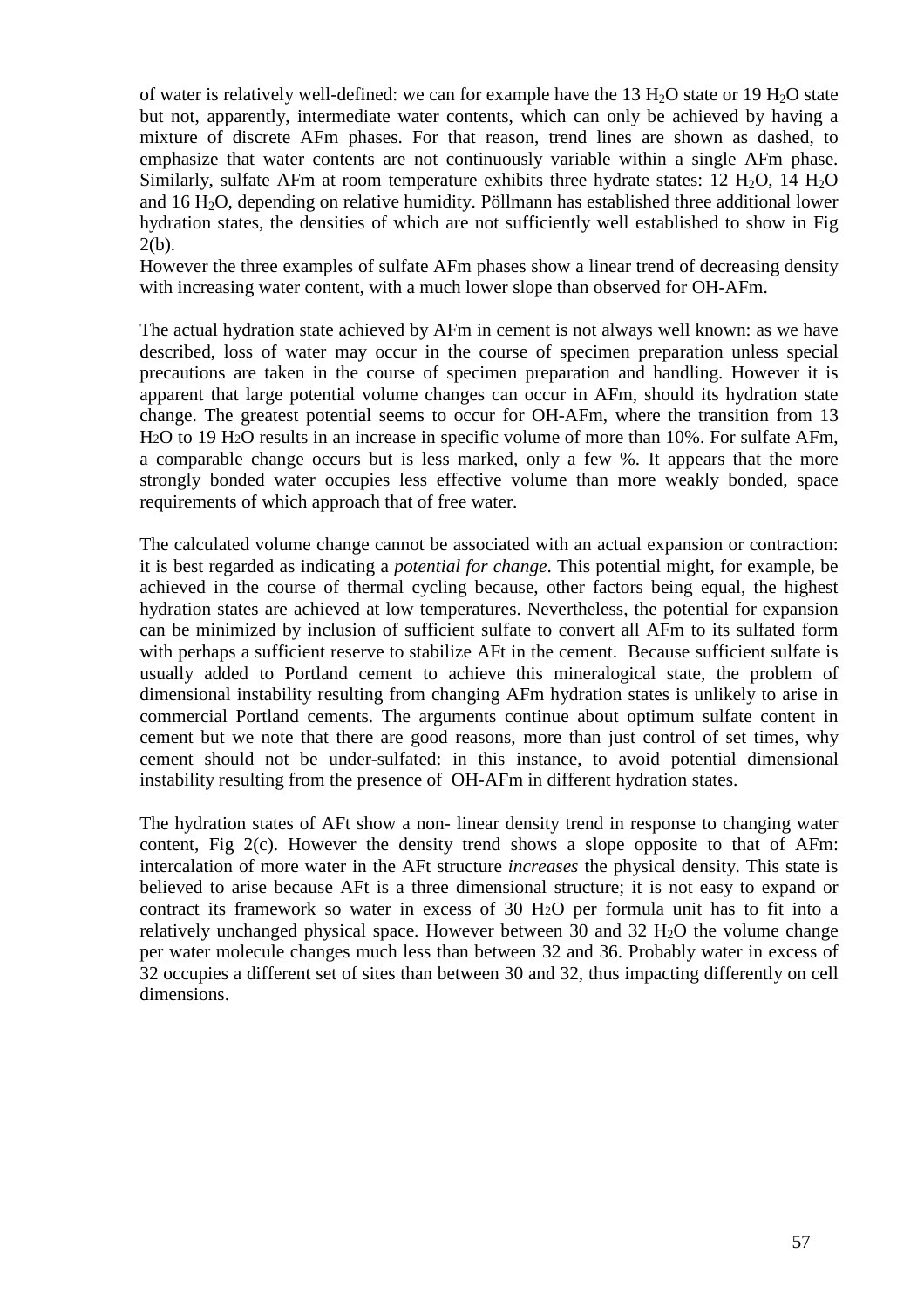of water is relatively well-defined: we can for example have the 13 $H_2O$ state or 19 $H_2O$ state but not, apparently, intermediate water contents, which can only be achieved by having a mixture of discrete AFm phases. For that reason, trend lines are shown as dashed, to emphasize that water contents are not continuously variable within a single AFm phase. Similarly, sulfate AFm at room temperature exhibits three hydrate states: 12 $H_2O$, 14 $H_2O$ and 16 $H_2O$, depending on relative humidity. Pöllmann has established three additional lower hydration states, the densities of which are not sufficiently well established to show in Fig 2(b).

However the three examples of sulfate AFm phases show a linear trend of decreasing density with increasing water content, with a much lower slope than observed for OH-AFm.

The actual hydration state achieved by AFm in cement is not always well known: as we have described, loss of water may occur in the course of specimen preparation unless special precautions are taken in the course of specimen preparation and handling. However it is apparent that large potential volume changes can occur in AFm, should its hydration state change. The greatest potential seems to occur for OH-AFm, where the transition from 13 $H_2O$ to 19 $H_2O$ results in an increase in specific volume of more than 10%. For sulfate AFm, a comparable change occurs but is less marked, only a few %. It appears that the more strongly bonded water occupies less effective volume than more weakly bonded, space requirements of which approach that of free water.

The calculated volume change cannot be associated with an actual expansion or contraction: it is best regarded as indicating a *potential for change*. This potential might, for example, be achieved in the course of thermal cycling because, other factors being equal, the highest hydration states are achieved at low temperatures. Nevertheless, the potential for expansion can be minimized by inclusion of sufficient sulfate to convert all AFm to its sulfated form with perhaps a sufficient reserve to stabilize AFt in the cement. Because sufficient sulfate is usually added to Portland cement to achieve this mineralogical state, the problem of dimensional instability resulting from changing AFm hydration states is unlikely to arise in commercial Portland cements. The arguments continue about optimum sulfate content in cement but we note that there are good reasons, more than just control of set times, why cement should not be under-sulfated: in this instance, to avoid potential dimensional instability resulting from the presence of OH-AFm in different hydration states.

The hydration states of AFt show a non- linear density trend in response to changing water content, Fig 2(c). However the density trend shows a slope opposite to that of AFm: intercalation of more water in the AFt structure *increases* the physical density. This state is believed to arise because AFt is a three dimensional structure; it is not easy to expand or contract its framework so water in excess of 30 $H_2O$ per formula unit has to fit into a relatively unchanged physical space. However between 30 and 32 $H_2O$ the volume change per water molecule changes much less than between 32 and 36. Probably water in excess of 32 occupies a different set of sites than between 30 and 32, thus impacting differently on cell dimensions.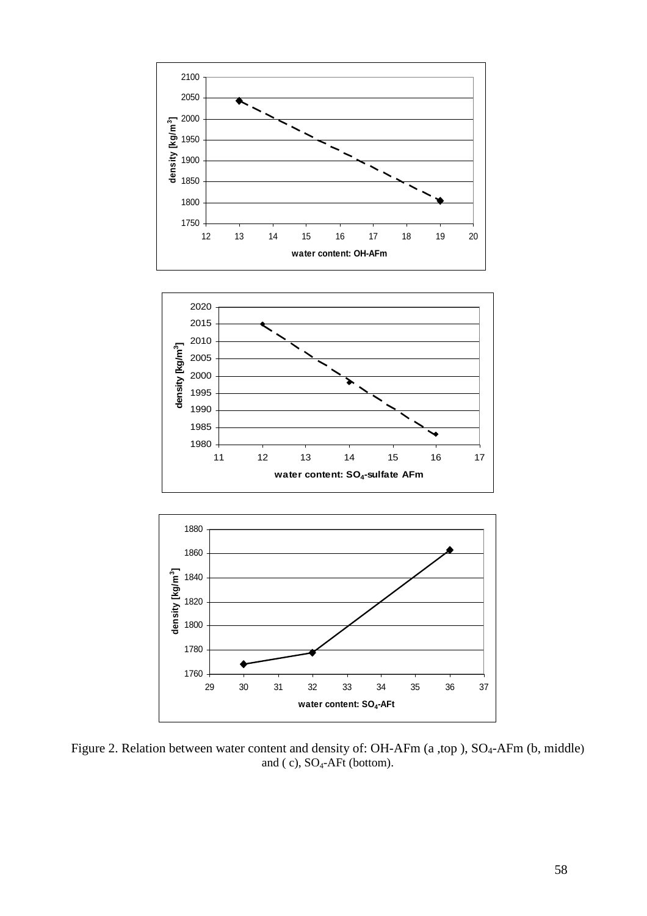Figure 2. Relation between water content and density of: OH-AFm (a ,top ), $SO_4$-AFm (b, middle) and ( c), $SO_4$-AFt (bottom).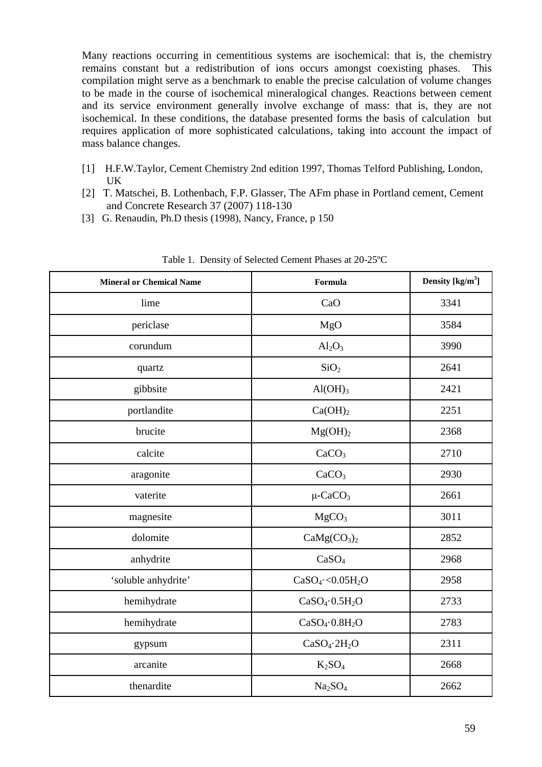Many reactions occurring in cementitious systems are isochemical: that is, the chemistry remains constant but a redistribution of ions occurs amongst coexisting phases. This compilation might serve as a benchmark to enable the precise calculation of volume changes to be made in the course of isochemical mineralogical changes. Reactions between cement and its service environment generally involve exchange of mass: that is, they are not isochemical. In these conditions, the database presented forms the basis of calculation but requires application of more sophisticated calculations, taking into account the impact of mass balance changes.

[1] H.F.W.Taylor, Cement Chemistry 2nd edition 1997, Thomas Telford Publishing, London, UK

[2] T. Matschei, B. Lothenbach, F.P. Glasser, The AFm phase in Portland cement, Cement and Concrete Research 37 (2007) 118-130

[3] G. Renaudin, Ph.D thesis (1998), Nancy, France, p 150

Table 1. Density of Selected Cement Phases at 20-25ºC

| Mineral or Chemical Name | Formula | Density [kg/m$^3$] |
|---|---|---|
| lime | $CaO$ | 3341 |
| periclase | $MgO$ | 3584 |
| corundum | $Al_2O_3$ | 3990 |
| quartz | $SiO_2$ | 2641 |
| gibbsite | $Al(OH)_3$ | 2421 |
| portlandite | $Ca(OH)_2$ | 2251 |
| brucite | $Mg(OH)_2$ | 2368 |
| calcite | $CaCO_3$ | 2710 |
| aragonite | $CaCO_3$ | 2930 |
| vaterite | $\mu$-$CaCO_3$ | 2661 |
| magnesite | $MgCO_3$ | 3011 |
| dolomite | $CaMg(CO_3)_2$ | 2852 |
| anhydrite | $CaSO_4$ | 2968 |
| 'soluble anhydrite' | $CaSO_4 \cdot <0.05H_2O$ | 2958 |
| hemihydrate | $CaSO_4 \cdot 0.5H_2O$ | 2733 |
| hemihydrate | $CaSO_4 \cdot 0.8H_2O$ | 2783 |
| gypsum | $CaSO_4 \cdot 2H_2O$ | 2311 |
| arcanite | $K_2SO_4$ | 2668 |
| thenardite | $Na_2SO_4$ | 2662 |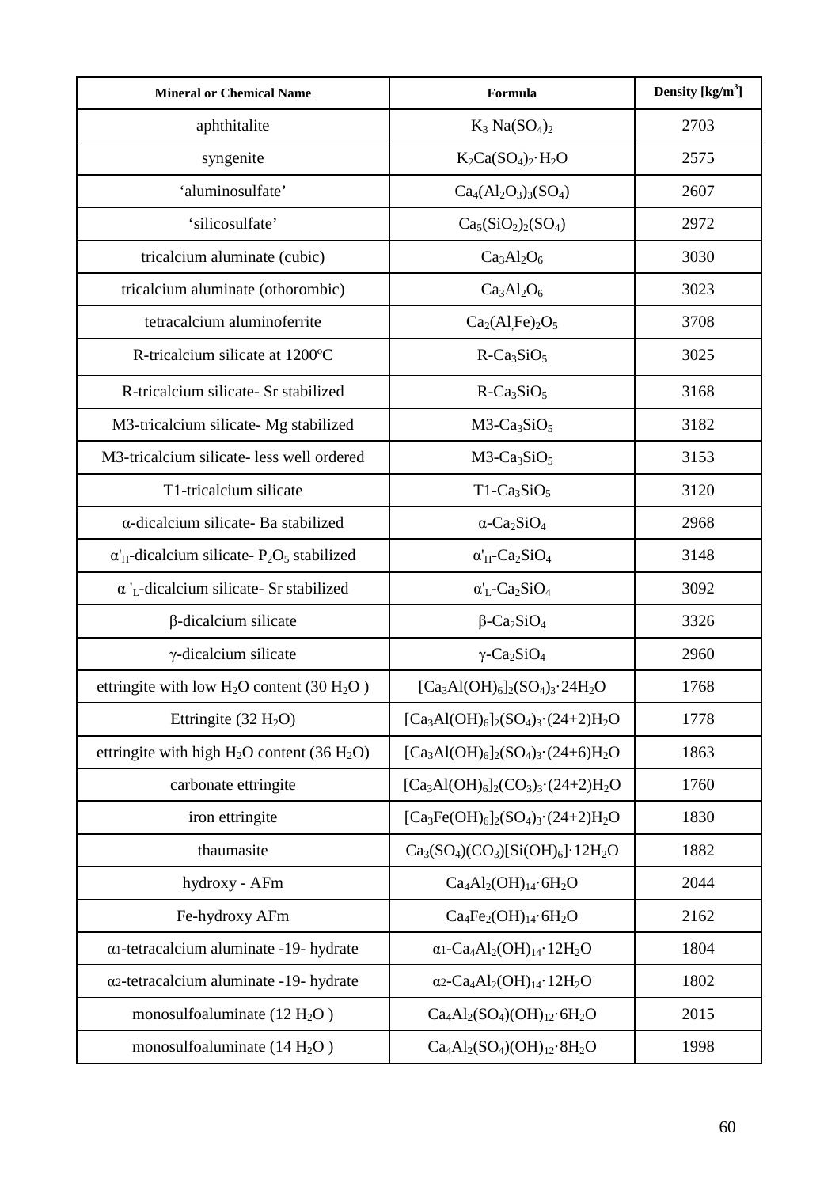| Mineral or Chemical Name | Formula | Density [kg/m$^3$] |
|---|---|---|
| aphthitalite | $K_3\ Na(SO_4)_2$ | 2703 |
| syngenite | $K_2Ca(SO_4)_2{\cdot}H_2O$ | 2575 |
| ‘aluminosulfate’ | $Ca_4(Al_2O_3)_3(SO_4)$ | 2607 |
| ‘silicosulfate’ | $Ca_5(SiO_2)_2(SO_4)$ | 2972 |
| tricalcium aluminate (cubic) | $Ca_3Al_2O_6$ | 3030 |
| tricalcium aluminate (othorombic) | $Ca_3Al_2O_6$ | 3023 |
| tetracalcium aluminoferrite | $Ca_2(Al,Fe)_2O_5$ | 3708 |
| R-tricalcium silicate at 1200ºC | R-$Ca_3SiO_5$ | 3025 |
| R-tricalcium silicate- Sr stabilized | R-$Ca_3SiO_5$ | 3168 |
| M3-tricalcium silicate- Mg stabilized | M3-$Ca_3SiO_5$ | 3182 |
| M3-tricalcium silicate- less well ordered | M3-$Ca_3SiO_5$ | 3153 |
| T1-tricalcium silicate | T1-$Ca_3SiO_5$ | 3120 |
| α-dicalcium silicate- Ba stabilized | α-$Ca_2SiO_4$ | 2968 |
| α'$_H$-dicalcium silicate- $P_2O_5$ stabilized | α'$_H$-$Ca_2SiO_4$ | 3148 |
| α '$_L$-dicalcium silicate- Sr stabilized | α'$_L$-$Ca_2SiO_4$ | 3092 |
| β-dicalcium silicate | β-$Ca_2SiO_4$ | 3326 |
| γ-dicalcium silicate | γ-$Ca_2SiO_4$ | 2960 |
| ettringite with low $H_2O$ content (30 $H_2O$ ) | $[Ca_3Al(OH)_6]_2(SO_4)_3{\cdot}24H_2O$ | 1768 |
| Ettringite (32 $H_2O$) | $[Ca_3Al(OH)_6]_2(SO_4)_3{\cdot}(24+2)H_2O$ | 1778 |
| ettringite with high $H_2O$ content (36 $H_2O$) | $[Ca_3Al(OH)_6]_2(SO_4)_3{\cdot}(24+6)H_2O$ | 1863 |
| carbonate ettringite | $[Ca_3Al(OH)_6]_2(CO_3)_3{\cdot}(24+2)H_2O$ | 1760 |
| iron ettringite | $[Ca_3Fe(OH)_6]_2(SO_4)_3{\cdot}(24+2)H_2O$ | 1830 |
| thaumasite | $Ca_3(SO_4)(CO_3)[Si(OH)_6]{\cdot}12H_2O$ | 1882 |
| hydroxy - AFm | $Ca_4Al_2(OH)_{14}{\cdot}6H_2O$ | 2044 |
| Fe-hydroxy AFm | $Ca_4Fe_2(OH)_{14}{\cdot}6H_2O$ | 2162 |
| α1-tetracalcium aluminate -19- hydrate | α1-$Ca_4Al_2(OH)_{14}{\cdot}12H_2O$ | 1804 |
| α2-tetracalcium aluminate -19- hydrate | α2-$Ca_4Al_2(OH)_{14}{\cdot}12H_2O$ | 1802 |
| monosulfoaluminate (12 $H_2O$ ) | $Ca_4Al_2(SO_4)(OH)_{12}{\cdot}6H_2O$ | 2015 |
| monosulfoaluminate (14 $H_2O$ ) | $Ca_4Al_2(SO_4)(OH)_{12}{\cdot}8H_2O$ | 1998 |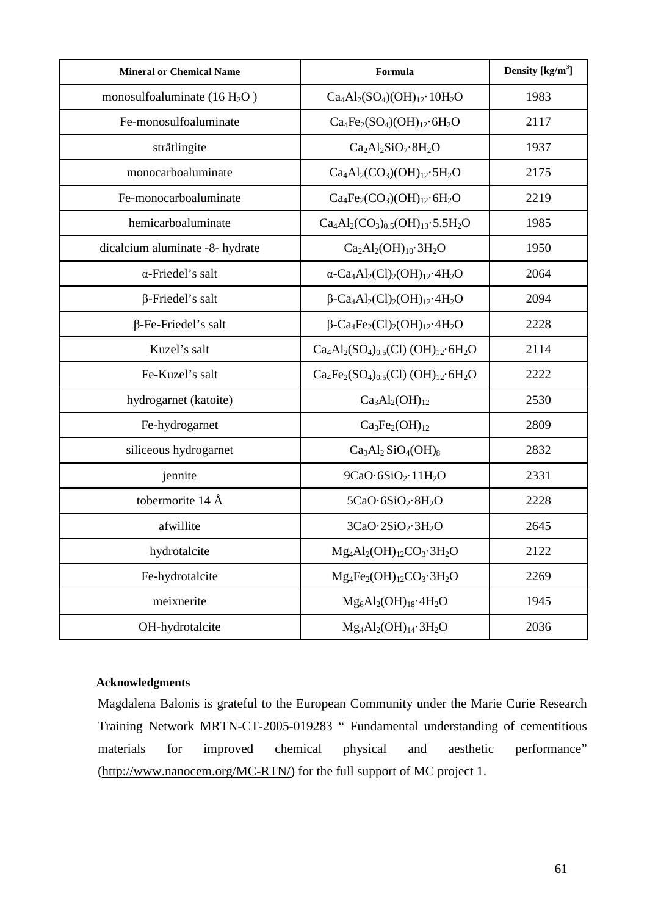| Mineral or Chemical Name | Formula | Density [kg/m$^3$] |
| --- | --- | --- |
| monosulfoaluminate (16 $H_2O$ ) | $Ca_4Al_2(SO_4)(OH)_{12}\cdot 10H_2O$ | 1983 |
| Fe-monosulfoaluminate | $Ca_4Fe_2(SO_4)(OH)_{12}\cdot 6H_2O$ | 2117 |
| strätlingite | $Ca_2Al_2SiO_7\cdot 8H_2O$ | 1937 |
| monocarboaluminate | $Ca_4Al_2(CO_3)(OH)_{12}\cdot 5H_2O$ | 2175 |
| Fe-monocarboaluminate | $Ca_4Fe_2(CO_3)(OH)_{12}\cdot 6H_2O$ | 2219 |
| hemicarboaluminate | $Ca_4Al_2(CO_3)_{0.5}(OH)_{13}\cdot 5.5H_2O$ | 1985 |
| dicalcium aluminate -8- hydrate | $Ca_2Al_2(OH)_{10}\cdot 3H_2O$ | 1950 |
| α-Friedel's salt | $\alpha$-$Ca_4Al_2(Cl)_2(OH)_{12}\cdot 4H_2O$ | 2064 |
| β-Friedel's salt | $\beta$-$Ca_4Al_2(Cl)_2(OH)_{12}\cdot 4H_2O$ | 2094 |
| β-Fe-Friedel's salt | $\beta$-$Ca_4Fe_2(Cl)_2(OH)_{12}\cdot 4H_2O$ | 2228 |
| Kuzel's salt | $Ca_4Al_2(SO_4)_{0.5}(Cl)\ (OH)_{12}\cdot 6H_2O$ | 2114 |
| Fe-Kuzel's salt | $Ca_4Fe_2(SO_4)_{0.5}(Cl)\ (OH)_{12}\cdot 6H_2O$ | 2222 |
| hydrogarnet (katoite) | $Ca_3Al_2(OH)_{12}$ | 2530 |
| Fe-hydrogarnet | $Ca_3Fe_2(OH)_{12}$ | 2809 |
| siliceous hydrogarnet | $Ca_3Al_2\ SiO_4(OH)_8$ | 2832 |
| jennite | $9CaO\cdot 6SiO_2\cdot 11H_2O$ | 2331 |
| tobermorite 14 Å | $5CaO\cdot 6SiO_2\cdot 8H_2O$ | 2228 |
| afwillite | $3CaO\cdot 2SiO_2\cdot 3H_2O$ | 2645 |
| hydrotalcite | $Mg_4Al_2(OH)_{12}CO_3\cdot 3H_2O$ | 2122 |
| Fe-hydrotalcite | $Mg_4Fe_2(OH)_{12}CO_3\cdot 3H_2O$ | 2269 |
| meixnerite | $Mg_6Al_2(OH)_{18}\cdot 4H_2O$ | 1945 |
| OH-hydrotalcite | $Mg_4Al_2(OH)_{14}\cdot 3H_2O$ | 2036 |

**Acknowledgments**

Magdalena Balonis is grateful to the European Community under the Marie Curie Research Training Network MRTN-CT-2005-019283 " Fundamental understanding of cementitious materials for improved chemical physical and aesthetic performance" (http://www.nanocem.org/MC-RTN/) for the full support of MC project 1.